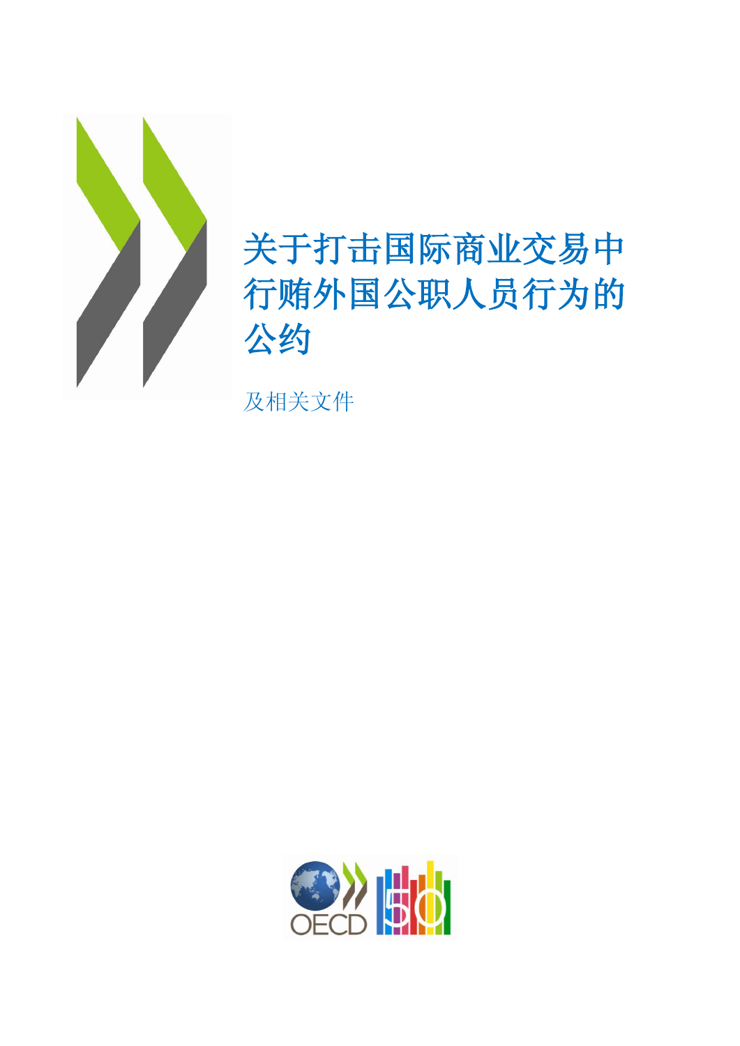# 关于打击国际商业交易中行贿外国公职人员行为的公约

及相关文件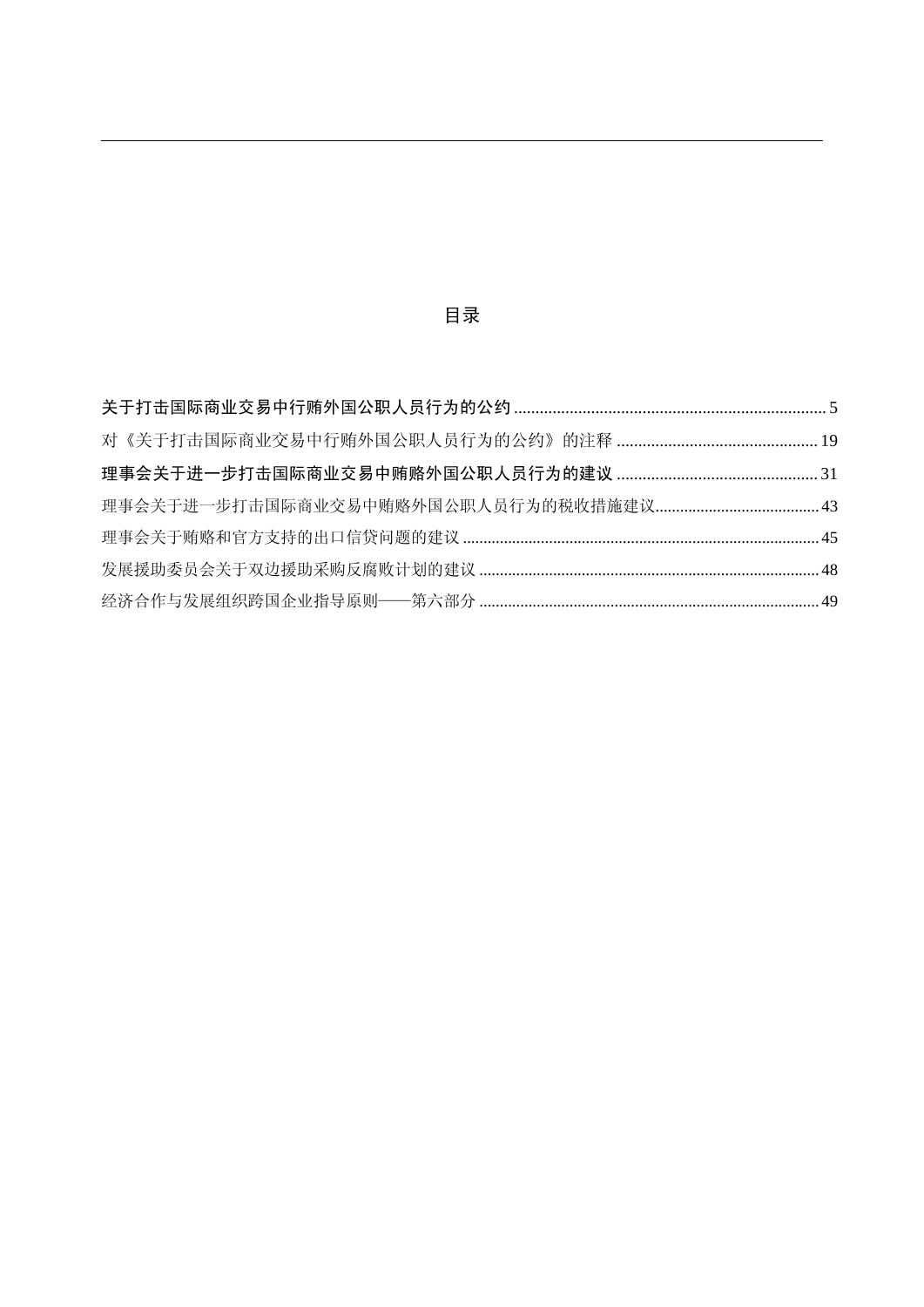# 目录

**关于打击国际商业交易中行贿外国公职人员行为的公约** ........................................................................ 5

对《关于打击国际商业交易中行贿外国公职人员行为的公约》的注释 ............................................... 19

**理事会关于进一步打击国际商业交易中贿赂外国公职人员行为的建议** ............................................... 31

理事会关于进一步打击国际商业交易中贿赂外国公职人员行为的税收措施建议....................................... 43

理事会关于贿赂和官方支持的出口信贷问题的建议 ..................................................................................... 45

发展援助委员会关于双边援助采购反腐败计划的建议 ................................................................................. 48

经济合作与发展组织跨国企业指导原则——第六部分 ................................................................................. 49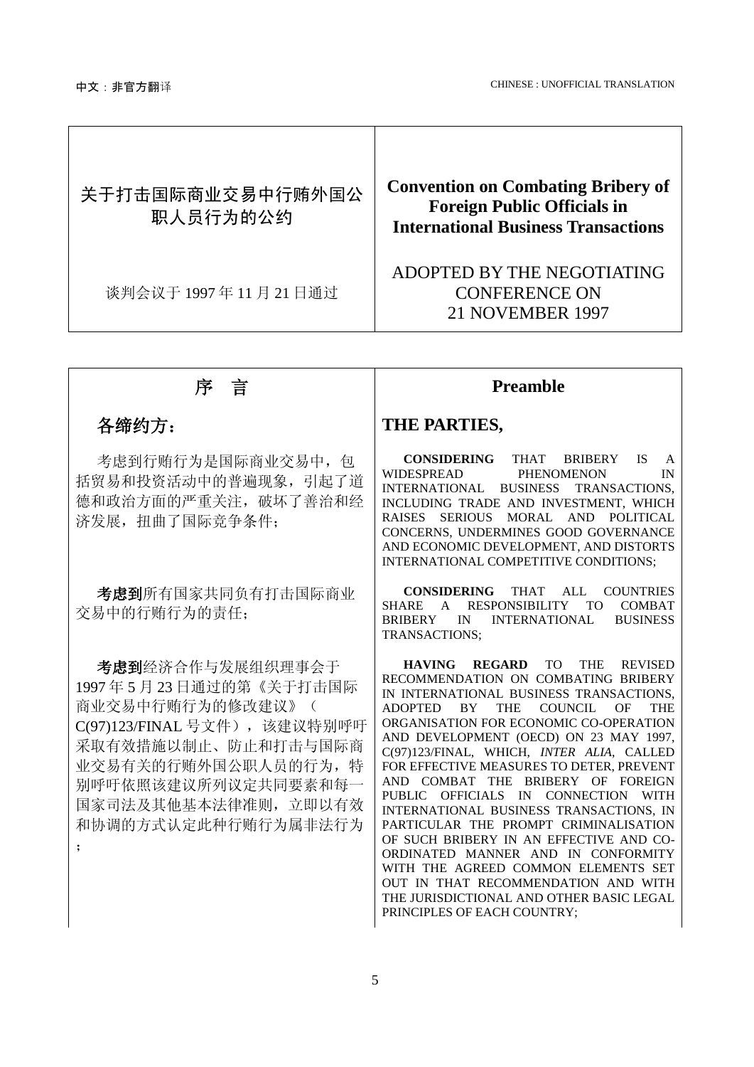| 关于打击国际商业交易中行贿外国公职人员行为的公约 | **Convention on Combating Bribery of Foreign Public Officials in International Business Transactions** |
| --- | --- |
| 谈判会议于 1997 年 11 月 21 日通过 | ADOPTED BY THE NEGOTIATING CONFERENCE ON 21 NOVEMBER 1997 |

| 序　言 | **Preamble** |
| --- | --- |
| **各缔约方：** | **THE PARTIES,** |
| 考虑到行贿行为是国际商业交易中，包括贸易和投资活动中的普遍现象，引起了道德和政治方面的严重关注，破坏了善治和经济发展，扭曲了国际竞争条件； | **CONSIDERING** THAT BRIBERY IS A WIDESPREAD PHENOMENON IN INTERNATIONAL BUSINESS TRANSACTIONS, INCLUDING TRADE AND INVESTMENT, WHICH RAISES SERIOUS MORAL AND POLITICAL CONCERNS, UNDERMINES GOOD GOVERNANCE AND ECONOMIC DEVELOPMENT, AND DISTORTS INTERNATIONAL COMPETITIVE CONDITIONS; |
| **考虑到**所有国家共同负有打击国际商业交易中的行贿行为的责任； | **CONSIDERING** THAT ALL COUNTRIES SHARE A RESPONSIBILITY TO COMBAT BRIBERY IN INTERNATIONAL BUSINESS TRANSACTIONS; |
| **考虑到**经济合作与发展组织理事会于 1997 年 5 月 23 日通过的第《关于打击国际商业交易中行贿行为的修改建议》（C(97)123/FINAL 号文件），该建议特别呼吁采取有效措施以制止、防止和打击与国际商业交易有关的行贿外国公职人员的行为，特别呼吁依照该建议所列议定共同要素和每一国家司法及其他基本法律准则，立即以有效和协调的方式认定此种行贿行为属非法行为； | **HAVING REGARD** TO THE REVISED RECOMMENDATION ON COMBATING BRIBERY IN INTERNATIONAL BUSINESS TRANSACTIONS, ADOPTED BY THE COUNCIL OF THE ORGANISATION FOR ECONOMIC CO-OPERATION AND DEVELOPMENT (OECD) ON 23 MAY 1997, C(97)123/FINAL, WHICH, *INTER ALIA*, CALLED FOR EFFECTIVE MEASURES TO DETER, PREVENT AND COMBAT THE BRIBERY OF FOREIGN PUBLIC OFFICIALS IN CONNECTION WITH INTERNATIONAL BUSINESS TRANSACTIONS, IN PARTICULAR THE PROMPT CRIMINALISATION OF SUCH BRIBERY IN AN EFFECTIVE AND CO-ORDINATED MANNER AND IN CONFORMITY WITH THE AGREED COMMON ELEMENTS SET OUT IN THAT RECOMMENDATION AND WITH THE JURISDICTIONAL AND OTHER BASIC LEGAL PRINCIPLES OF EACH COUNTRY; |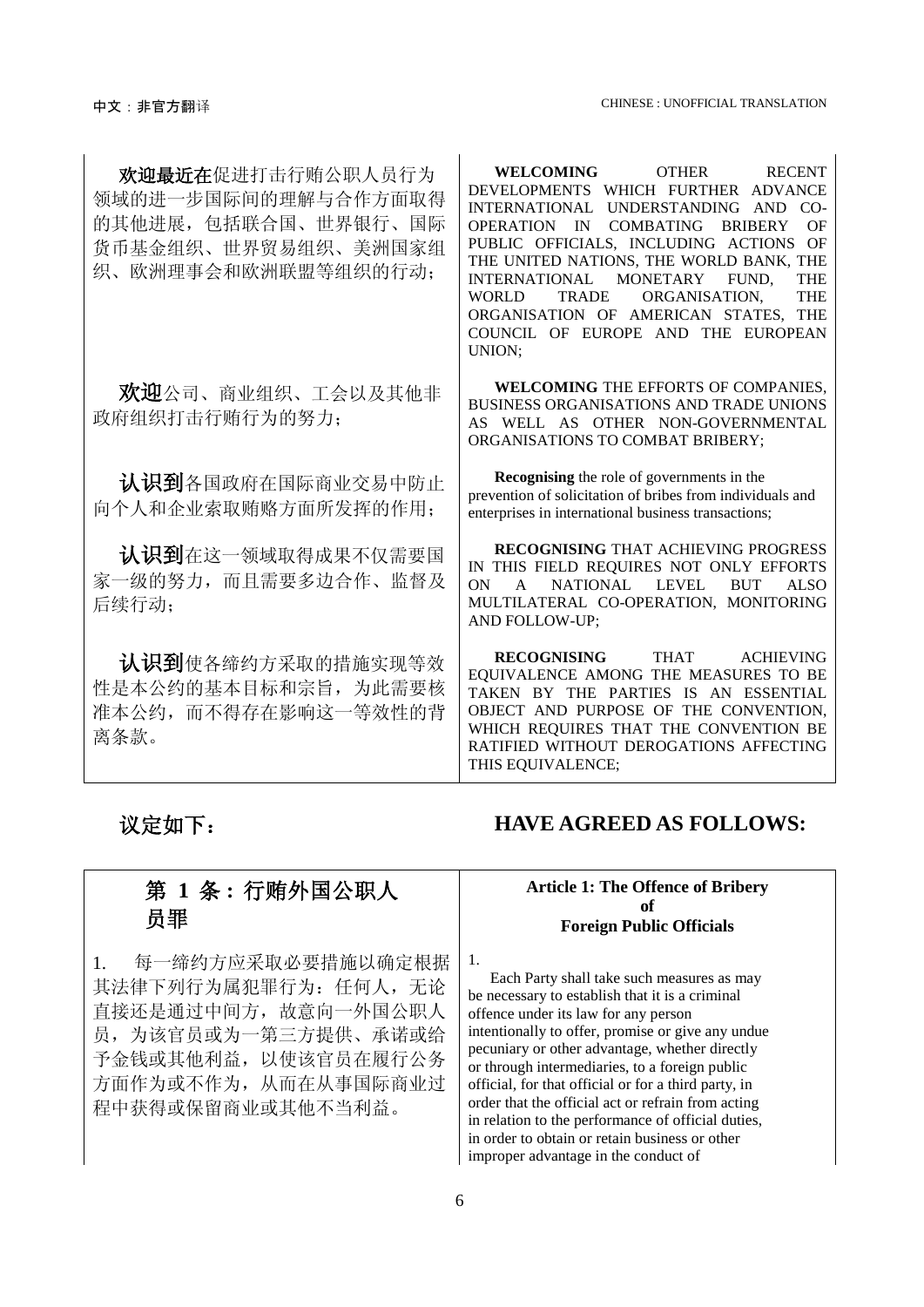| | |
|---|---|
| **欢迎最近在**促进打击行贿公职人员行为领域的进一步国际间的理解与合作方面取得的其他进展，包括联合国、世界银行、国际货币基金组织、世界贸易组织、美洲国家组织、欧洲理事会和欧洲联盟等组织的行动； | **WELCOMING** OTHER RECENT DEVELOPMENTS WHICH FURTHER ADVANCE INTERNATIONAL UNDERSTANDING AND CO-OPERATION IN COMBATING BRIBERY OF PUBLIC OFFICIALS, INCLUDING ACTIONS OF THE UNITED NATIONS, THE WORLD BANK, THE INTERNATIONAL MONETARY FUND, THE WORLD TRADE ORGANISATION, THE ORGANISATION OF AMERICAN STATES, THE COUNCIL OF EUROPE AND THE EUROPEAN UNION; |
| **欢迎**公司、商业组织、工会以及其他非政府组织打击行贿行为的努力； | **WELCOMING** THE EFFORTS OF COMPANIES, BUSINESS ORGANISATIONS AND TRADE UNIONS AS WELL AS OTHER NON-GOVERNMENTAL ORGANISATIONS TO COMBAT BRIBERY; |
| **认识到**各国政府在国际商业交易中防止向个人和企业索取贿赂方面所发挥的作用； | **Recognising** the role of governments in the prevention of solicitation of bribes from individuals and enterprises in international business transactions; |
| **认识到**在这一领域取得成果不仅需要国家一级的努力，而且需要多边合作、监督及后续行动； | **RECOGNISING** THAT ACHIEVING PROGRESS IN THIS FIELD REQUIRES NOT ONLY EFFORTS ON A NATIONAL LEVEL BUT ALSO MULTILATERAL CO-OPERATION, MONITORING AND FOLLOW-UP; |
| **认识到**使各缔约方采取的措施实现等效性是本公约的基本目标和宗旨，为此需要核准本公约，而不得存在影响这一等效性的背离条款。 | **RECOGNISING** THAT ACHIEVING EQUIVALENCE AMONG THE MEASURES TO BE TAKEN BY THE PARTIES IS AN ESSENTIAL OBJECT AND PURPOSE OF THE CONVENTION, WHICH REQUIRES THAT THE CONVENTION BE RATIFIED WITHOUT DEROGATIONS AFFECTING THIS EQUIVALENCE; |

## 议定如下：

## HAVE AGREED AS FOLLOWS:

| | |
|---|---|
| **第 1 条：行贿外国公职人员罪** | **Article 1: The Offence of Bribery of Foreign Public Officials** |
| 1. 每一缔约方应采取必要措施以确定根据其法律下列行为属犯罪行为：任何人，无论直接还是通过中间方，故意向一外国公职人员，为该官员或为一第三方提供、承诺或给予金钱或其他利益，以使该官员在履行公务方面作为或不作为，从而在从事国际商业过程中获得或保留商业或其他不当利益。 | 1. Each Party shall take such measures as may be necessary to establish that it is a criminal offence under its law for any person intentionally to offer, promise or give any undue pecuniary or other advantage, whether directly or through intermediaries, to a foreign public official, for that official or for a third party, in order that the official act or refrain from acting in relation to the performance of official duties, in order to obtain or retain business or other improper advantage in the conduct of |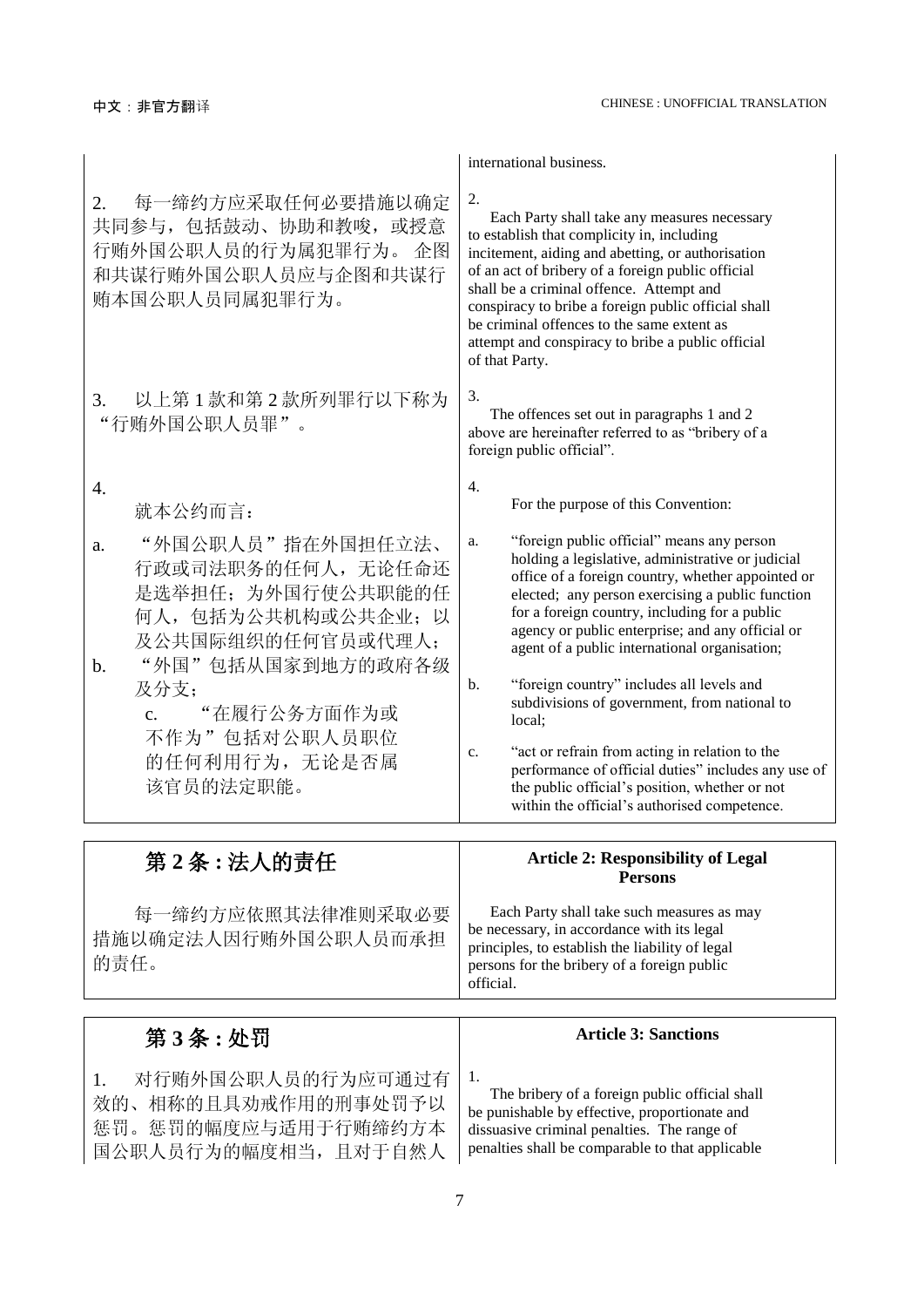| | |
|---|---|
| | international business. |
| 2. 每一缔约方应采取任何必要措施以确定共同参与，包括鼓动、协助和教唆，或授意行贿外国公职人员的行为属犯罪行为。 企图和共谋行贿外国公职人员应与企图和共谋行贿本国公职人员同属犯罪行为。 | 2. Each Party shall take any measures necessary to establish that complicity in, including incitement, aiding and abetting, or authorisation of an act of bribery of a foreign public official shall be a criminal offence. Attempt and conspiracy to bribe a foreign public official shall be criminal offences to the same extent as attempt and conspiracy to bribe a public official of that Party. |
| 3. 以上第 1 款和第 2 款所列罪行以下称为"行贿外国公职人员罪"。 | 3. The offences set out in paragraphs 1 and 2 above are hereinafter referred to as "bribery of a foreign public official". |
| 4. 就本公约而言： | 4. For the purpose of this Convention: |
| a. "外国公职人员"指在外国担任立法、行政或司法职务的任何人，无论任命还是选举担任；为外国行使公共职能的任何人，包括为公共机构或公共企业；以及公共国际组织的任何官员或代理人； | a. "foreign public official" means any person holding a legislative, administrative or judicial office of a foreign country, whether appointed or elected; any person exercising a public function for a foreign country, including for a public agency or public enterprise; and any official or agent of a public international organisation; |
| b. "外国"包括从国家到地方的政府各级及分支； | b. "foreign country" includes all levels and subdivisions of government, from national to local; |
| c. "在履行公务方面作为或不作为"包括对公职人员职位的任何利用行为，无论是否属该官员的法定职能。 | c. "act or refrain from acting in relation to the performance of official duties" includes any use of the public official's position, whether or not within the official's authorised competence. |

| **第 2 条 : 法人的责任** | **Article 2: Responsibility of Legal Persons** |
|---|---|
| 每一缔约方应依照其法律准则采取必要措施以确定法人因行贿外国公职人员而承担的责任。 | Each Party shall take such measures as may be necessary, in accordance with its legal principles, to establish the liability of legal persons for the bribery of a foreign public official. |

| **第 3 条 : 处罚** | **Article 3: Sanctions** |
|---|---|
| 1. 对行贿外国公职人员的行为应可通过有效的、相称的且具劝戒作用的刑事处罚予以惩罚。惩罚的幅度应与适用于行贿缔约方本国公职人员行为的幅度相当，且对于自然人 | 1. The bribery of a foreign public official shall be punishable by effective, proportionate and dissuasive criminal penalties. The range of penalties shall be comparable to that applicable |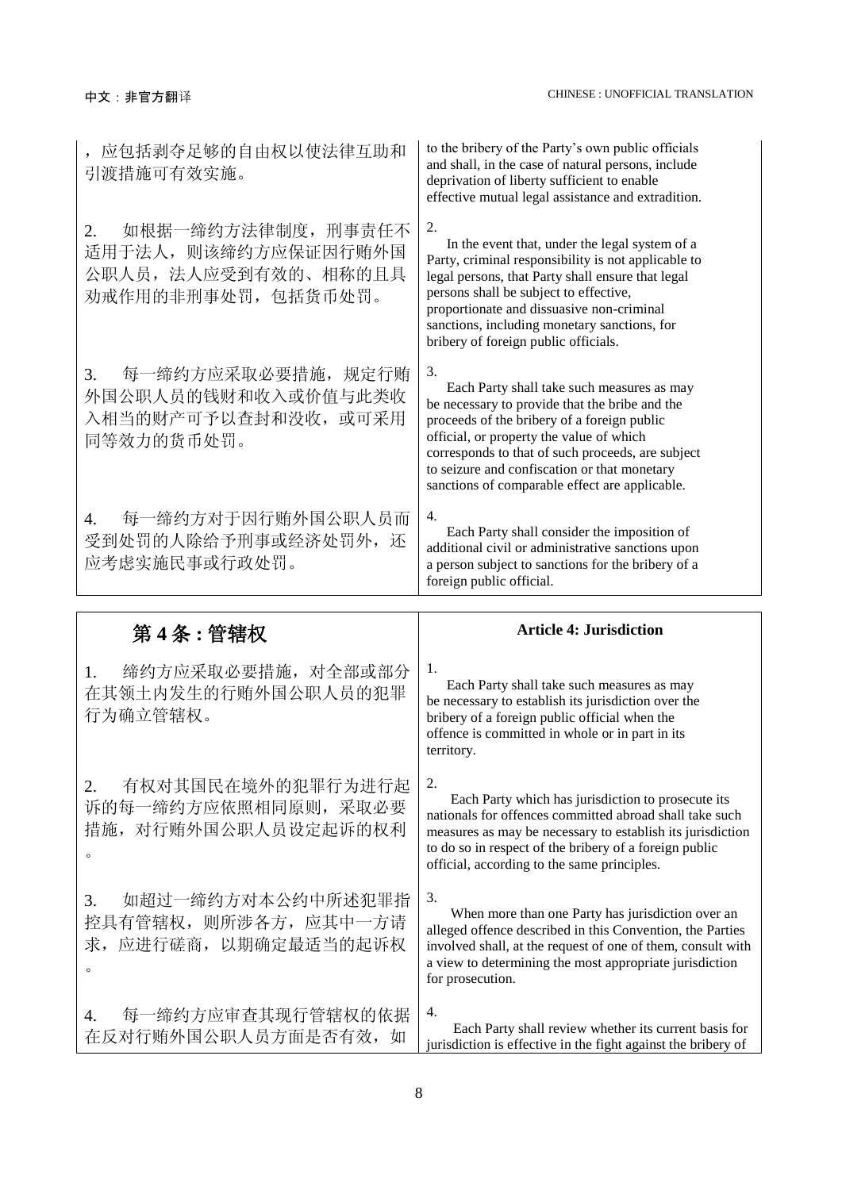| | |
|---|---|
| ，应包括剥夺足够的自由权以使法律互助和引渡措施可有效实施。 | to the bribery of the Party's own public officials and shall, in the case of natural persons, include deprivation of liberty sufficient to enable effective mutual legal assistance and extradition. |
| 2. 如根据一缔约方法律制度，刑事责任不适用于法人，则该缔约方应保证因行贿外国公职人员，法人应受到有效的、相称的且具劝戒作用的非刑事处罚，包括货币处罚。 | 2. In the event that, under the legal system of a Party, criminal responsibility is not applicable to legal persons, that Party shall ensure that legal persons shall be subject to effective, proportionate and dissuasive non-criminal sanctions, including monetary sanctions, for bribery of foreign public officials. |
| 3. 每一缔约方应采取必要措施，规定行贿外国公职人员的钱财和收入或价值与此类收入相当的财产可予以查封和没收，或可采用同等效力的货币处罚。 | 3. Each Party shall take such measures as may be necessary to provide that the bribe and the proceeds of the bribery of a foreign public official, or property the value of which corresponds to that of such proceeds, are subject to seizure and confiscation or that monetary sanctions of comparable effect are applicable. |
| 4. 每一缔约方对于因行贿外国公职人员而受到处罚的人除给予刑事或经济处罚外，还应考虑实施民事或行政处罚。 | 4. Each Party shall consider the imposition of additional civil or administrative sanctions upon a person subject to sanctions for the bribery of a foreign public official. |

| **第 4 条 : 管辖权** | **Article 4: Jurisdiction** |
|---|---|
| 1. 缔约方应采取必要措施，对全部或部分在其领土内发生的行贿外国公职人员的犯罪行为确立管辖权。 | 1. Each Party shall take such measures as may be necessary to establish its jurisdiction over the bribery of a foreign public official when the offence is committed in whole or in part in its territory. |
| 2. 有权对其国民在境外的犯罪行为进行起诉的每一缔约方应依照相同原则，采取必要措施，对行贿外国公职人员设定起诉的权利。 | 2. Each Party which has jurisdiction to prosecute its nationals for offences committed abroad shall take such measures as may be necessary to establish its jurisdiction to do so in respect of the bribery of a foreign public official, according to the same principles. |
| 3. 如超过一缔约方对本公约中所述犯罪指控具有管辖权，则所涉各方，应其中一方请求，应进行磋商，以期确定最适当的起诉权。 | 3. When more than one Party has jurisdiction over an alleged offence described in this Convention, the Parties involved shall, at the request of one of them, consult with a view to determining the most appropriate jurisdiction for prosecution. |
| 4. 每一缔约方应审查其现行管辖权的依据在反对行贿外国公职人员方面是否有效，如 | 4. Each Party shall review whether its current basis for jurisdiction is effective in the fight against the bribery of |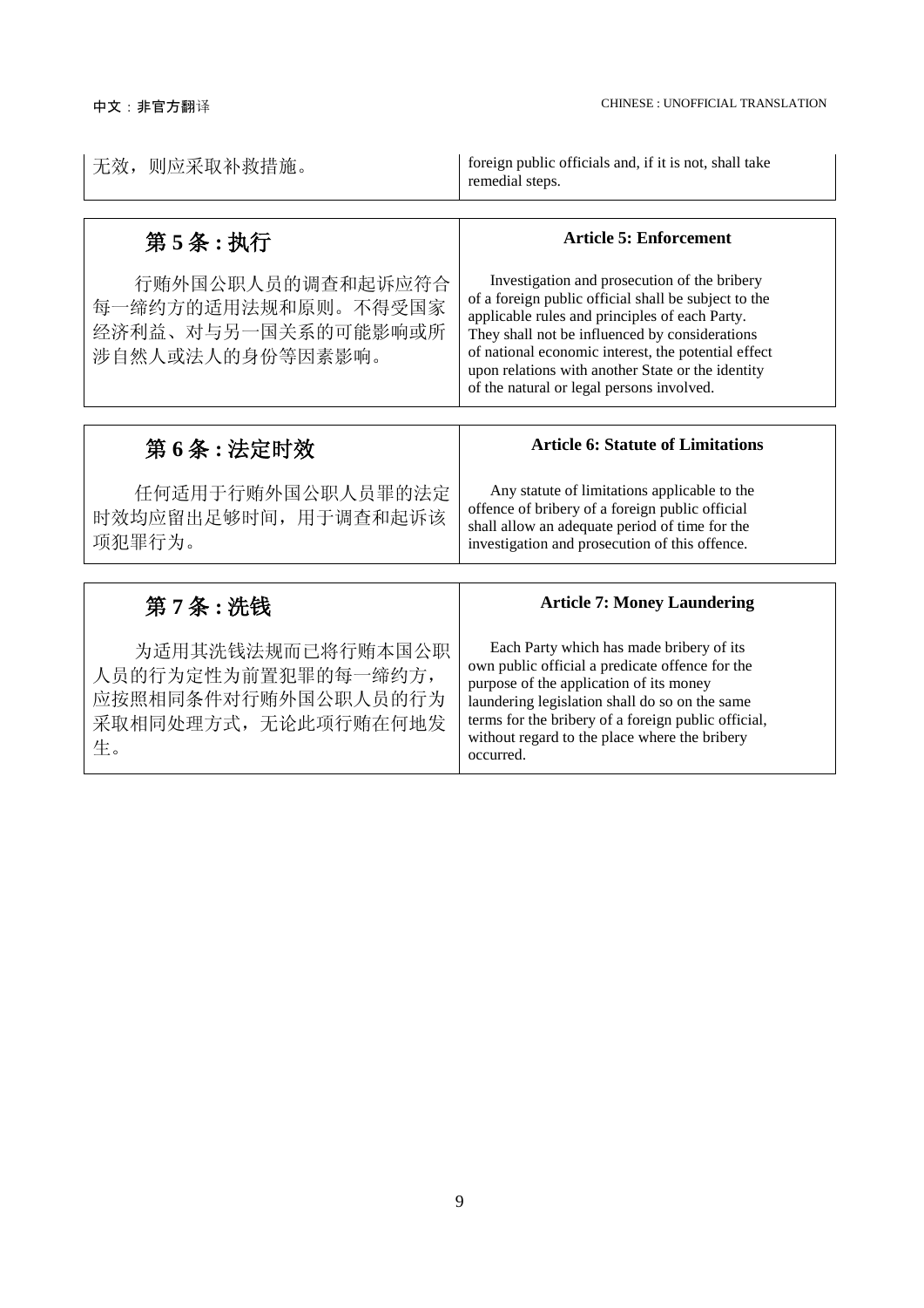| 无效，则应采取补救措施。 | foreign public officials and, if it is not, shall take remedial steps. |
|---|---|

| 第 5 条 : 执行 | Article 5: Enforcement |
|---|---|
| 行贿外国公职人员的调查和起诉应符合每一缔约方的适用法规和原则。不得受国家经济利益、对与另一国关系的可能影响或所涉自然人或法人的身份等因素影响。 | Investigation and prosecution of the bribery of a foreign public official shall be subject to the applicable rules and principles of each Party. They shall not be influenced by considerations of national economic interest, the potential effect upon relations with another State or the identity of the natural or legal persons involved. |

| 第 6 条 : 法定时效 | Article 6: Statute of Limitations |
|---|---|
| 任何适用于行贿外国公职人员罪的法定时效均应留出足够时间，用于调查和起诉该项犯罪行为。 | Any statute of limitations applicable to the offence of bribery of a foreign public official shall allow an adequate period of time for the investigation and prosecution of this offence. |

| 第 7 条 : 洗钱 | Article 7: Money Laundering |
|---|---|
| 为适用其洗钱法规而已将行贿本国公职人员的行为定性为前置犯罪的每一缔约方，应按照相同条件对行贿外国公职人员的行为采取相同处理方式，无论此项行贿在何地发生。 | Each Party which has made bribery of its own public official a predicate offence for the purpose of the application of its money laundering legislation shall do so on the same terms for the bribery of a foreign public official, without regard to the place where the bribery occurred. |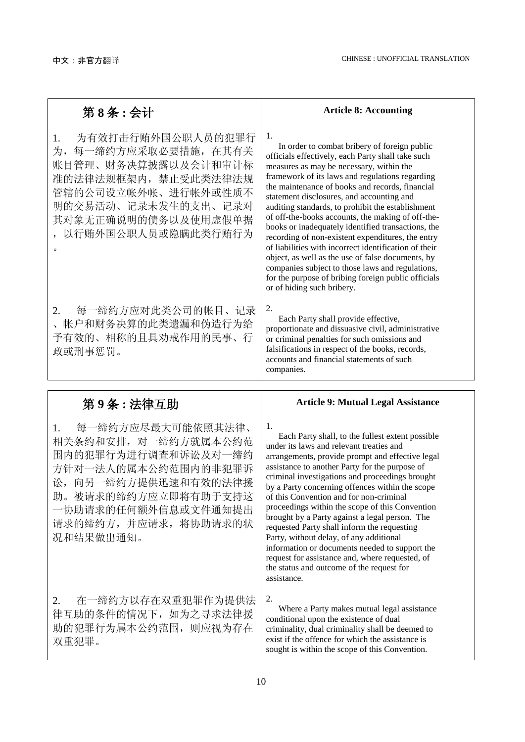| 第 8 条 : 会计 | Article 8: Accounting |
|---|---|
| 1. 为有效打击行贿外国公职人员的犯罪行为，每一缔约方应采取必要措施，在其有关账目管理、财务决算披露以及会计和审计标准的法律法规框架内，禁止受此类法律法规管辖的公司设立帐外帐、进行帐外或性质不明的交易活动、记录未发生的支出、记录对其对象无正确说明的债务以及使用虚假单据，以行贿外国公职人员或隐瞒此类行贿行为。 | 1. In order to combat bribery of foreign public officials effectively, each Party shall take such measures as may be necessary, within the framework of its laws and regulations regarding the maintenance of books and records, financial statement disclosures, and accounting and auditing standards, to prohibit the establishment of off-the-books accounts, the making of off-the-books or inadequately identified transactions, the recording of non-existent expenditures, the entry of liabilities with incorrect identification of their object, as well as the use of false documents, by companies subject to those laws and regulations, for the purpose of bribing foreign public officials or of hiding such bribery. |
| 2. 每一缔约方应对此类公司的帐目、记录、帐户和财务决算的此类遗漏和伪造行为给予有效的、相称的且具劝戒作用的民事、行政或刑事惩罚。 | 2. Each Party shall provide effective, proportionate and dissuasive civil, administrative or criminal penalties for such omissions and falsifications in respect of the books, records, accounts and financial statements of such companies. |

| 第 9 条 : 法律互助 | Article 9: Mutual Legal Assistance |
|---|---|
| 1. 每一缔约方应尽最大可能依照其法律、相关条约和安排，对一缔约方就属本公约范围内的犯罪行为进行调查和诉讼及对一缔约方针对一法人的属本公约范围内的非犯罪诉讼，向另一缔约方提供迅速和有效的法律援助。被请求的缔约方应立即将有助于支持这一协助请求的任何额外信息或文件通知提出请求的缔约方，并应请求，将协助请求的状况和结果做出通知。 | 1. Each Party shall, to the fullest extent possible under its laws and relevant treaties and arrangements, provide prompt and effective legal assistance to another Party for the purpose of criminal investigations and proceedings brought by a Party concerning offences within the scope of this Convention and for non-criminal proceedings within the scope of this Convention brought by a Party against a legal person. The requested Party shall inform the requesting Party, without delay, of any additional information or documents needed to support the request for assistance and, where requested, of the status and outcome of the request for assistance. |
| 2. 在一缔约方以存在双重犯罪作为提供法律互助的条件的情况下，如为之寻求法律援助的犯罪行为属本公约范围，则应视为存在双重犯罪。 | 2. Where a Party makes mutual legal assistance conditional upon the existence of dual criminality, dual criminality shall be deemed to exist if the offence for which the assistance is sought is within the scope of this Convention. |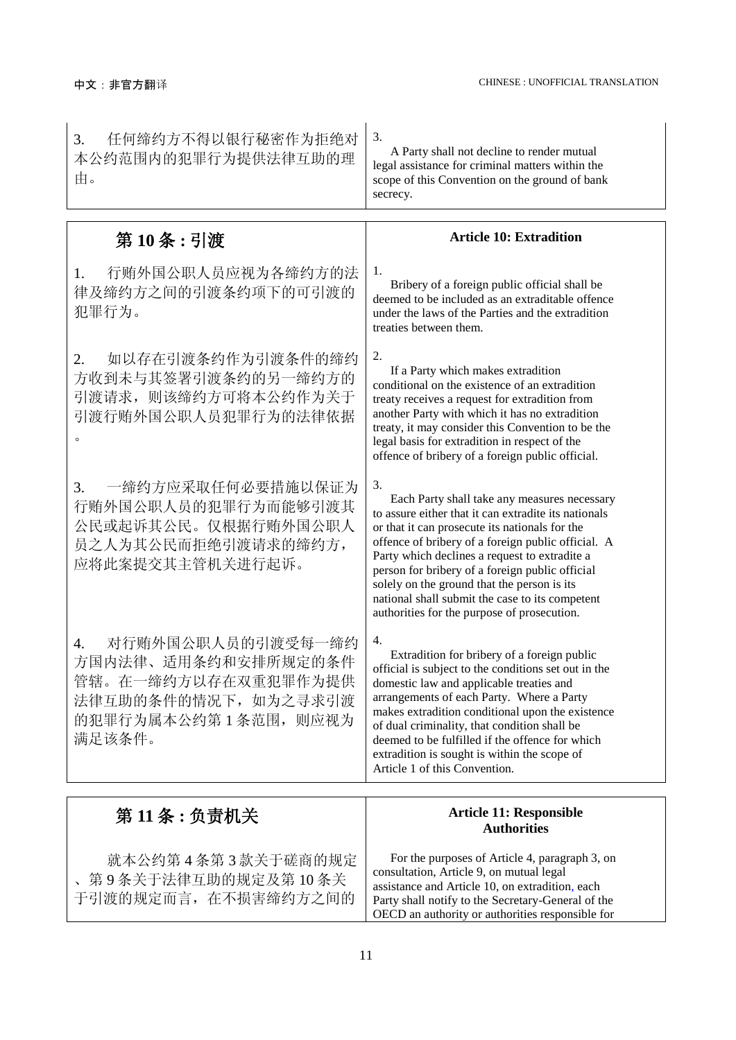| 3. 任何缔约方不得以银行秘密作为拒绝对本公约范围内的犯罪行为提供法律互助的理由。 | 3. A Party shall not decline to render mutual legal assistance for criminal matters within the scope of this Convention on the ground of bank secrecy. |
|---|---|

| **第 10 条 : 引渡** | **Article 10: Extradition** |
|---|---|
| 1. 行贿外国公职人员应视为各缔约方的法律及缔约方之间的引渡条约项下的可引渡的犯罪行为。 | 1. Bribery of a foreign public official shall be deemed to be included as an extraditable offence under the laws of the Parties and the extradition treaties between them. |
| 2. 如以存在引渡条约作为引渡条件的缔约方收到未与其签署引渡条约的另一缔约方的引渡请求，则该缔约方可将本公约作为关于引渡行贿外国公职人员犯罪行为的法律依据。 | 2. If a Party which makes extradition conditional on the existence of an extradition treaty receives a request for extradition from another Party with which it has no extradition treaty, it may consider this Convention to be the legal basis for extradition in respect of the offence of bribery of a foreign public official. |
| 3. 一缔约方应采取任何必要措施以保证为行贿外国公职人员的犯罪行为而能够引渡其公民或起诉其公民。仅根据行贿外国公职人员之人为其公民而拒绝引渡请求的缔约方，应将此案提交其主管机关进行起诉。 | 3. Each Party shall take any measures necessary to assure either that it can extradite its nationals or that it can prosecute its nationals for the offence of bribery of a foreign public official. A Party which declines a request to extradite a person for bribery of a foreign public official solely on the ground that the person is its national shall submit the case to its competent authorities for the purpose of prosecution. |
| 4. 对行贿外国公职人员的引渡受每一缔约方国内法律、适用条约和安排所规定的条件管辖。在一缔约方以存在双重犯罪作为提供法律互助的条件的情况下，如为之寻求引渡的犯罪行为属本公约第 1 条范围，则应视为满足该条件。 | 4. Extradition for bribery of a foreign public official is subject to the conditions set out in the domestic law and applicable treaties and arrangements of each Party. Where a Party makes extradition conditional upon the existence of dual criminality, that condition shall be deemed to be fulfilled if the offence for which extradition is sought is within the scope of Article 1 of this Convention. |

| **第 11 条 : 负责机关** | **Article 11: Responsible Authorities** |
|---|---|
| 就本公约第 4 条第 3 款关于磋商的规定、第 9 条关于法律互助的规定及第 10 条关于引渡的规定而言，在不损害缔约方之间的 | For the purposes of Article 4, paragraph 3, on consultation, Article 9, on mutual legal assistance and Article 10, on extradition, each Party shall notify to the Secretary-General of the OECD an authority or authorities responsible for |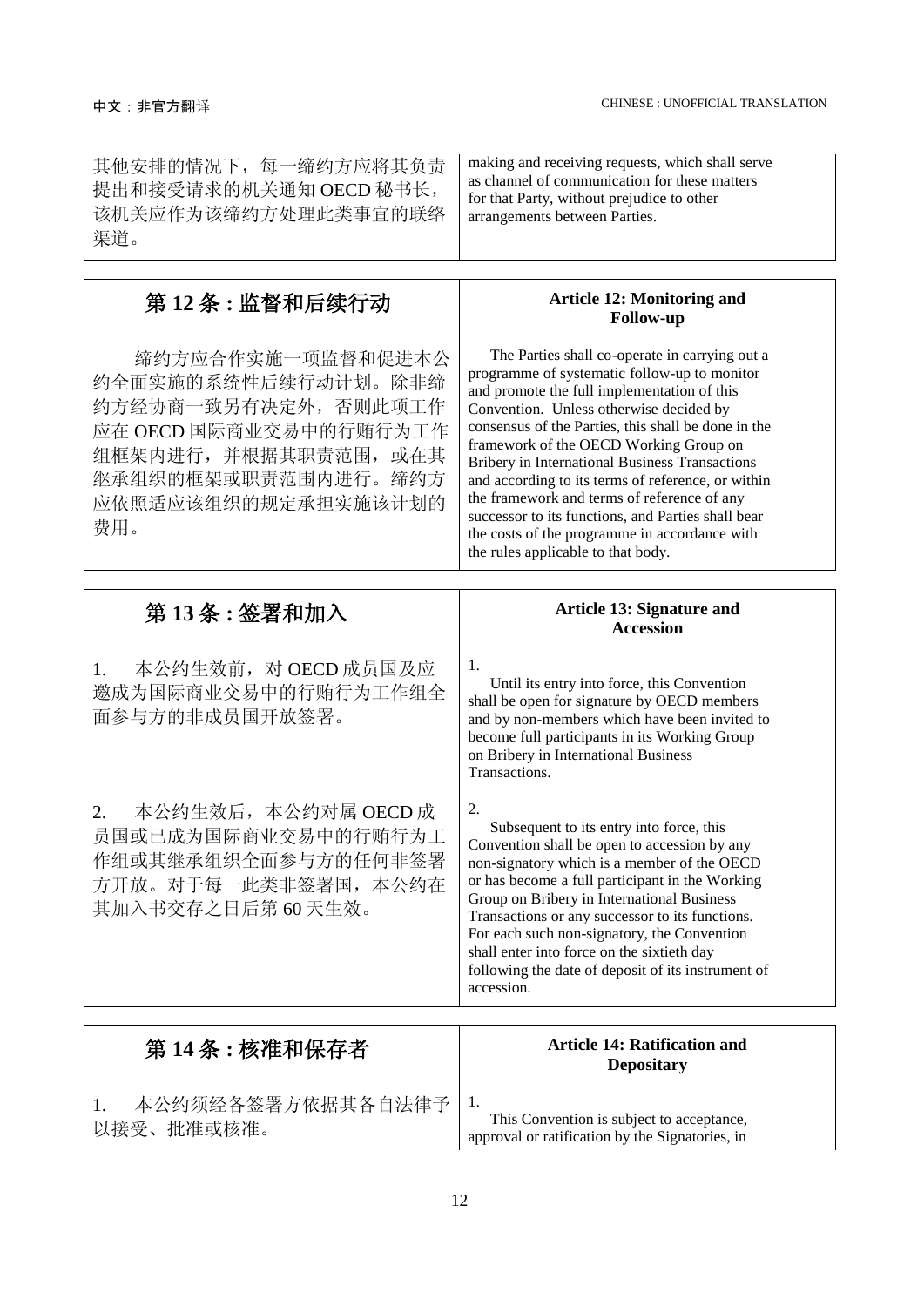| 其他安排的情况下，每一缔约方应将其负责提出和接受请求的机关通知 OECD 秘书长，该机关应作为该缔约方处理此类事宜的联络渠道。 | making and receiving requests, which shall serve as channel of communication for these matters for that Party, without prejudice to other arrangements between Parties. |
|---|---|

| **第 12 条：监督和后续行动** | **Article 12: Monitoring and Follow-up** |
|---|---|
| 缔约方应合作实施一项监督和促进本公约全面实施的系统性后续行动计划。除非缔约方经协商一致另有决定外，否则此项工作应在 OECD 国际商业交易中的行贿行为工作组框架内进行，并根据其职责范围，或在其继承组织的框架或职责范围内进行。缔约方应依照适应该组织的规定承担实施该计划的费用。 | The Parties shall co-operate in carrying out a programme of systematic follow-up to monitor and promote the full implementation of this Convention. Unless otherwise decided by consensus of the Parties, this shall be done in the framework of the OECD Working Group on Bribery in International Business Transactions and according to its terms of reference, or within the framework and terms of reference of any successor to its functions, and Parties shall bear the costs of the programme in accordance with the rules applicable to that body. |

| **第 13 条：签署和加入** | **Article 13: Signature and Accession** |
|---|---|
| 1. 本公约生效前，对 OECD 成员国及应邀成为国际商业交易中的行贿行为工作组全面参与方的非成员国开放签署。 | 1. Until its entry into force, this Convention shall be open for signature by OECD members and by non-members which have been invited to become full participants in its Working Group on Bribery in International Business Transactions. |
| 2. 本公约生效后，本公约对属 OECD 成员国或已成为国际商业交易中的行贿行为工作组或其继承组织全面参与方的任何非签署方开放。对于每一此类非签署国，本公约在其加入书交存之日后第 60 天生效。 | 2. Subsequent to its entry into force, this Convention shall be open to accession by any non-signatory which is a member of the OECD or has become a full participant in the Working Group on Bribery in International Business Transactions or any successor to its functions. For each such non-signatory, the Convention shall enter into force on the sixtieth day following the date of deposit of its instrument of accession. |

| **第 14 条：核准和保存者** | **Article 14: Ratification and Depositary** |
|---|---|
| 1. 本公约须经各签署方依据其各自法律予以接受、批准或核准。 | 1. This Convention is subject to acceptance, approval or ratification by the Signatories, in |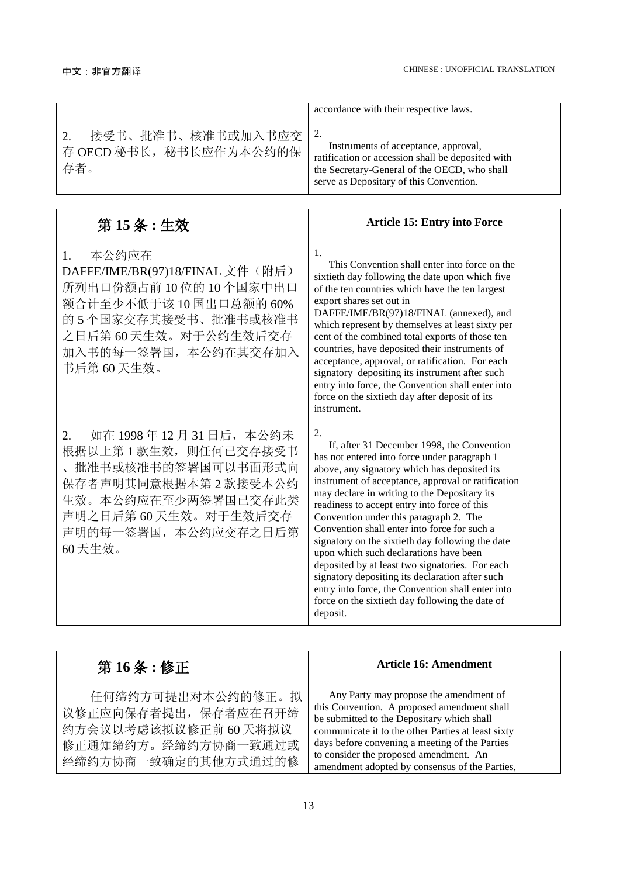| | accordance with their respective laws. |
|---|---|
| 2. 接受书、批准书、核准书或加入书应交存 OECD 秘书长，秘书长应作为本公约的保存者。 | 2. Instruments of acceptance, approval, ratification or accession shall be deposited with the Secretary-General of the OECD, who shall serve as Depositary of this Convention. |

| **第 15 条 : 生效** | **Article 15: Entry into Force** |
|---|---|
| 1. 本公约应在 DAFFE/IME/BR(97)18/FINAL 文件（附后）所列出口份额占前 10 位的 10 个国家中出口额合计至少不低于该 10 国出口总额的 60% 的 5 个国家交存其接受书、批准书或核准书之日后第 60 天生效。对于公约生效后交存加入书的每一签署国，本公约在其交存加入书后第 60 天生效。 | 1. This Convention shall enter into force on the sixtieth day following the date upon which five of the ten countries which have the ten largest export shares set out in DAFFE/IME/BR(97)18/FINAL (annexed), and which represent by themselves at least sixty per cent of the combined total exports of those ten countries, have deposited their instruments of acceptance, approval, or ratification. For each signatory depositing its instrument after such entry into force, the Convention shall enter into force on the sixtieth day after deposit of its instrument. |
| 2. 如在 1998 年 12 月 31 日后，本公约未根据以上第 1 款生效，则任何已交存接受书、批准书或核准书的签署国可以书面形式向保存者声明其同意根据本第 2 款接受本公约生效。本公约应在至少两签署国已交存此类声明之日后第 60 天生效。对于生效后交存声明的每一签署国，本公约应交存之日后第 60 天生效。 | 2. If, after 31 December 1998, the Convention has not entered into force under paragraph 1 above, any signatory which has deposited its instrument of acceptance, approval or ratification may declare in writing to the Depositary its readiness to accept entry into force of this Convention under this paragraph 2. The Convention shall enter into force for such a signatory on the sixtieth day following the date upon which such declarations have been deposited by at least two signatories. For each signatory depositing its declaration after such entry into force, the Convention shall enter into force on the sixtieth day following the date of deposit. |

| **第 16 条 : 修正** | **Article 16: Amendment** |
|---|---|
| 任何缔约方可提出对本公约的修正。拟议修正应向保存者提出，保存者应在召开缔约方会议以考虑该拟议修正前 60 天将拟议修正通知缔约方。经缔约方协商一致通过或经缔约方协商一致确定的其他方式通过的修 | Any Party may propose the amendment of this Convention. A proposed amendment shall be submitted to the Depositary which shall communicate it to the other Parties at least sixty days before convening a meeting of the Parties to consider the proposed amendment. An amendment adopted by consensus of the Parties, |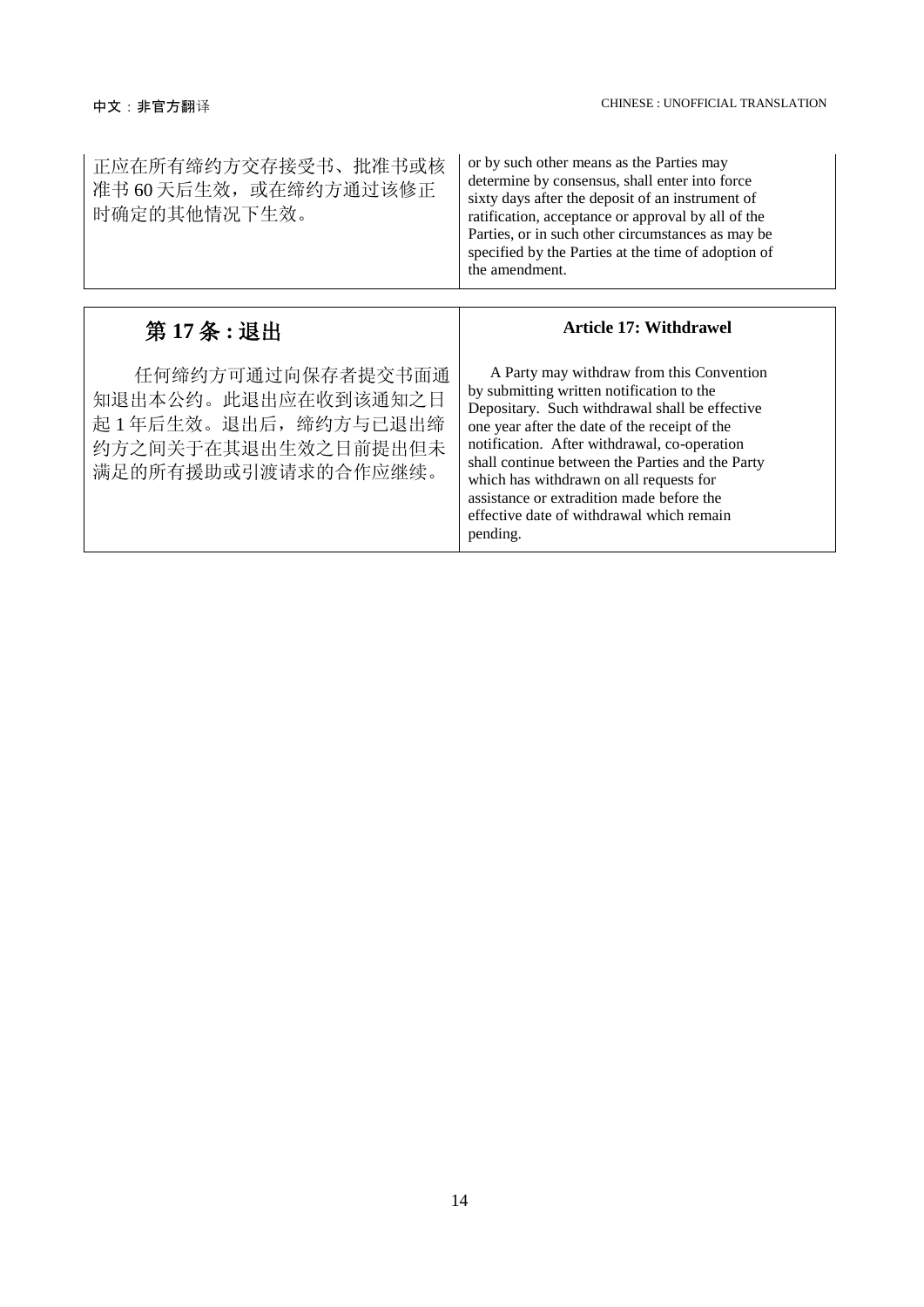| 正应在所有缔约方交存接受书、批准书或核准书 60 天后生效，或在缔约方通过该修正时确定的其他情况下生效。 | or by such other means as the Parties may determine by consensus, shall enter into force sixty days after the deposit of an instrument of ratification, acceptance or approval by all of the Parties, or in such other circumstances as may be specified by the Parties at the time of adoption of the amendment. |
| --- | --- |

| **第 17 条 : 退出** | **Article 17: Withdrawel** |
| --- | --- |
| 任何缔约方可通过向保存者提交书面通知退出本公约。此退出应在收到该通知之日起 1 年后生效。退出后，缔约方与已退出缔约方之间关于在其退出生效之日前提出但未满足的所有援助或引渡请求的合作应继续。 | A Party may withdraw from this Convention by submitting written notification to the Depositary. Such withdrawal shall be effective one year after the date of the receipt of the notification. After withdrawal, co-operation shall continue between the Parties and the Party which has withdrawn on all requests for assistance or extradition made before the effective date of withdrawal which remain pending. |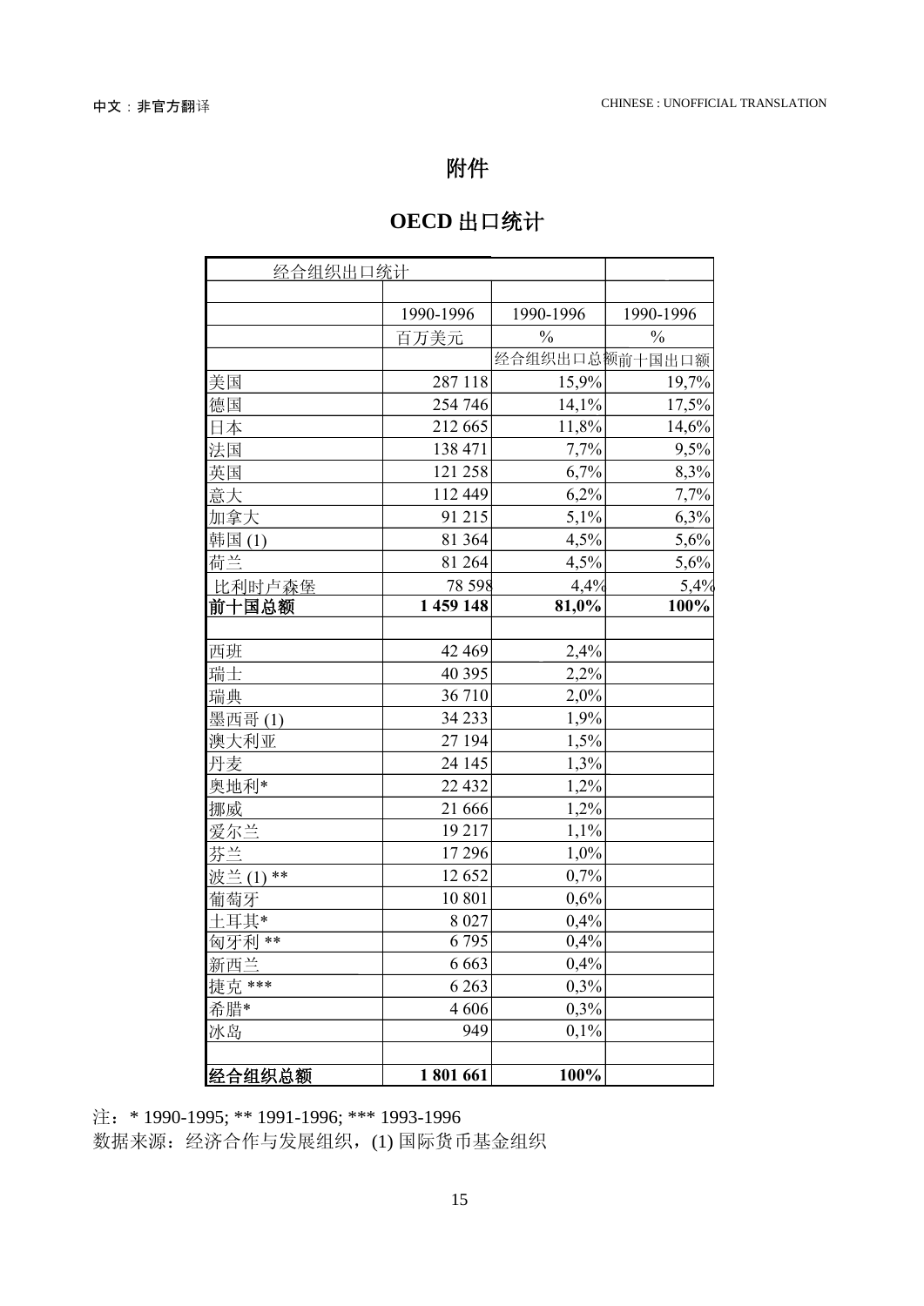# 附件

## OECD 出口统计

| 经合组织出口统计 | | | |
|---|---|---|---|
| | | | |
| | 1990-1996 | 1990-1996 | 1990-1996 |
| | 百万美元 | % | % |
| | | 经合组织出口总额 | 前十国出口额 |
| 美国 | 287 118 | 15,9% | 19,7% |
| 德国 | 254 746 | 14,1% | 17,5% |
| 日本 | 212 665 | 11,8% | 14,6% |
| 法国 | 138 471 | 7,7% | 9,5% |
| 英国 | 121 258 | 6,7% | 8,3% |
| 意大 | 112 449 | 6,2% | 7,7% |
| 加拿大 | 91 215 | 5,1% | 6,3% |
| 韩国 (1) | 81 364 | 4,5% | 5,6% |
| 荷兰 | 81 264 | 4,5% | 5,6% |
| 比利时卢森堡 | 78 598 | 4,4% | 5,4% |
| **前十国总额** | **1 459 148** | **81,0%** | **100%** |
| | | | |
| 西班 | 42 469 | 2,4% | |
| 瑞士 | 40 395 | 2,2% | |
| 瑞典 | 36 710 | 2,0% | |
| 墨西哥 (1) | 34 233 | 1,9% | |
| 澳大利亚 | 27 194 | 1,5% | |
| 丹麦 | 24 145 | 1,3% | |
| 奥地利* | 22 432 | 1,2% | |
| 挪威 | 21 666 | 1,2% | |
| 爱尔兰 | 19 217 | 1,1% | |
| 芬兰 | 17 296 | 1,0% | |
| 波兰 (1) ** | 12 652 | 0,7% | |
| 葡萄牙 | 10 801 | 0,6% | |
| 土耳其* | 8 027 | 0,4% | |
| 匈牙利 ** | 6 795 | 0,4% | |
| 新西兰 | 6 663 | 0,4% | |
| 捷克 *** | 6 263 | 0,3% | |
| 希腊* | 4 606 | 0,3% | |
| 冰岛 | 949 | 0,1% | |
| | | | |
| **经合组织总额** | **1 801 661** | **100%** | |

注：* 1990-1995; ** 1991-1996; *** 1993-1996

数据来源：经济合作与发展组织，(1) 国际货币基金组织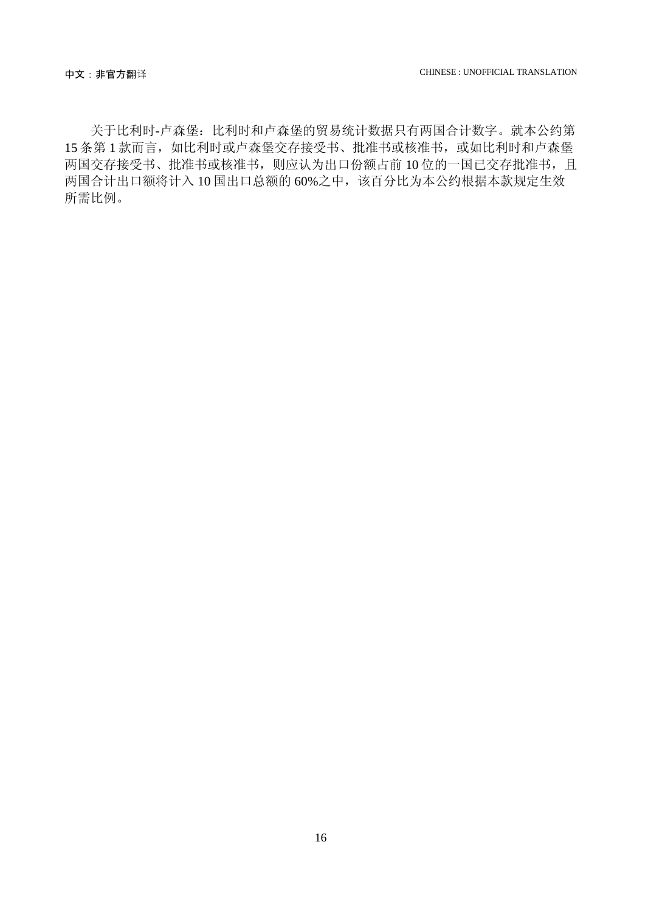关于比利时-卢森堡：比利时和卢森堡的贸易统计数据只有两国合计数字。就本公约第 15 条第 1 款而言，如比利时或卢森堡交存接受书、批准书或核准书，或如比利时和卢森堡两国交存接受书、批准书或核准书，则应认为出口份额占前 10 位的一国已交存批准书，且两国合计出口额将计入 10 国出口总额的 60%之中，该百分比为本公约根据本款规定生效所需比例。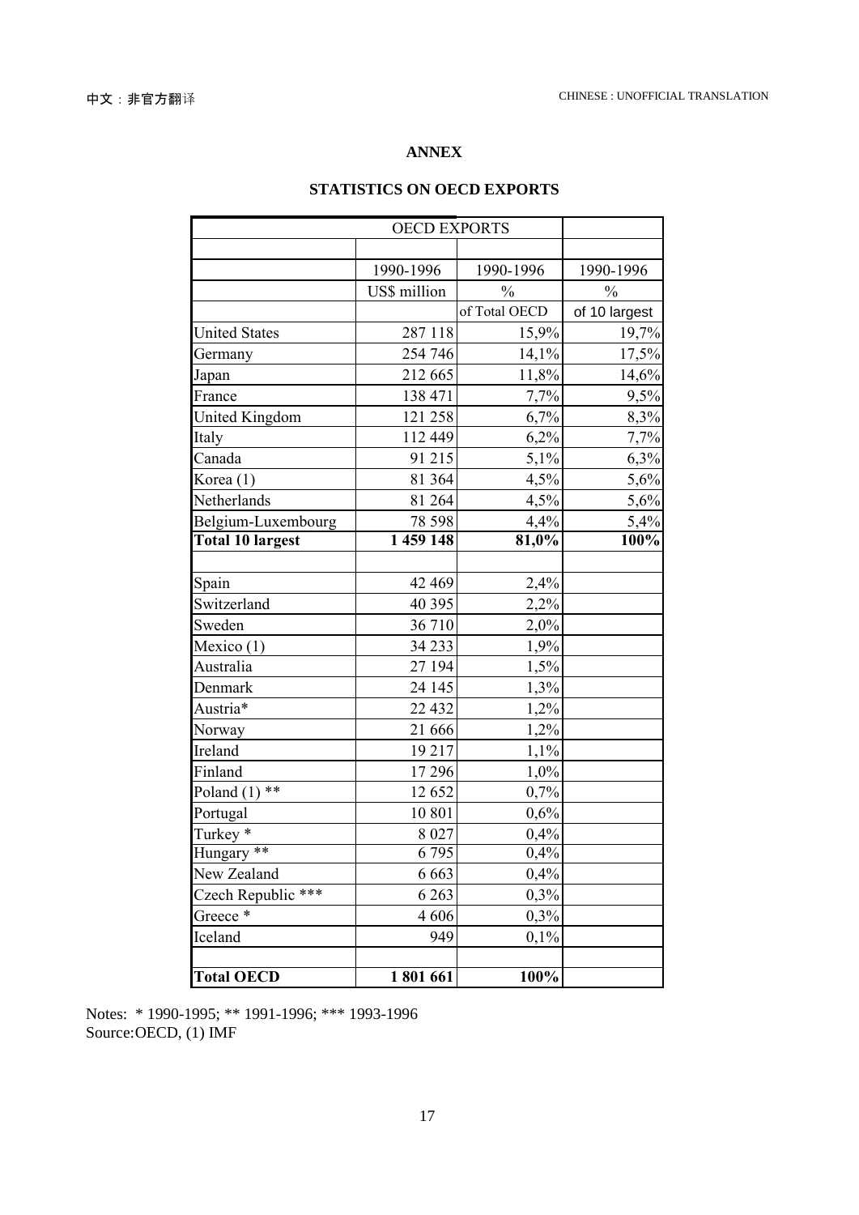## ANNEX

### STATISTICS ON OECD EXPORTS

| OECD EXPORTS | | | |
|---|---|---|---|
| | | | |
| | 1990-1996 | 1990-1996 | 1990-1996 |
| | US$ million | % | % |
| | | of Total OECD | of 10 largest |
| United States | 287 118 | 15,9% | 19,7% |
| Germany | 254 746 | 14,1% | 17,5% |
| Japan | 212 665 | 11,8% | 14,6% |
| France | 138 471 | 7,7% | 9,5% |
| United Kingdom | 121 258 | 6,7% | 8,3% |
| Italy | 112 449 | 6,2% | 7,7% |
| Canada | 91 215 | 5,1% | 6,3% |
| Korea (1) | 81 364 | 4,5% | 5,6% |
| Netherlands | 81 264 | 4,5% | 5,6% |
| Belgium-Luxembourg | 78 598 | 4,4% | 5,4% |
| **Total 10 largest** | **1 459 148** | **81,0%** | **100%** |
| | | | |
| Spain | 42 469 | 2,4% | |
| Switzerland | 40 395 | 2,2% | |
| Sweden | 36 710 | 2,0% | |
| Mexico (1) | 34 233 | 1,9% | |
| Australia | 27 194 | 1,5% | |
| Denmark | 24 145 | 1,3% | |
| Austria* | 22 432 | 1,2% | |
| Norway | 21 666 | 1,2% | |
| Ireland | 19 217 | 1,1% | |
| Finland | 17 296 | 1,0% | |
| Poland (1) ** | 12 652 | 0,7% | |
| Portugal | 10 801 | 0,6% | |
| Turkey * | 8 027 | 0,4% | |
| Hungary ** | 6 795 | 0,4% | |
| New Zealand | 6 663 | 0,4% | |
| Czech Republic *** | 6 263 | 0,3% | |
| Greece * | 4 606 | 0,3% | |
| Iceland | 949 | 0,1% | |
| | | | |
| **Total OECD** | **1 801 661** | **100%** | |

Notes: * 1990-1995; ** 1991-1996; *** 1993-1996
Source:OECD, (1) IMF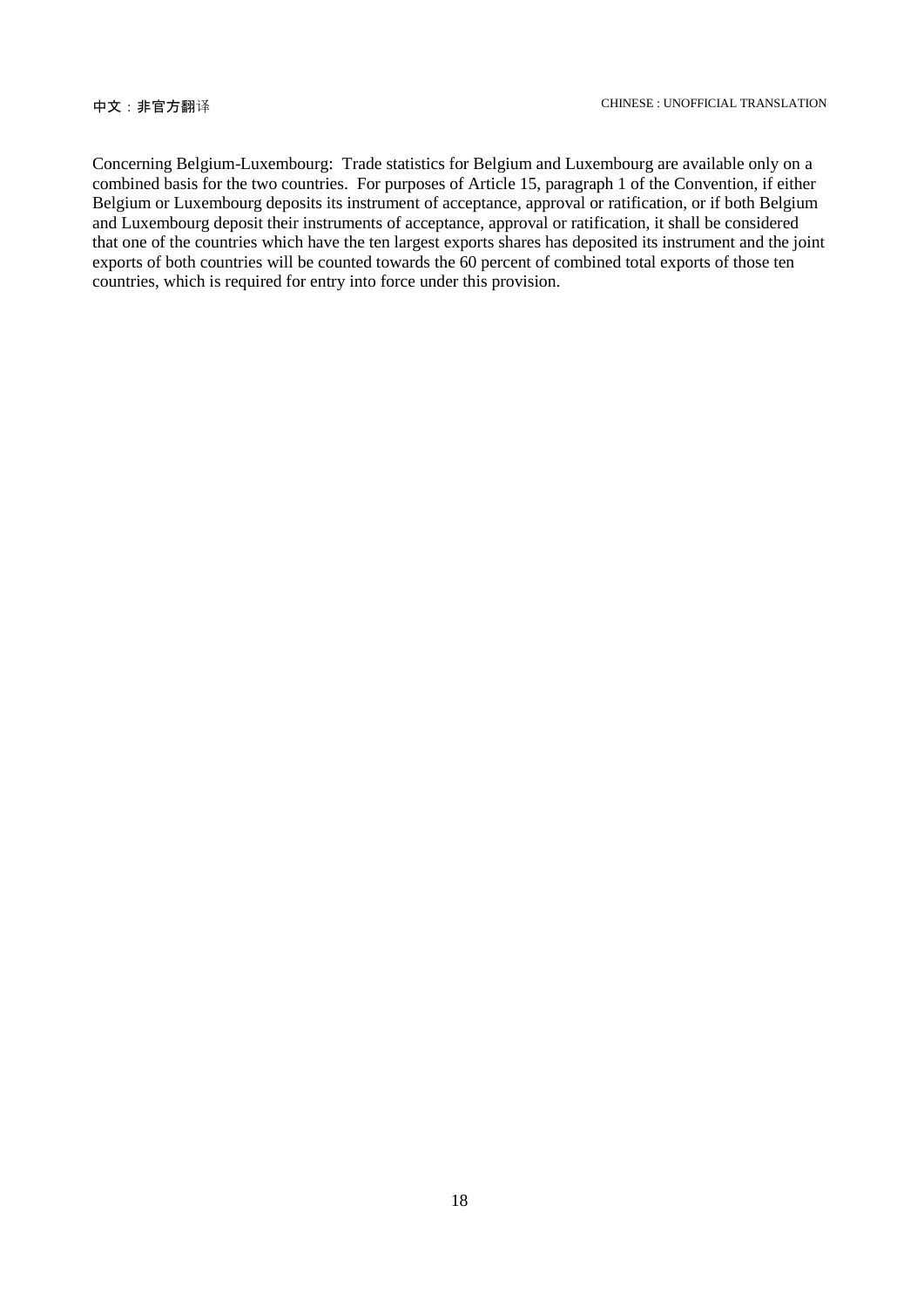Concerning Belgium-Luxembourg: Trade statistics for Belgium and Luxembourg are available only on a combined basis for the two countries. For purposes of Article 15, paragraph 1 of the Convention, if either Belgium or Luxembourg deposits its instrument of acceptance, approval or ratification, or if both Belgium and Luxembourg deposit their instruments of acceptance, approval or ratification, it shall be considered that one of the countries which have the ten largest exports shares has deposited its instrument and the joint exports of both countries will be counted towards the 60 percent of combined total exports of those ten countries, which is required for entry into force under this provision.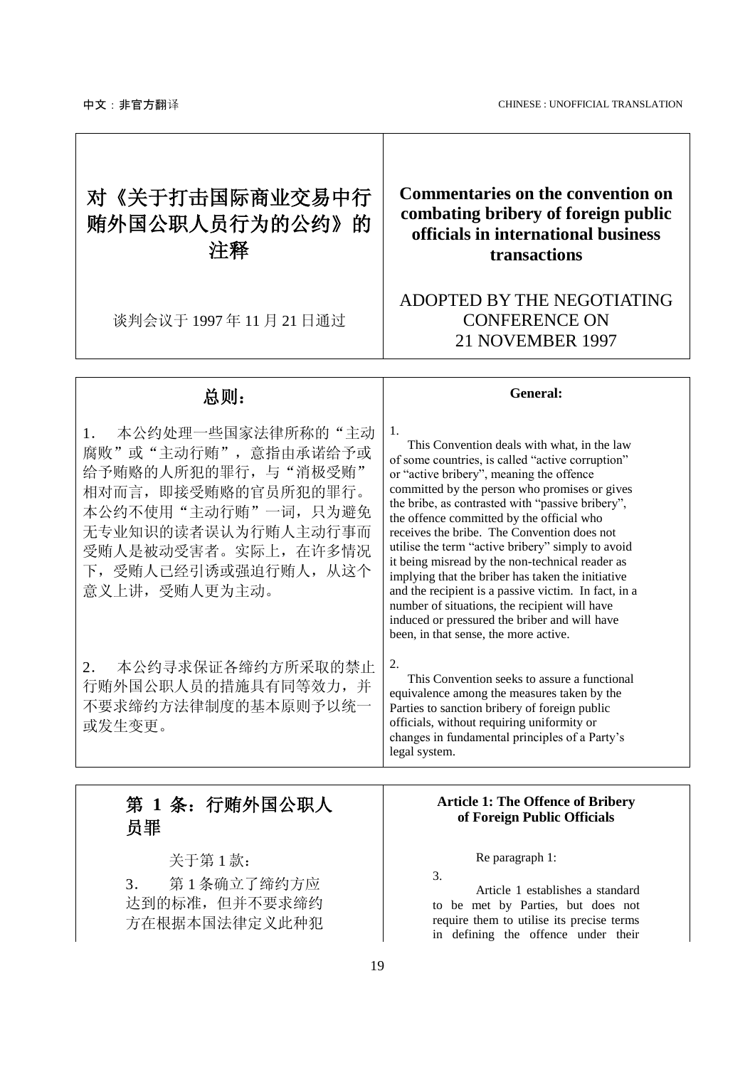# 对《关于打击国际商业交易中行贿外国公职人员行为的公约》的注释

谈判会议于 1997 年 11 月 21 日通过

# Commentaries on the convention on combating bribery of foreign public officials in international business transactions

ADOPTED BY THE NEGOTIATING CONFERENCE ON 21 NOVEMBER 1997

## 总则：

1. 本公约处理一些国家法律所称的“主动腐败”或“主动行贿”，意指由承诺给予或给予贿赂的人所犯的罪行，与“消极受贿”相对而言，即接受贿赂的官员所犯的罪行。本公约不使用“主动行贿”一词，只为避免无专业知识的读者误认为行贿人主动行事而受贿人是被动受害者。实际上，在许多情况下，受贿人已经引诱或强迫行贿人，从这个意义上讲，受贿人更为主动。

2. 本公约寻求保证各缔约方所采取的禁止行贿外国公职人员的措施具有同等效力，并不要求缔约方法律制度的基本原则予以统一或发生变更。

## General:

1. This Convention deals with what, in the law of some countries, is called “active corruption” or “active bribery”, meaning the offence committed by the person who promises or gives the bribe, as contrasted with “passive bribery”, the offence committed by the official who receives the bribe. The Convention does not utilise the term “active bribery” simply to avoid it being misread by the non-technical reader as implying that the briber has taken the initiative and the recipient is a passive victim. In fact, in a number of situations, the recipient will have induced or pressured the briber and will have been, in that sense, the more active.

2. This Convention seeks to assure a functional equivalence among the measures taken by the Parties to sanction bribery of foreign public officials, without requiring uniformity or changes in fundamental principles of a Party’s legal system.

## 第 1 条：行贿外国公职人员罪

关于第 1 款：

3. 第 1 条确立了缔约方应达到的标准，但并不要求缔约方在根据本国法律定义此种犯

## Article 1: The Offence of Bribery of Foreign Public Officials

Re paragraph 1:

3. Article 1 establishes a standard to be met by Parties, but does not require them to utilise its precise terms in defining the offence under their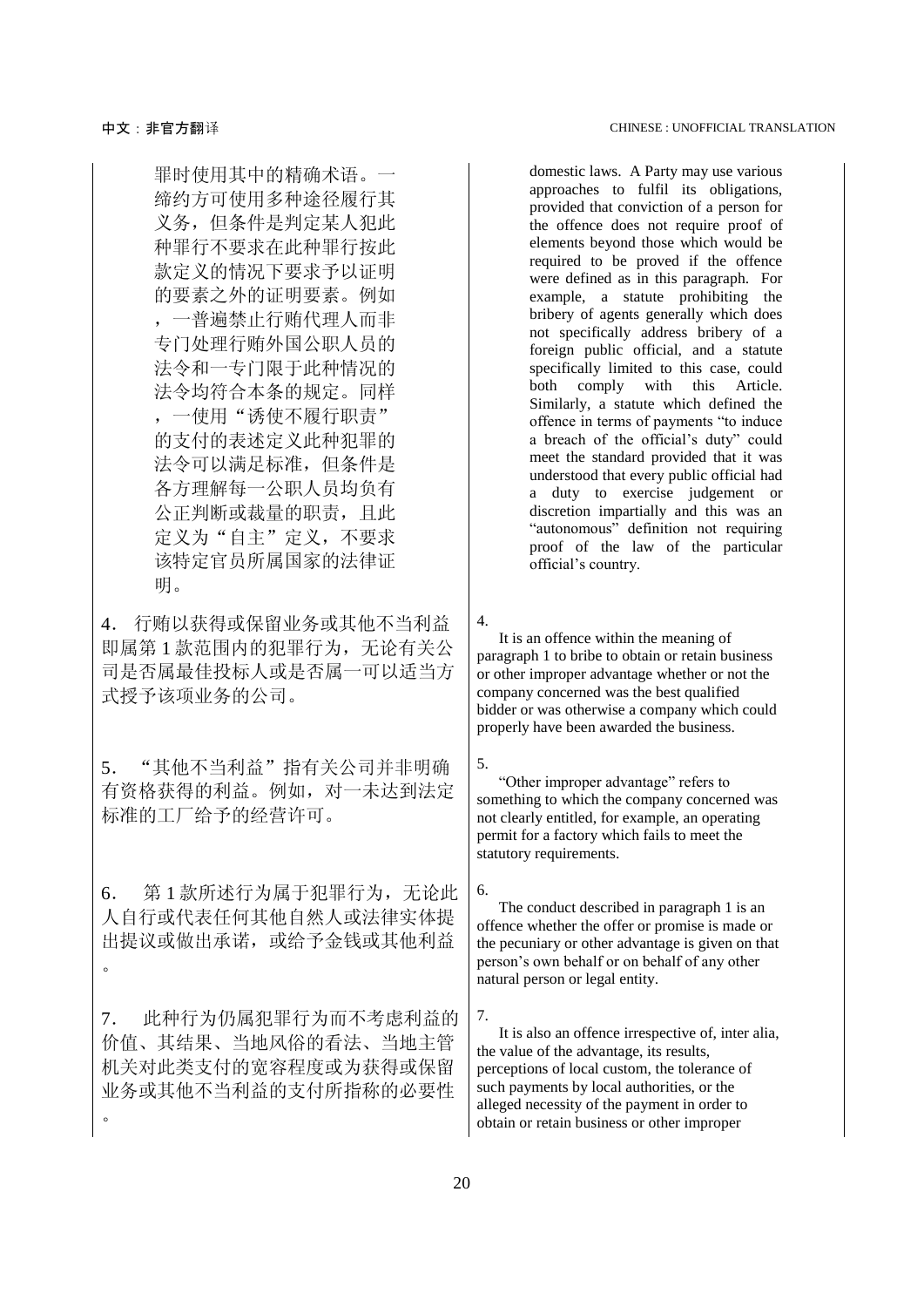罪时使用其中的精确术语。一缔约方可使用多种途径履行其义务，但条件是判定某人犯此种罪行不要求在此种罪行按此款定义的情况下要求予以证明的要素之外的证明要素。例如，一普遍禁止行贿代理人而非专门处理行贿外国公职人员的法令和一专门限于此种情况的法令均符合本条的规定。同样，一使用“诱使不履行职责”的支付的表述定义此种犯罪的法令可以满足标准，但条件是各方理解每一公职人员均负有公正判断或裁量的职责，且此定义为“自主”定义，不要求该特定官员所属国家的法律证明。

domestic laws. A Party may use various approaches to fulfil its obligations, provided that conviction of a person for the offence does not require proof of elements beyond those which would be required to be proved if the offence were defined as in this paragraph. For example, a statute prohibiting the bribery of agents generally which does not specifically address bribery of a foreign public official, and a statute specifically limited to this case, could both comply with this Article. Similarly, a statute which defined the offence in terms of payments "to induce a breach of the official's duty" could meet the standard provided that it was understood that every public official had a duty to exercise judgement or discretion impartially and this was an "autonomous" definition not requiring proof of the law of the particular official's country.

4. 行贿以获得或保留业务或其他不当利益即属第 1 款范围内的犯罪行为，无论有关公司是否属最佳投标人或是否属一可以适当方式授予该项业务的公司。

4.

It is an offence within the meaning of paragraph 1 to bribe to obtain or retain business or other improper advantage whether or not the company concerned was the best qualified bidder or was otherwise a company which could properly have been awarded the business.

5. “其他不当利益”指有关公司并非明确有资格获得的利益。例如，对一未达到法定标准的工厂给予的经营许可。

5.

"Other improper advantage" refers to something to which the company concerned was not clearly entitled, for example, an operating permit for a factory which fails to meet the statutory requirements.

6. 第 1 款所述行为属于犯罪行为，无论此人自行或代表任何其他自然人或法律实体提出提议或做出承诺，或给予金钱或其他利益。

6.

The conduct described in paragraph 1 is an offence whether the offer or promise is made or the pecuniary or other advantage is given on that person's own behalf or on behalf of any other natural person or legal entity.

7. 此种行为仍属犯罪行为而不考虑利益的价值、其结果、当地风俗的看法、当地主管机关对此类支付的宽容程度或为获得或保留业务或其他不当利益的支付所指称的必要性。

7.

It is also an offence irrespective of, inter alia, the value of the advantage, its results, perceptions of local custom, the tolerance of such payments by local authorities, or the alleged necessity of the payment in order to obtain or retain business or other improper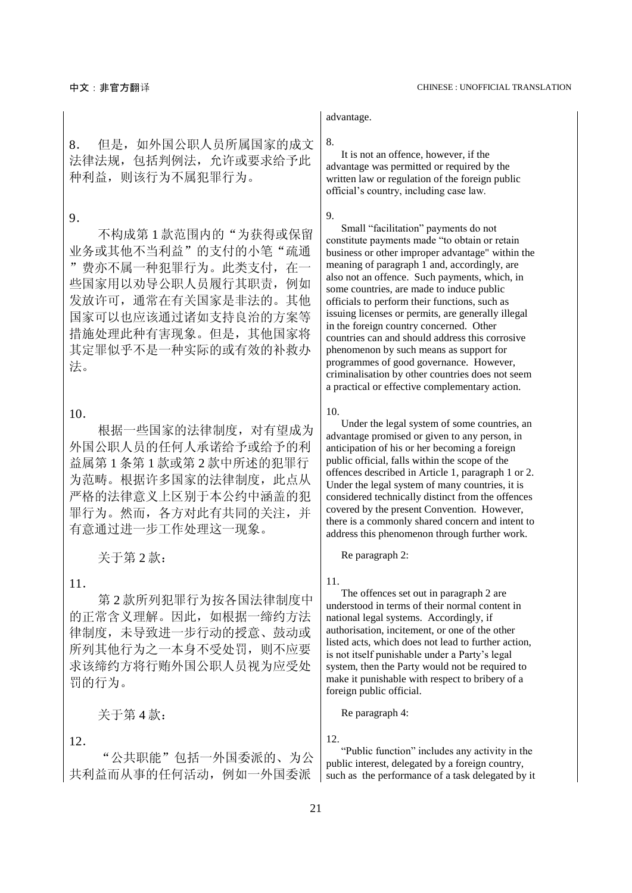advantage.

8．　但是，如外国公职人员所属国家的成文法律法规，包括判例法，允许或要求给予此种利益，则该行为不属犯罪行为。

8.

It is not an offence, however, if the advantage was permitted or required by the written law or regulation of the foreign public official's country, including case law.

9．

不构成第 1 款范围内的"为获得或保留业务或其他不当利益"的支付的小笔"疏通"费亦不属一种犯罪行为。此类支付，在一些国家用以劝导公职人员履行其职责，例如发放许可，通常在有关国家是非法的。其他国家可以也应该通过诸如支持良治的方案等措施处理此种有害现象。但是，其他国家将其定罪似乎不是一种实际的或有效的补救办法。

9.

Small "facilitation" payments do not constitute payments made "to obtain or retain business or other improper advantage" within the meaning of paragraph 1 and, accordingly, are also not an offence. Such payments, which, in some countries, are made to induce public officials to perform their functions, such as issuing licenses or permits, are generally illegal in the foreign country concerned. Other countries can and should address this corrosive phenomenon by such means as support for programmes of good governance. However, criminalisation by other countries does not seem a practical or effective complementary action.

10．

根据一些国家的法律制度，对有望成为外国公职人员的任何人承诺给予或给予的利益属第 1 条第 1 款或第 2 款中所述的犯罪行为范畴。根据许多国家的法律制度，此点从严格的法律意义上区别于本公约中涵盖的犯罪行为。然而，各方对此有共同的关注，并有意通过进一步工作处理这一现象。

10.

Under the legal system of some countries, an advantage promised or given to any person, in anticipation of his or her becoming a foreign public official, falls within the scope of the offences described in Article 1, paragraph 1 or 2. Under the legal system of many countries, it is considered technically distinct from the offences covered by the present Convention. However, there is a commonly shared concern and intent to address this phenomenon through further work.

关于第 2 款：

Re paragraph 2:

11．

第 2 款所列犯罪行为按各国法律制度中的正常含义理解。因此，如根据一缔约方法律制度，未导致进一步行动的授意、鼓动或所列其他行为之一本身不受处罚，则不应要求该缔约方将行贿外国公职人员视为应受处罚的行为。

11.

The offences set out in paragraph 2 are understood in terms of their normal content in national legal systems. Accordingly, if authorisation, incitement, or one of the other listed acts, which does not lead to further action, is not itself punishable under a Party's legal system, then the Party would not be required to make it punishable with respect to bribery of a foreign public official.

关于第 4 款：

Re paragraph 4:

12．

"公共职能"包括一外国委派的、为公共利益而从事的任何活动，例如一外国委派

12.

"Public function" includes any activity in the public interest, delegated by a foreign country, such as the performance of a task delegated by it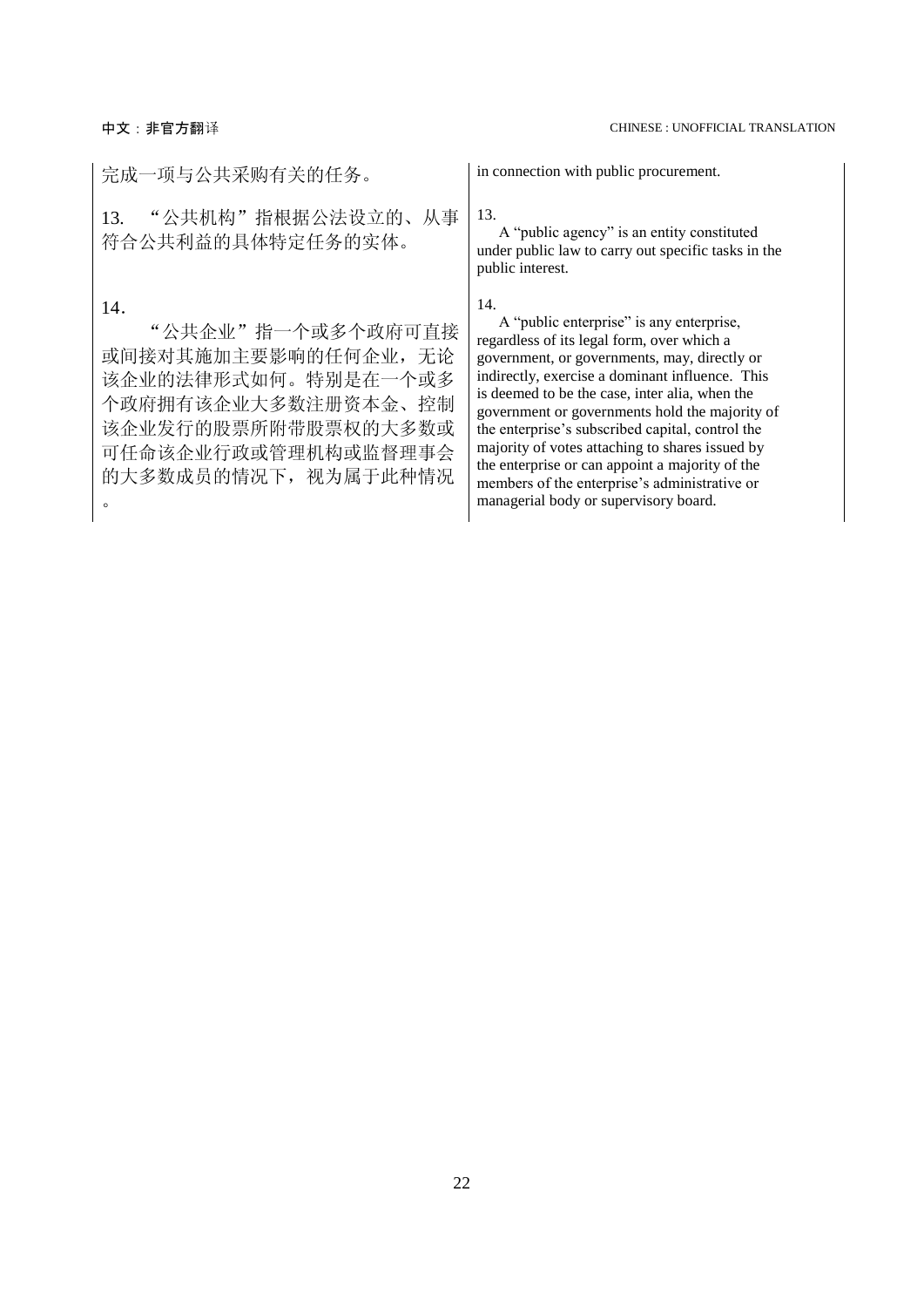完成一项与公共采购有关的任务。

in connection with public procurement.

13. “公共机构”指根据公法设立的、从事符合公共利益的具体特定任务的实体。

13.

A “public agency” is an entity constituted under public law to carry out specific tasks in the public interest.

14.

“公共企业”指一个或多个政府可直接或间接对其施加主要影响的任何企业，无论该企业的法律形式如何。特别是在一个或多个政府拥有该企业大多数注册资本金、控制该企业发行的股票所附带股票权的大多数或可任命该企业行政或管理机构或监督理事会的大多数成员的情况下，视为属于此种情况。

14.

A “public enterprise” is any enterprise, regardless of its legal form, over which a government, or governments, may, directly or indirectly, exercise a dominant influence. This is deemed to be the case, inter alia, when the government or governments hold the majority of the enterprise’s subscribed capital, control the majority of votes attaching to shares issued by the enterprise or can appoint a majority of the members of the enterprise’s administrative or managerial body or supervisory board.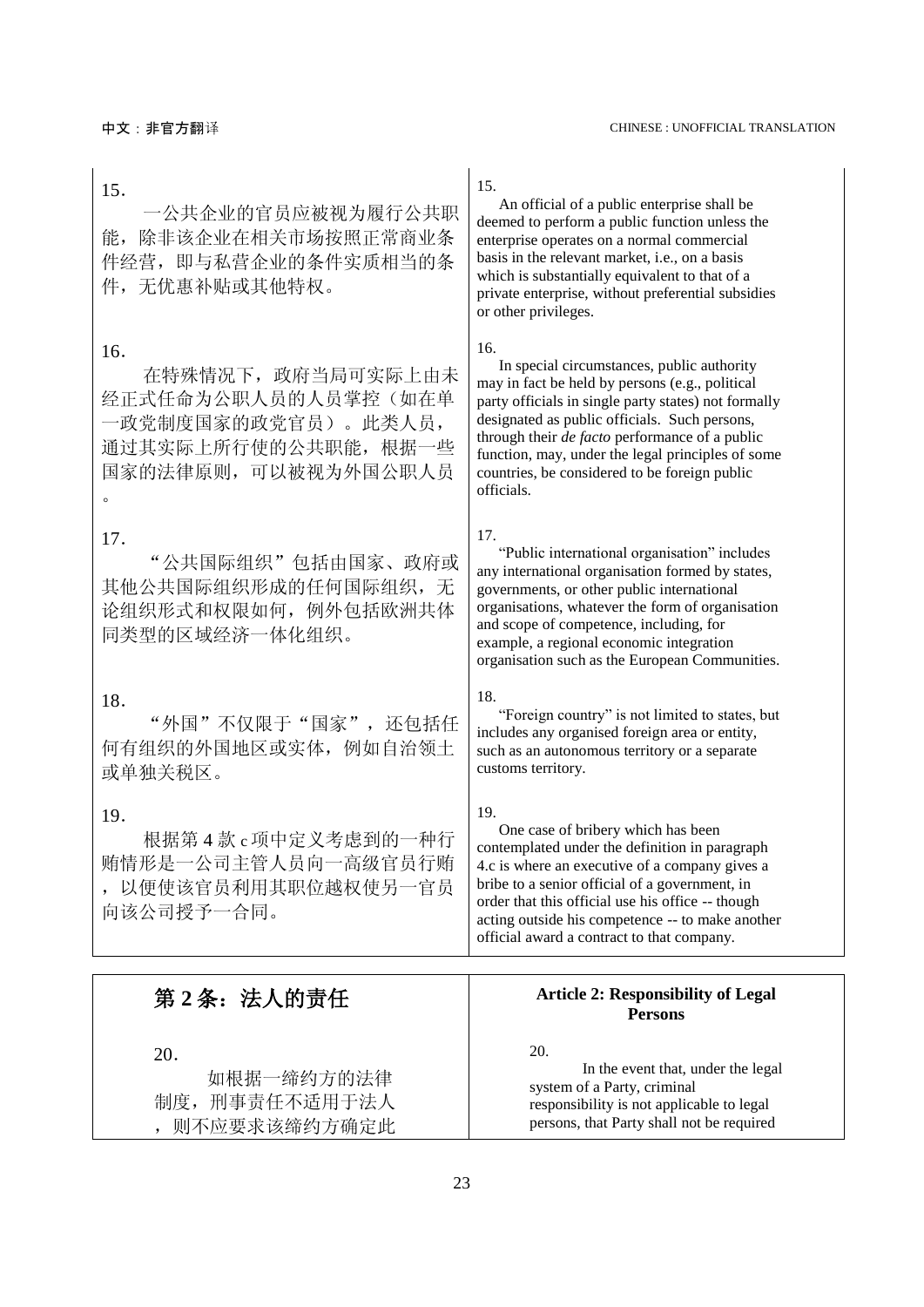| | |
|---|---|
| 15.<br>一公共企业的官员应被视为履行公共职能，除非该企业在相关市场按照正常商业条件经营，即与私营企业的条件实质相当的条件，无优惠补贴或其他特权。 | 15.<br>An official of a public enterprise shall be deemed to perform a public function unless the enterprise operates on a normal commercial basis in the relevant market, i.e., on a basis which is substantially equivalent to that of a private enterprise, without preferential subsidies or other privileges. |
| 16.<br>在特殊情况下，政府当局可实际上由未经正式任命为公职人员的人员掌控（如在单一政党制度国家的政党官员）。此类人员，通过其实际上所行使的公共职能，根据一些国家的法律原则，可以被视为外国公职人员。 | 16.<br>In special circumstances, public authority may in fact be held by persons (e.g., political party officials in single party states) not formally designated as public officials. Such persons, through their *de facto* performance of a public function, may, under the legal principles of some countries, be considered to be foreign public officials. |
| 17.<br>“公共国际组织”包括由国家、政府或其他公共国际组织形成的任何国际组织，无论组织形式和权限如何，例外包括欧洲共体同类型的区域经济一体化组织。 | 17.<br>“Public international organisation” includes any international organisation formed by states, governments, or other public international organisations, whatever the form of organisation and scope of competence, including, for example, a regional economic integration organisation such as the European Communities. |
| 18.<br>“外国”不仅限于“国家”，还包括任何有组织的外国地区或实体，例如自治领土或单独关税区。 | 18.<br>“Foreign country” is not limited to states, but includes any organised foreign area or entity, such as an autonomous territory or a separate customs territory. |
| 19.<br>根据第 4 款 c 项中定义考虑到的一种行贿情形是一公司主管人员向一高级官员行贿，以便使该官员利用其职位越权使另一官员向该公司授予一合同。 | 19.<br>One case of bribery which has been contemplated under the definition in paragraph 4.c is where an executive of a company gives a bribe to a senior official of a government, in order that this official use his office -- though acting outside his competence -- to make another official award a contract to that company. |

| **第 2 条：法人的责任** | **Article 2: Responsibility of Legal Persons** |
|---|---|
| 20.<br>如根据一缔约方的法律制度，刑事责任不适用于法人，则不应要求该缔约方确定此 | 20.<br>In the event that, under the legal system of a Party, criminal responsibility is not applicable to legal persons, that Party shall not be required |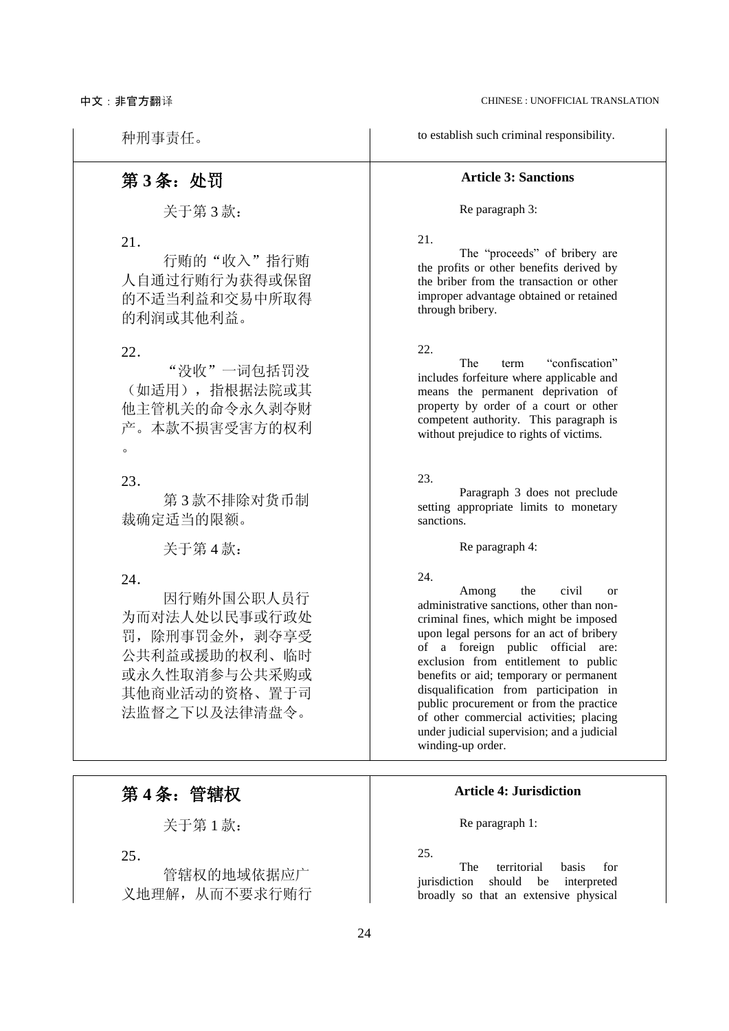种刑事责任。

to establish such criminal responsibility.

## 第 3 条：处罚

## Article 3: Sanctions

关于第 3 款：

Re paragraph 3:

21.

行贿的“收入”指行贿人自通过行贿行为获得或保留的不适当利益和交易中所取得的利润或其他利益。

21.

The “proceeds” of bribery are the profits or other benefits derived by the briber from the transaction or other improper advantage obtained or retained through bribery.

22.

“没收”一词包括罚没（如适用），指根据法院或其他主管机关的命令永久剥夺财产。本款不损害受害方的权利。

22.

The term “confiscation” includes forfeiture where applicable and means the permanent deprivation of property by order of a court or other competent authority. This paragraph is without prejudice to rights of victims.

23.

第 3 款不排除对货币制裁确定适当的限额。

23.

Paragraph 3 does not preclude setting appropriate limits to monetary sanctions.

关于第 4 款：

Re paragraph 4:

24.

因行贿外国公职人员行为而对法人处以民事或行政处罚，除刑事罚金外，剥夺享受公共利益或援助的权利、临时或永久性取消参与公共采购或其他商业活动的资格、置于司法监督之下以及法律清盘令。

24.

Among the civil or administrative sanctions, other than non-criminal fines, which might be imposed upon legal persons for an act of bribery of a foreign public official are: exclusion from entitlement to public benefits or aid; temporary or permanent disqualification from participation in public procurement or from the practice of other commercial activities; placing under judicial supervision; and a judicial winding-up order.

## 第 4 条：管辖权

## Article 4: Jurisdiction

关于第 1 款：

Re paragraph 1:

25.

管辖权的地域依据应广义地理解，从而不要求行贿行

25.

The territorial basis for jurisdiction should be interpreted broadly so that an extensive physical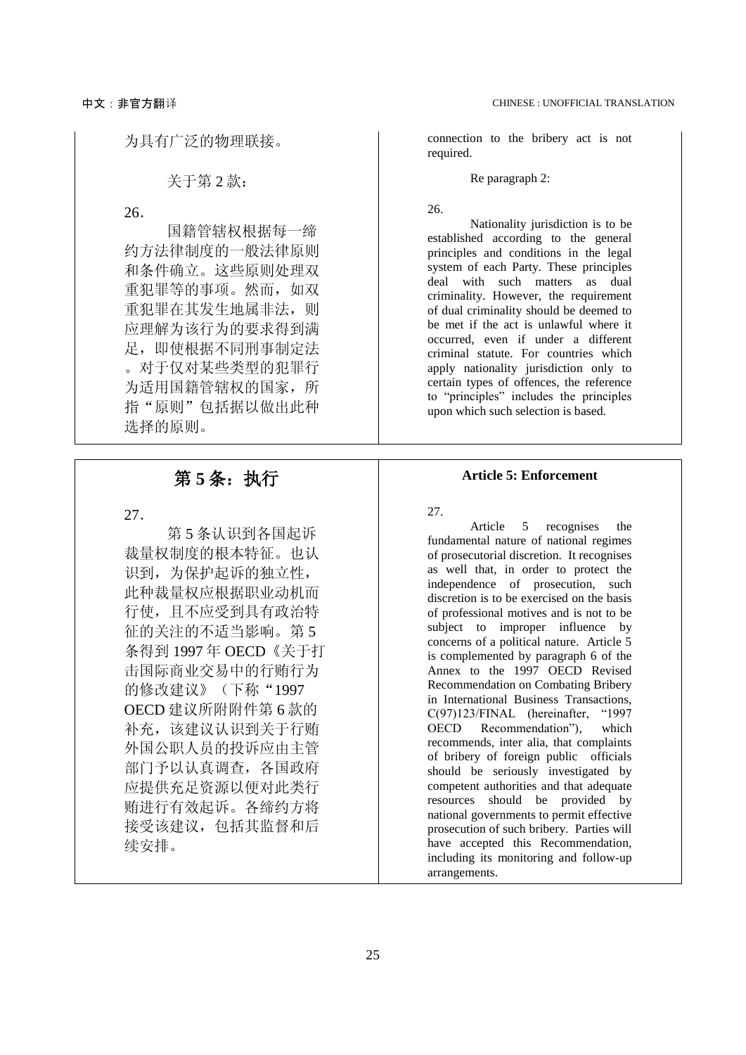为具有广泛的物理联接。

关于第 2 款：

26.

国籍管辖权根据每一缔约方法律制度的一般法律原则和条件确立。这些原则处理双重犯罪等的事项。然而，如双重犯罪在其发生地属非法，则应理解为该行为的要求得到满足，即使根据不同刑事制定法。对于仅对某些类型的犯罪行为适用国籍管辖权的国家，所指“原则”包括据以做出此种选择的原则。

connection to the bribery act is not required.

Re paragraph 2:

26.

Nationality jurisdiction is to be established according to the general principles and conditions in the legal system of each Party. These principles deal with such matters as dual criminality. However, the requirement of dual criminality should be deemed to be met if the act is unlawful where it occurred, even if under a different criminal statute. For countries which apply nationality jurisdiction only to certain types of offences, the reference to "principles" includes the principles upon which such selection is based.

## 第 5 条：执行

27.

第 5 条认识到各国起诉裁量权制度的根本特征。也认识到，为保护起诉的独立性，此种裁量权应根据职业动机而行使，且不应受到具有政治特征的关注的不适当影响。第 5 条得到 1997 年 OECD《关于打击国际商业交易中的行贿行为的修改建议》（下称“1997 OECD 建议所附附件第 6 款的补充，该建议认识到关于行贿外国公职人员的投诉应由主管部门予以认真调查，各国政府应提供充足资源以便对此类行贿进行有效起诉。各缔约方将接受该建议，包括其监督和后续安排。

## Article 5: Enforcement

27.

Article 5 recognises the fundamental nature of national regimes of prosecutorial discretion. It recognises as well that, in order to protect the independence of prosecution, such discretion is to be exercised on the basis of professional motives and is not to be subject to improper influence by concerns of a political nature. Article 5 is complemented by paragraph 6 of the Annex to the 1997 OECD Revised Recommendation on Combating Bribery in International Business Transactions, C(97)123/FINAL (hereinafter, "1997 OECD Recommendation"), which recommends, inter alia, that complaints of bribery of foreign public officials should be seriously investigated by competent authorities and that adequate resources should be provided by national governments to permit effective prosecution of such bribery. Parties will have accepted this Recommendation, including its monitoring and follow-up arrangements.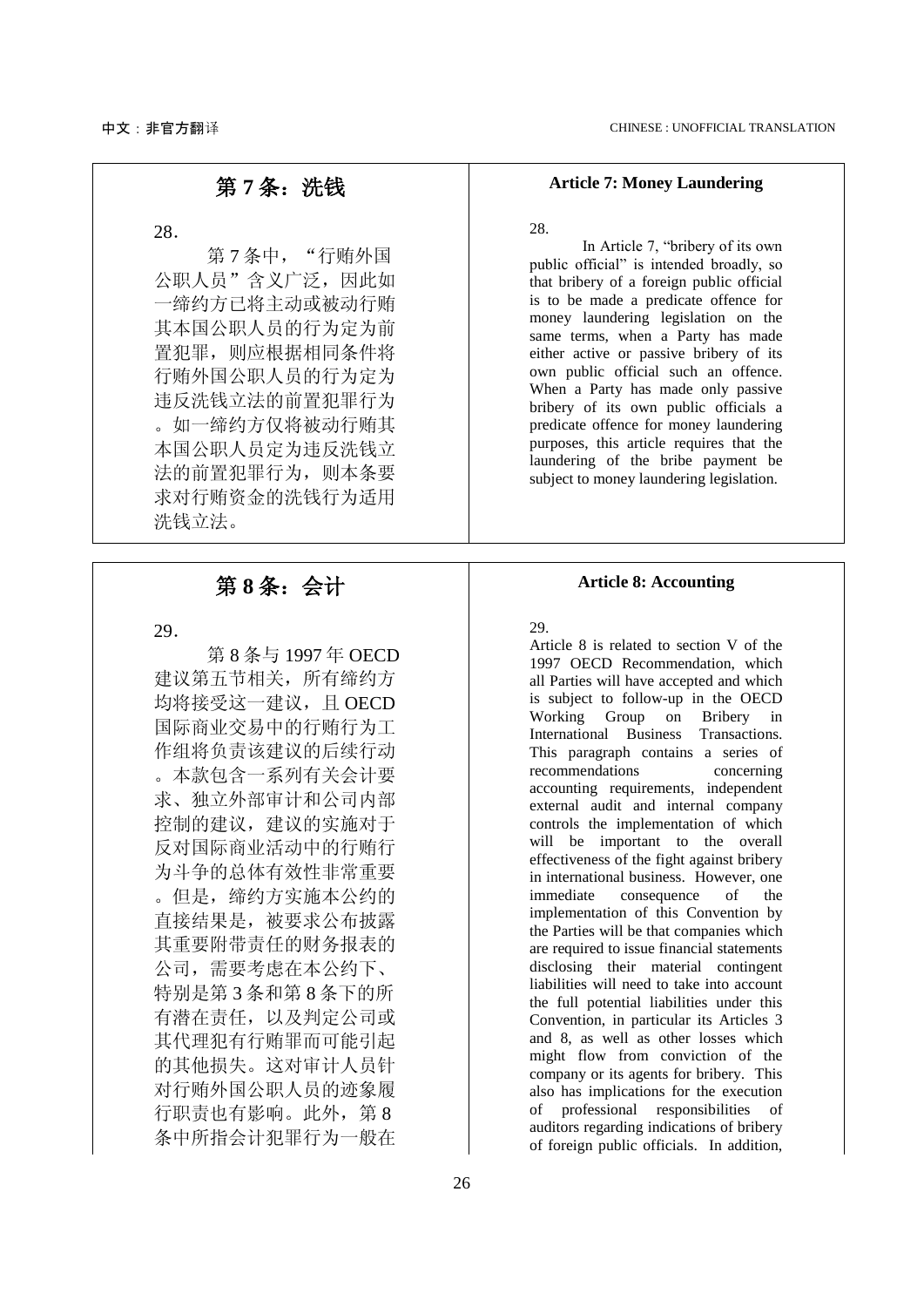## 第 7 条：洗钱

28.

第 7 条中，“行贿外国公职人员”含义广泛，因此如一缔约方已将主动或被动行贿其本国公职人员的行为定为前置犯罪，则应根据相同条件将行贿外国公职人员的行为定为违反洗钱立法的前置犯罪行为。如一缔约方仅将被动行贿其本国公职人员定为违反洗钱立法的前置犯罪行为，则本条要求对行贿资金的洗钱行为适用洗钱立法。

## Article 7: Money Laundering

28.

In Article 7, "bribery of its own public official" is intended broadly, so that bribery of a foreign public official is to be made a predicate offence for money laundering legislation on the same terms, when a Party has made either active or passive bribery of its own public official such an offence. When a Party has made only passive bribery of its own public officials a predicate offence for money laundering purposes, this article requires that the laundering of the bribe payment be subject to money laundering legislation.

## 第 8 条：会计

29.

第 8 条与 1997 年 OECD 建议第五节相关，所有缔约方均将接受这一建议，且 OECD 国际商业交易中的行贿行为工作组将负责该建议的后续行动。本款包含一系列有关会计要求、独立外部审计和公司内部控制的建议，建议的实施对于反对国际商业活动中的行贿行为斗争的总体有效性非常重要。但是，缔约方实施本公约的直接结果是，被要求公布披露其重要附带责任的财务报表的公司，需要考虑在本公约下、特别是第 3 条和第 8 条下的所有潜在责任，以及判定公司或其代理犯有行贿罪而可能引起的其他损失。这对审计人员针对行贿外国公职人员的迹象履行职责也有影响。此外，第 8 条中所指会计犯罪行为一般在

## Article 8: Accounting

29.

Article 8 is related to section V of the 1997 OECD Recommendation, which all Parties will have accepted and which is subject to follow-up in the OECD Working Group on Bribery in International Business Transactions. This paragraph contains a series of recommendations concerning accounting requirements, independent external audit and internal company controls the implementation of which will be important to the overall effectiveness of the fight against bribery in international business. However, one immediate consequence of the implementation of this Convention by the Parties will be that companies which are required to issue financial statements disclosing their material contingent liabilities will need to take into account the full potential liabilities under this Convention, in particular its Articles 3 and 8, as well as other losses which might flow from conviction of the company or its agents for bribery. This also has implications for the execution of professional responsibilities of auditors regarding indications of bribery of foreign public officials. In addition,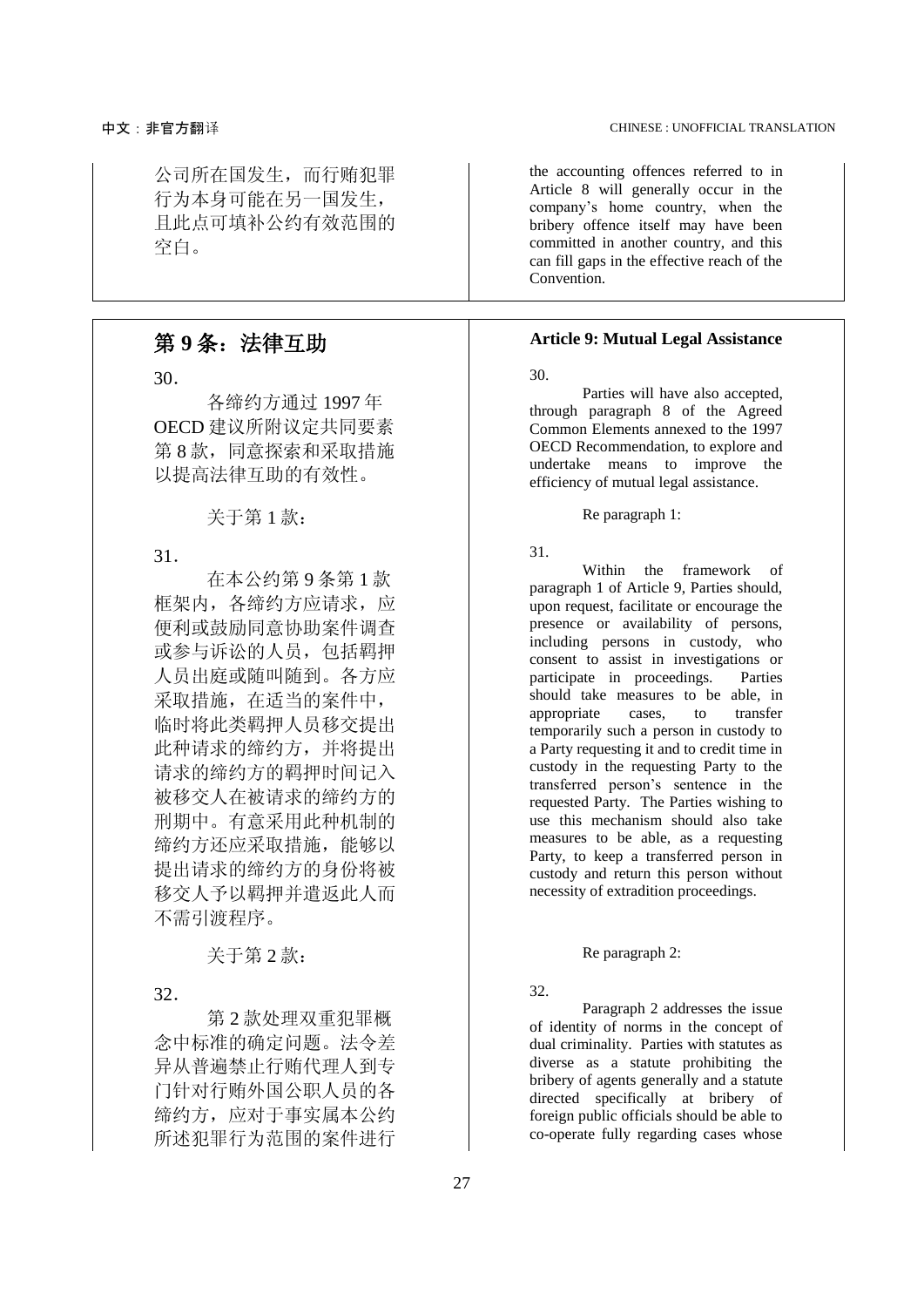公司所在国发生，而行贿犯罪行为本身可能在另一国发生，且此点可填补公约有效范围的空白。

the accounting offences referred to in Article 8 will generally occur in the company's home country, when the bribery offence itself may have been committed in another country, and this can fill gaps in the effective reach of the Convention.

## 第 9 条：法律互助

## Article 9: Mutual Legal Assistance

30.

各缔约方通过 1997 年 OECD 建议所附议定共同要素第 8 款，同意探索和采取措施以提高法律互助的有效性。

30.

Parties will have also accepted, through paragraph 8 of the Agreed Common Elements annexed to the 1997 OECD Recommendation, to explore and undertake means to improve the efficiency of mutual legal assistance.

关于第 1 款：

Re paragraph 1:

31.

在本公约第 9 条第 1 款框架内，各缔约方应请求，应便利或鼓励同意协助案件调查或参与诉讼的人员，包括羁押人员出庭或随叫随到。各方应采取措施，在适当的案件中，临时将此类羁押人员移交提出此种请求的缔约方，并将提出请求的缔约方的羁押时间记入被移交人在被请求的缔约方的刑期中。有意采用此种机制的缔约方还应采取措施，能够以提出请求的缔约方的身份将被移交人予以羁押并遣返此人而不需引渡程序。

31.

Within the framework of paragraph 1 of Article 9, Parties should, upon request, facilitate or encourage the presence or availability of persons, including persons in custody, who consent to assist in investigations or participate in proceedings. Parties should take measures to be able, in appropriate cases, to transfer temporarily such a person in custody to a Party requesting it and to credit time in custody in the requesting Party to the transferred person's sentence in the requested Party. The Parties wishing to use this mechanism should also take measures to be able, as a requesting Party, to keep a transferred person in custody and return this person without necessity of extradition proceedings.

关于第 2 款：

Re paragraph 2:

32.

第 2 款处理双重犯罪概念中标准的确定问题。法令差异从普遍禁止行贿代理人到专门针对行贿外国公职人员的各缔约方，应对于事实属本公约所述犯罪行为范围的案件进行

32.

Paragraph 2 addresses the issue of identity of norms in the concept of dual criminality. Parties with statutes as diverse as a statute prohibiting the bribery of agents generally and a statute directed specifically at bribery of foreign public officials should be able to co-operate fully regarding cases whose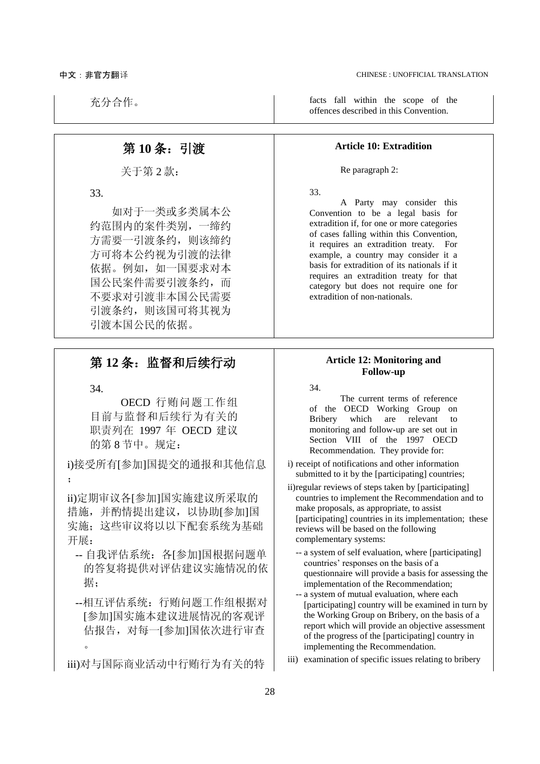充分合作。

facts fall within the scope of the offences described in this Convention.

## 第 10 条：引渡

关于第 2 款：

33.

如对于一类或多类属本公约范围内的案件类别，一缔约方需要一引渡条约，则该缔约方可将本公约视为引渡的法律依据。例如，如一国要求对本国公民案件需要引渡条约，而不要求对引渡非本国公民需要引渡条约，则该国可将其视为引渡本国公民的依据。

## Article 10: Extradition

Re paragraph 2:

33.

A Party may consider this Convention to be a legal basis for extradition if, for one or more categories of cases falling within this Convention, it requires an extradition treaty. For example, a country may consider it a basis for extradition of its nationals if it requires an extradition treaty for that category but does not require one for extradition of non-nationals.

## 第 12 条：监督和后续行动

34.

OECD 行贿问题工作组目前与监督和后续行为有关的职责列在 1997 年 OECD 建议的第 8 节中。规定：

i)接受所有[参加]国提交的通报和其他信息；

ii)定期审议各[参加]国实施建议所采取的措施，并酌情提出建议，以协助[参加]国实施；这些审议将以以下配套系统为基础开展：

- -- 自我评估系统：各[参加]国根据问题单的答复将提供对评估建议实施情况的依据；
- --相互评估系统：行贿问题工作组根据对[参加]国实施本建议进展情况的客观评估报告，对每一[参加]国依次进行审查。

iii)对与国际商业活动中行贿行为有关的特

## Article 12: Monitoring and Follow-up

34.

The current terms of reference of the OECD Working Group on Bribery which are relevant to monitoring and follow-up are set out in Section VIII of the 1997 OECD Recommendation. They provide for:

i) receipt of notifications and other information submitted to it by the [participating] countries;

ii) regular reviews of steps taken by [participating] countries to implement the Recommendation and to make proposals, as appropriate, to assist [participating] countries in its implementation; these reviews will be based on the following complementary systems:

- -- a system of self evaluation, where [participating] countries' responses on the basis of a questionnaire will provide a basis for assessing the implementation of the Recommendation;
- -- a system of mutual evaluation, where each [participating] country will be examined in turn by the Working Group on Bribery, on the basis of a report which will provide an objective assessment of the progress of the [participating] country in implementing the Recommendation.

iii) examination of specific issues relating to bribery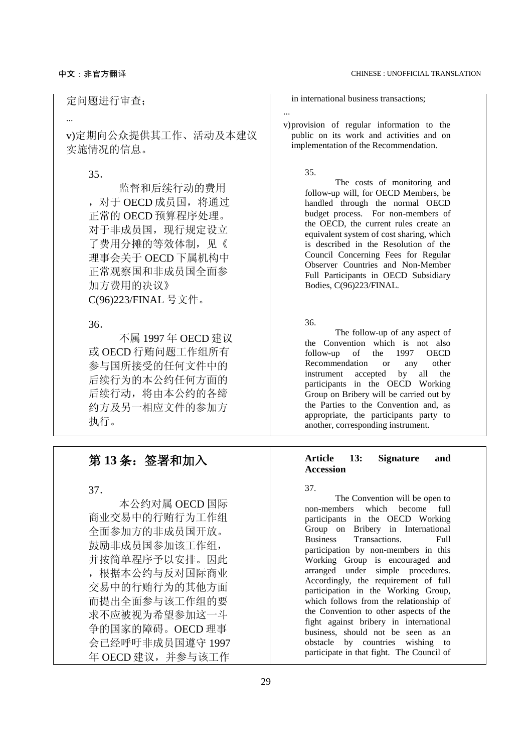定问题进行审查；

...

v)定期向公众提供其工作、活动及本建议实施情况的信息。

35.

监督和后续行动的费用，对于 OECD 成员国，将通过正常的 OECD 预算程序处理。对于非成员国，现行规定设立了费用分摊的等效体制，见《理事会关于 OECD 下属机构中正常观察国和非成员国全面参加方费用的决议》C(96)223/FINAL 号文件。

36.

不属 1997 年 OECD 建议或 OECD 行贿问题工作组所有参与国所接受的任何文件中的后续行为的本公约任何方面的后续行动，将由本公约的各缔约方及另一相应文件的参加方执行。

in international business transactions;

...

v) provision of regular information to the public on its work and activities and on implementation of the Recommendation.

35.

The costs of monitoring and follow-up will, for OECD Members, be handled through the normal OECD budget process. For non-members of the OECD, the current rules create an equivalent system of cost sharing, which is described in the Resolution of the Council Concerning Fees for Regular Observer Countries and Non-Member Full Participants in OECD Subsidiary Bodies, C(96)223/FINAL.

36.

The follow-up of any aspect of the Convention which is not also follow-up of the 1997 OECD Recommendation or any other instrument accepted by all the participants in the OECD Working Group on Bribery will be carried out by the Parties to the Convention and, as appropriate, the participants party to another, corresponding instrument.

## 第 13 条：签署和加入

37.

本公约对属 OECD 国际商业交易中的行贿行为工作组全面参加方的非成员国开放。鼓励非成员国参加该工作组，并按简单程序予以安排。因此，根据本公约与反对国际商业交易中的行贿行为的其他方面而提出全面参与该工作组的要求不应被视为希望参加这一斗争的国家的障碍。OECD 理事会已经呼吁非成员国遵守 1997 年 OECD 建议，并参与该工作

## Article 13: Signature and Accession

37.

The Convention will be open to non-members which become full participants in the OECD Working Group on Bribery in International Business Transactions. Full participation by non-members in this Working Group is encouraged and arranged under simple procedures. Accordingly, the requirement of full participation in the Working Group, which follows from the relationship of the Convention to other aspects of the fight against bribery in international business, should not be seen as an obstacle by countries wishing to participate in that fight. The Council of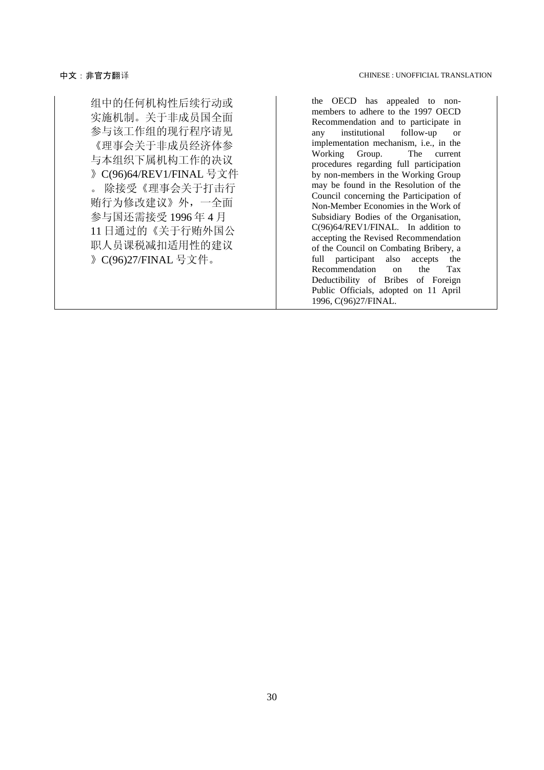| 组中的任何机构性后续行动或实施机制。关于非成员国全面参与该工作组的现行程序请见《理事会关于非成员经济体参与本组织下属机构工作的决议》C(96)64/REV1/FINAL 号文件。除接受《理事会关于打击行贿行为修改建议》外，一全面参与国还需接受 1996 年 4 月 11 日通过的《关于行贿外国公职人员课税减扣适用性的建议》C(96)27/FINAL 号文件。 | the OECD has appealed to non-members to adhere to the 1997 OECD Recommendation and to participate in any institutional follow-up or implementation mechanism, i.e., in the Working Group. The current procedures regarding full participation by non-members in the Working Group may be found in the Resolution of the Council concerning the Participation of Non-Member Economies in the Work of Subsidiary Bodies of the Organisation, C(96)64/REV1/FINAL. In addition to accepting the Revised Recommendation of the Council on Combating Bribery, a full participant also accepts the Recommendation on the Tax Deductibility of Bribes of Foreign Public Officials, adopted on 11 April 1996, C(96)27/FINAL. |
|---|---|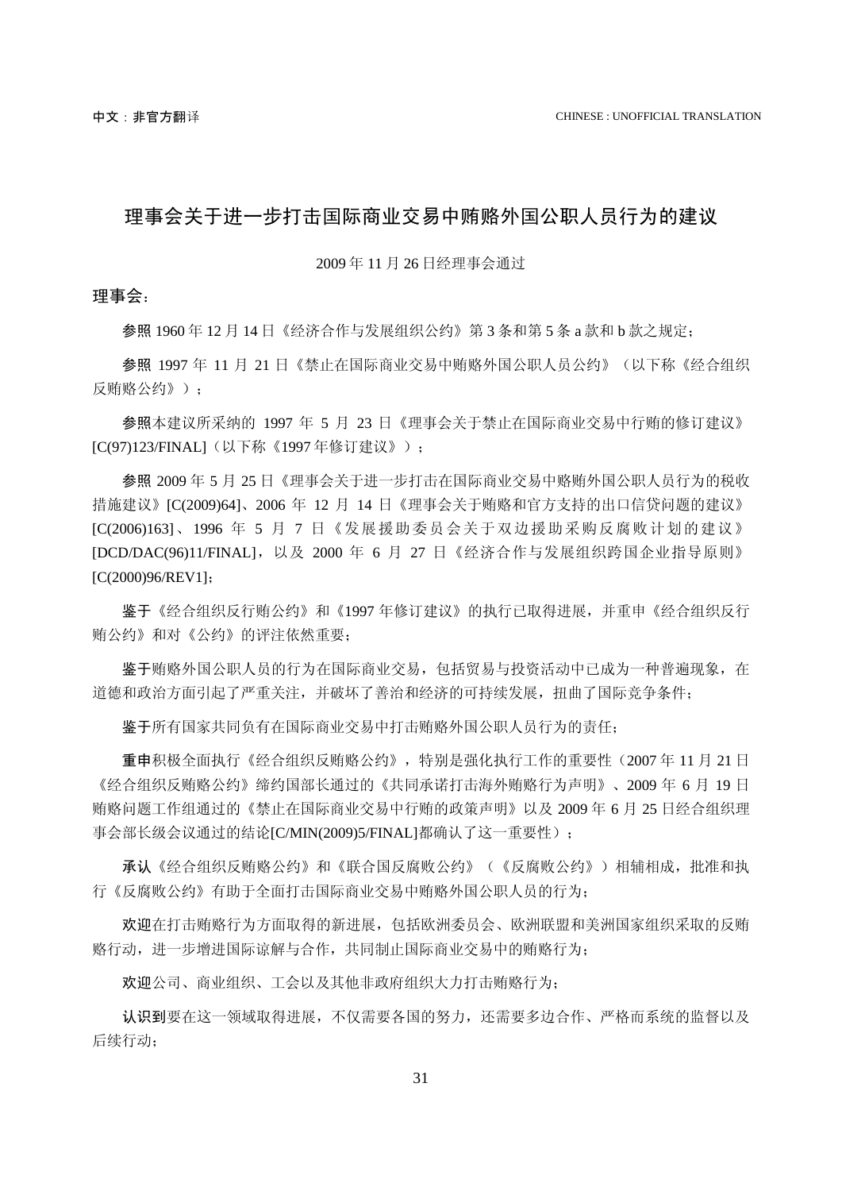# 理事会关于进一步打击国际商业交易中贿赂外国公职人员行为的建议

2009 年 11 月 26 日经理事会通过

**理事会：**

**参照** 1960 年 12 月 14 日《经济合作与发展组织公约》第 3 条和第 5 条 a 款和 b 款之规定；

**参照** 1997 年 11 月 21 日《禁止在国际商业交易中贿赂外国公职人员公约》（以下称《经合组织反贿赂公约》）；

**参照**本建议所采纳的 1997 年 5 月 23 日《理事会关于禁止在国际商业交易中行贿的修订建议》[C(97)123/FINAL]（以下称《1997 年修订建议》）；

**参照** 2009 年 5 月 25 日《理事会关于进一步打击在国际商业交易中赂贿外国公职人员行为的税收措施建议》[C(2009)64]、2006 年 12 月 14 日《理事会关于贿赂和官方支持的出口信贷问题的建议》[C(2006)163]、1996 年 5 月 7 日《发展援助委员会关于双边援助采购反腐败计划的建议》[DCD/DAC(96)11/FINAL]，以及 2000 年 6 月 27 日《经济合作与发展组织跨国企业指导原则》[C(2000)96/REV1]；

**鉴于**《经合组织反行贿公约》和《1997 年修订建议》的执行已取得进展，并重申《经合组织反行贿公约》和对《公约》的评注依然重要；

**鉴于**贿赂外国公职人员的行为在国际商业交易，包括贸易与投资活动中已成为一种普遍现象，在道德和政治方面引起了严重关注，并破坏了善治和经济的可持续发展，扭曲了国际竞争条件；

**鉴于**所有国家共同负有在国际商业交易中打击贿赂外国公职人员行为的责任；

**重申**积极全面执行《经合组织反贿赂公约》，特别是强化执行工作的重要性（2007 年 11 月 21 日《经合组织反贿赂公约》缔约国部长通过的《共同承诺打击海外贿赂行为声明》、2009 年 6 月 19 日贿赂问题工作组通过的《禁止在国际商业交易中行贿的政策声明》以及 2009 年 6 月 25 日经合组织理事会部长级会议通过的结论[C/MIN(2009)5/FINAL]都确认了这一重要性）；

**承认**《经合组织反贿赂公约》和《联合国反腐败公约》（《反腐败公约》）相辅相成，批准和执行《反腐败公约》有助于全面打击国际商业交易中贿赂外国公职人员的行为；

**欢迎**在打击贿赂行为方面取得的新进展，包括欧洲委员会、欧洲联盟和美洲国家组织采取的反贿赂行动，进一步增进国际谅解与合作，共同制止国际商业交易中的贿赂行为；

**欢迎**公司、商业组织、工会以及其他非政府组织大力打击贿赂行为；

**认识到**要在这一领域取得进展，不仅需要各国的努力，还需要多边合作、严格而系统的监督以及后续行动；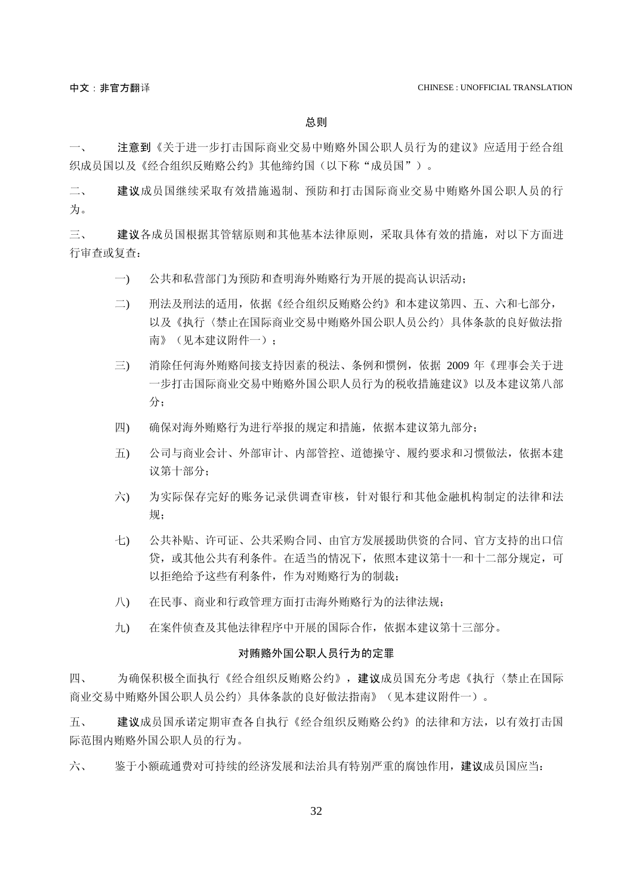## 总则

一、　　**注意到**《关于进一步打击国际商业交易中贿赂外国公职人员行为的建议》应适用于经合组织成员国以及《经合组织反贿赂公约》其他缔约国（以下称“成员国”）。

二、　　**建议**成员国继续采取有效措施遏制、预防和打击国际商业交易中贿赂外国公职人员的行为。

三、　　**建议**各成员国根据其管辖原则和其他基本法律原则，采取具体有效的措施，对以下方面进行审查或复查：

一)　公共和私营部门为预防和查明海外贿赂行为开展的提高认识活动；

二)　刑法及刑法的适用，依据《经合组织反贿赂公约》和本建议第四、五、六和七部分，以及《执行〈禁止在国际商业交易中贿赂外国公职人员公约〉具体条款的良好做法指南》（见本建议附件一）；

三)　消除任何海外贿赂间接支持因素的税法、条例和惯例，依据 2009 年《理事会关于进一步打击国际商业交易中贿赂外国公职人员行为的税收措施建议》以及本建议第八部分；

四)　确保对海外贿赂行为进行举报的规定和措施，依据本建议第九部分；

五)　公司与商业会计、外部审计、内部管控、道德操守、履约要求和习惯做法，依据本建议第十部分；

六)　为实际保存完好的账务记录供调查审核，针对银行和其他金融机构制定的法律和法规；

七)　公共补贴、许可证、公共采购合同、由官方发展援助供资的合同、官方支持的出口信贷，或其他公共有利条件。在适当的情况下，依照本建议第十一和十二部分规定，可以拒绝给予这些有利条件，作为对贿赂行为的制裁；

八)　在民事、商业和行政管理方面打击海外贿赂行为的法律法规；

九)　在案件侦查及其他法律程序中开展的国际合作，依据本建议第十三部分。

## 对贿赂外国公职人员行为的定罪

四、　　为确保积极全面执行《经合组织反贿赂公约》，**建议**成员国充分考虑《执行〈禁止在国际商业交易中贿赂外国公职人员公约〉具体条款的良好做法指南》（见本建议附件一）。

五、　　**建议**成员国承诺定期审查各自执行《经合组织反贿赂公约》的法律和方法，以有效打击国际范围内贿赂外国公职人员的行为。

六、　　鉴于小额疏通费对可持续的经济发展和法治具有特别严重的腐蚀作用，**建议**成员国应当：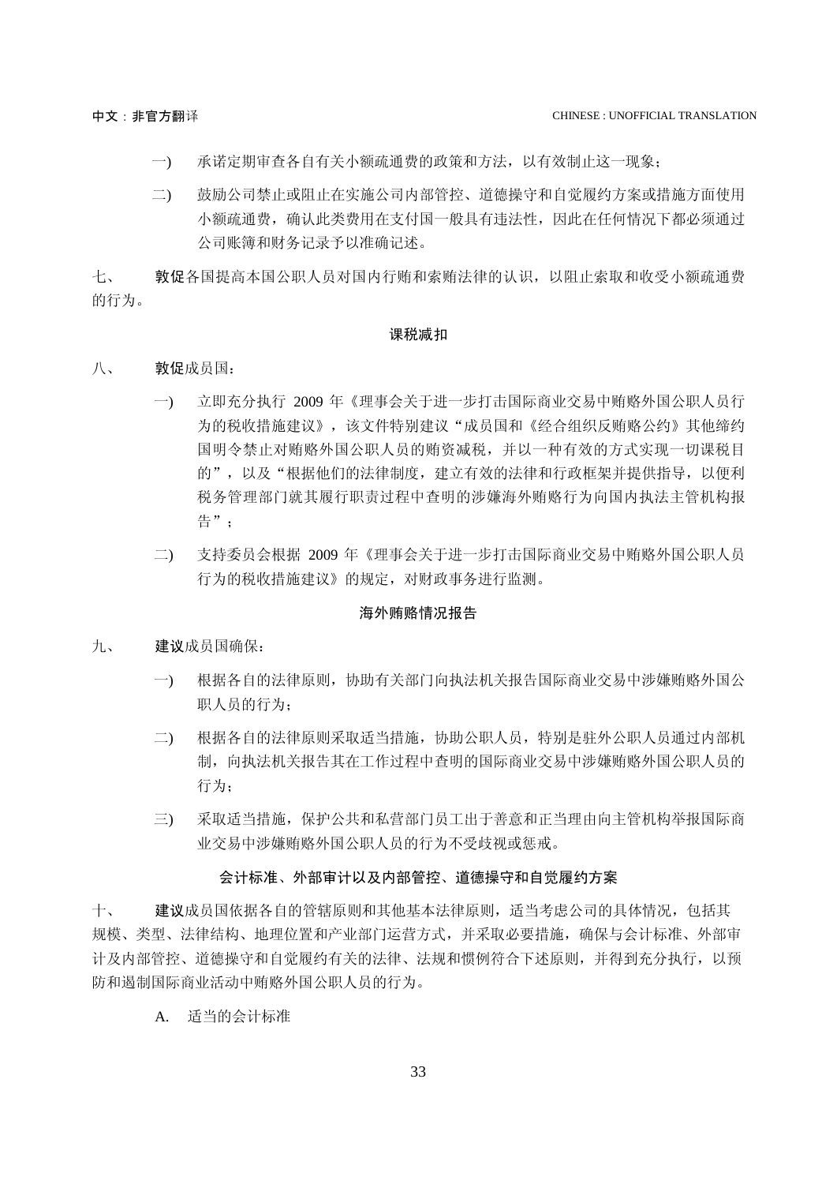一) 承诺定期审查各自有关小额疏通费的政策和方法，以有效制止这一现象；

二) 鼓励公司禁止或阻止在实施公司内部管控、道德操守和自觉履约方案或措施方面使用小额疏通费，确认此类费用在支付国一般具有违法性，因此在任何情况下都必须通过公司账簿和财务记录予以准确记述。

七、 **敦促**各国提高本国公职人员对国内行贿和索贿法律的认识，以阻止索取和收受小额疏通费的行为。

**课税减扣**

八、 **敦促**成员国：

一) 立即充分执行 2009 年《理事会关于进一步打击国际商业交易中贿赂外国公职人员行为的税收措施建议》，该文件特别建议"成员国和《经合组织反贿赂公约》其他缔约国明令禁止对贿赂外国公职人员的贿资减税，并以一种有效的方式实现一切课税目的"，以及"根据他们的法律制度，建立有效的法律和行政框架并提供指导，以便利税务管理部门就其履行职责过程中查明的涉嫌海外贿赂行为向国内执法主管机构报告"；

二) 支持委员会根据 2009 年《理事会关于进一步打击国际商业交易中贿赂外国公职人员行为的税收措施建议》的规定，对财政事务进行监测。

**海外贿赂情况报告**

九、 **建议**成员国确保：

一) 根据各自的法律原则，协助有关部门向执法机关报告国际商业交易中涉嫌贿赂外国公职人员的行为；

二) 根据各自的法律原则采取适当措施，协助公职人员，特别是驻外公职人员通过内部机制，向执法机关报告其在工作过程中查明的国际商业交易中涉嫌贿赂外国公职人员的行为；

三) 采取适当措施，保护公共和私营部门员工出于善意和正当理由向主管机构举报国际商业交易中涉嫌贿赂外国公职人员的行为不受歧视或惩戒。

**会计标准、外部审计以及内部管控、道德操守和自觉履约方案**

十、 **建议**成员国依据各自的管辖原则和其他基本法律原则，适当考虑公司的具体情况，包括其规模、类型、法律结构、地理位置和产业部门运营方式，并采取必要措施，确保与会计标准、外部审计及内部管控、道德操守和自觉履约有关的法律、法规和惯例符合下述原则，并得到充分执行，以预防和遏制国际商业活动中贿赂外国公职人员的行为。

A. 适当的会计标准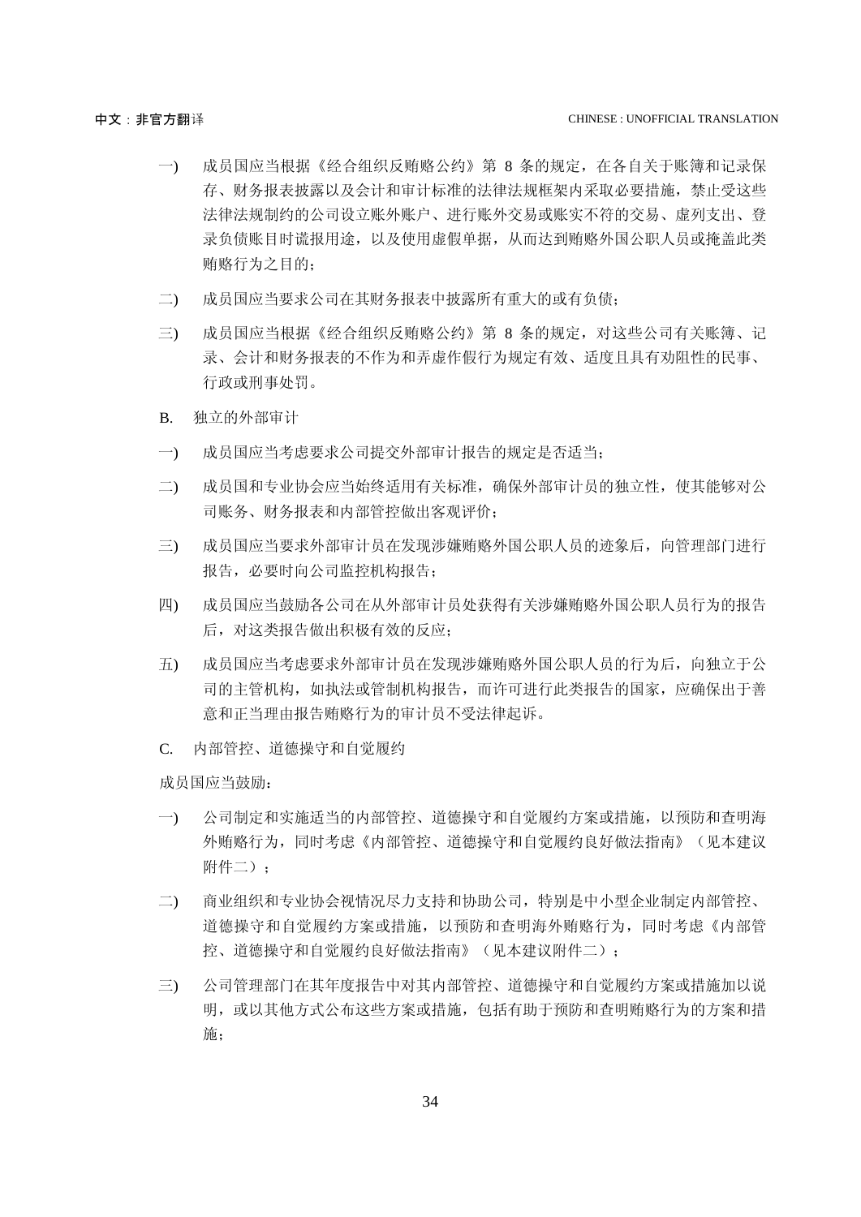一) 成员国应当根据《经合组织反贿赂公约》第 8 条的规定，在各自关于账簿和记录保存、财务报表披露以及会计和审计标准的法律法规框架内采取必要措施，禁止受这些法律法规制约的公司设立账外账户、进行账外交易或账实不符的交易、虚列支出、登录负债账目时谎报用途，以及使用虚假单据，从而达到贿赂外国公职人员或掩盖此类贿赂行为之目的；

二) 成员国应当要求公司在其财务报表中披露所有重大的或有负债；

三) 成员国应当根据《经合组织反贿赂公约》第 8 条的规定，对这些公司有关账簿、记录、会计和财务报表的不作为和弄虚作假行为规定有效、适度且具有劝阻性的民事、行政或刑事处罚。

B. 独立的外部审计

一) 成员国应当考虑要求公司提交外部审计报告的规定是否适当；

二) 成员国和专业协会应当始终适用有关标准，确保外部审计员的独立性，使其能够对公司账务、财务报表和内部管控做出客观评价；

三) 成员国应当要求外部审计员在发现涉嫌贿赂外国公职人员的迹象后，向管理部门进行报告，必要时向公司监控机构报告；

四) 成员国应当鼓励各公司在从外部审计员处获得有关涉嫌贿赂外国公职人员行为的报告后，对这类报告做出积极有效的反应；

五) 成员国应当考虑要求外部审计员在发现涉嫌贿赂外国公职人员的行为后，向独立于公司的主管机构，如执法或管制机构报告，而许可进行此类报告的国家，应确保出于善意和正当理由报告贿赂行为的审计员不受法律起诉。

C. 内部管控、道德操守和自觉履约

成员国应当鼓励：

一) 公司制定和实施适当的内部管控、道德操守和自觉履约方案或措施，以预防和查明海外贿赂行为，同时考虑《内部管控、道德操守和自觉履约良好做法指南》（见本建议附件二）；

二) 商业组织和专业协会视情况尽力支持和协助公司，特别是中小型企业制定内部管控、道德操守和自觉履约方案或措施，以预防和查明海外贿赂行为，同时考虑《内部管控、道德操守和自觉履约良好做法指南》（见本建议附件二）；

三) 公司管理部门在其年度报告中对其内部管控、道德操守和自觉履约方案或措施加以说明，或以其他方式公布这些方案或措施，包括有助于预防和查明贿赂行为的方案和措施；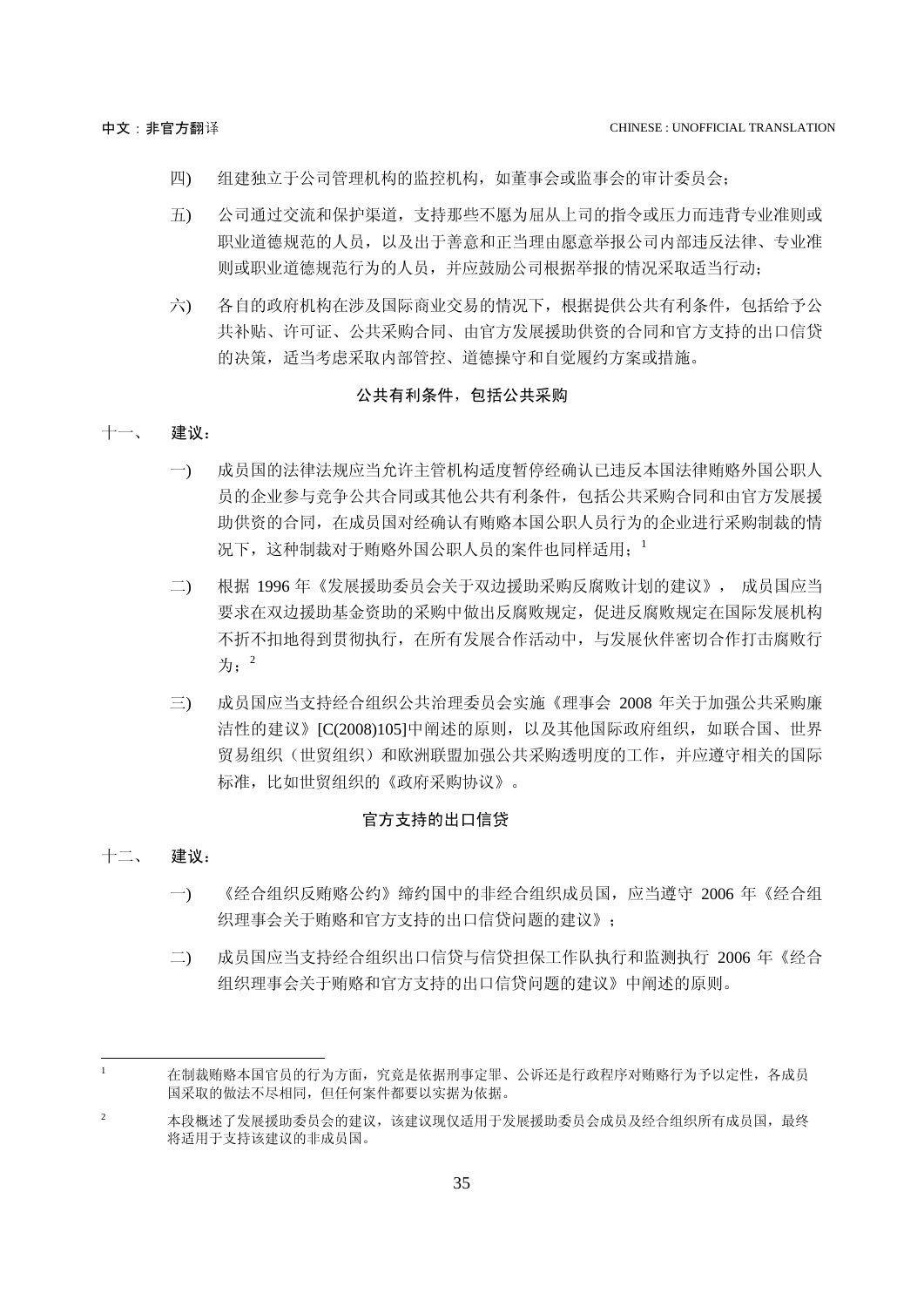四) 组建独立于公司管理机构的监控机构，如董事会或监事会的审计委员会；

五) 公司通过交流和保护渠道，支持那些不愿为屈从上司的指令或压力而违背专业准则或职业道德规范的人员，以及出于善意和正当理由愿意举报公司内部违反法律、专业准则或职业道德规范行为的人员，并应鼓励公司根据举报的情况采取适当行动；

六) 各自的政府机构在涉及国际商业交易的情况下，根据提供公共有利条件，包括给予公共补贴、许可证、公共采购合同、由官方发展援助供资的合同和官方支持的出口信贷的决策，适当考虑采取内部管控、道德操守和自觉履约方案或措施。

### 公共有利条件，包括公共采购

十一、 **建议：**

一) 成员国的法律法规应当允许主管机构适度暂停经确认已违反本国法律贿赂外国公职人员的企业参与竞争公共合同或其他公共有利条件，包括公共采购合同和由官方发展援助供资的合同，在成员国对经确认有贿赂本国公职人员行为的企业进行采购制裁的情况下，这种制裁对于贿赂外国公职人员的案件也同样适用；[1]

二) 根据 1996 年《发展援助委员会关于双边援助采购反腐败计划的建议》，成员国应当要求在双边援助基金资助的采购中做出反腐败规定，促进反腐败规定在国际发展机构不折不扣地得到贯彻执行，在所有发展合作活动中，与发展伙伴密切合作打击腐败行为；[2]

三) 成员国应当支持经合组织公共治理委员会实施《理事会 2008 年关于加强公共采购廉洁性的建议》[C(2008)105]中阐述的原则，以及其他国际政府组织，如联合国、世界贸易组织（世贸组织）和欧洲联盟加强公共采购透明度的工作，并应遵守相关的国际标准，比如世贸组织的《政府采购协议》。

### 官方支持的出口信贷

十二、 **建议：**

一) 《经合组织反贿赂公约》缔约国中的非经合组织成员国，应当遵守 2006 年《经合组织理事会关于贿赂和官方支持的出口信贷问题的建议》；

二) 成员国应当支持经合组织出口信贷与信贷担保工作队执行和监测执行 2006 年《经合组织理事会关于贿赂和官方支持的出口信贷问题的建议》中阐述的原则。

---

[1] 在制裁贿赂本国官员的行为方面，究竟是依据刑事定罪、公诉还是行政程序对贿赂行为予以定性，各成员国采取的做法不尽相同，但任何案件都要以实据为依据。

[2] 本段概述了发展援助委员会的建议，该建议现仅适用于发展援助委员会成员及经合组织所有成员国，最终将适用于支持该建议的非成员国。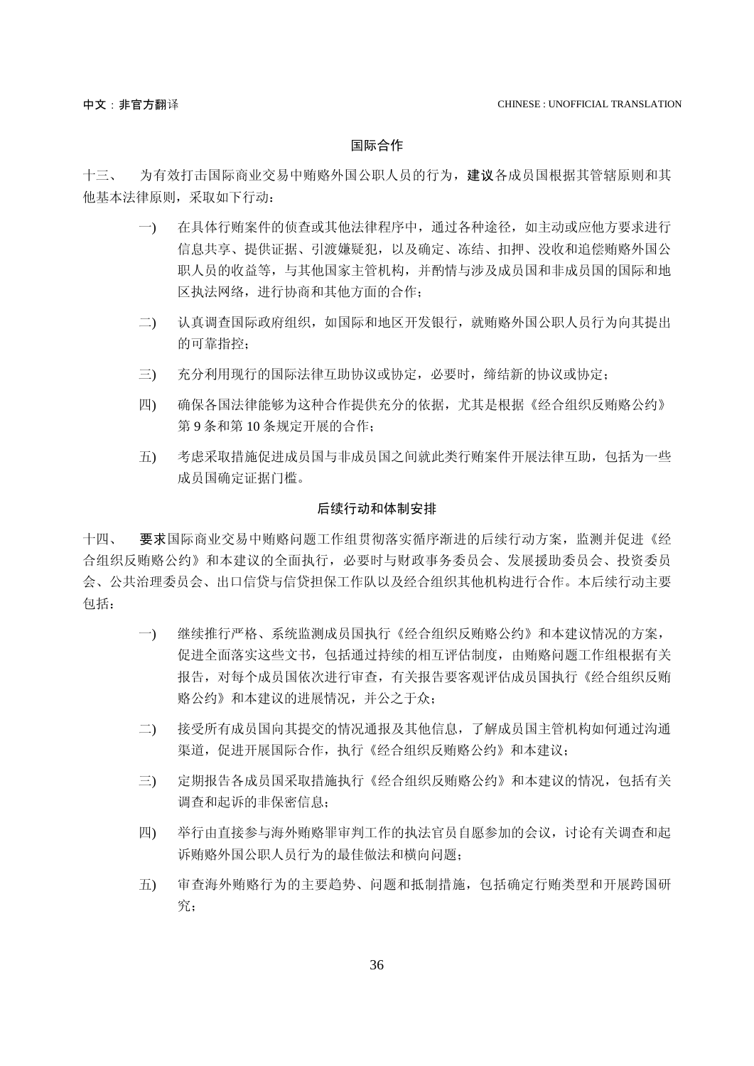### 国际合作

十三、 为有效打击国际商业交易中贿赂外国公职人员的行为，**建议**各成员国根据其管辖原则和其他基本法律原则，采取如下行动：

一) 在具体行贿案件的侦查或其他法律程序中，通过各种途径，如主动或应他方要求进行信息共享、提供证据、引渡嫌疑犯，以及确定、冻结、扣押、没收和追偿贿赂外国公职人员的收益等，与其他国家主管机构，并酌情与涉及成员国和非成员国的国际和地区执法网络，进行协商和其他方面的合作；

二) 认真调查国际政府组织，如国际和地区开发银行，就贿赂外国公职人员行为向其提出的可靠指控；

三) 充分利用现行的国际法律互助协议或协定，必要时，缔结新的协议或协定；

四) 确保各国法律能够为这种合作提供充分的依据，尤其是根据《经合组织反贿赂公约》第 9 条和第 10 条规定开展的合作；

五) 考虑采取措施促进成员国与非成员国之间就此类行贿案件开展法律互助，包括为一些成员国确定证据门槛。

### 后续行动和体制安排

十四、 **要求**国际商业交易中贿赂问题工作组贯彻落实循序渐进的后续行动方案，监测并促进《经合组织反贿赂公约》和本建议的全面执行，必要时与财政事务委员会、发展援助委员会、投资委员会、公共治理委员会、出口信贷与信贷担保工作队以及经合组织其他机构进行合作。本后续行动主要包括：

一) 继续推行严格、系统监测成员国执行《经合组织反贿赂公约》和本建议情况的方案，促进全面落实这些文书，包括通过持续的相互评估制度，由贿赂问题工作组根据有关报告，对每个成员国依次进行审查，有关报告要客观评估成员国执行《经合组织反贿赂公约》和本建议的进展情况，并公之于众；

二) 接受所有成员国向其提交的情况通报及其他信息，了解成员国主管机构如何通过沟通渠道，促进开展国际合作，执行《经合组织反贿赂公约》和本建议；

三) 定期报告各成员国采取措施执行《经合组织反贿赂公约》和本建议的情况，包括有关调查和起诉的非保密信息；

四) 举行由直接参与海外贿赂罪审判工作的执法官员自愿参加的会议，讨论有关调查和起诉贿赂外国公职人员行为的最佳做法和横向问题；

五) 审查海外贿赂行为的主要趋势、问题和抵制措施，包括确定行贿类型和开展跨国研究；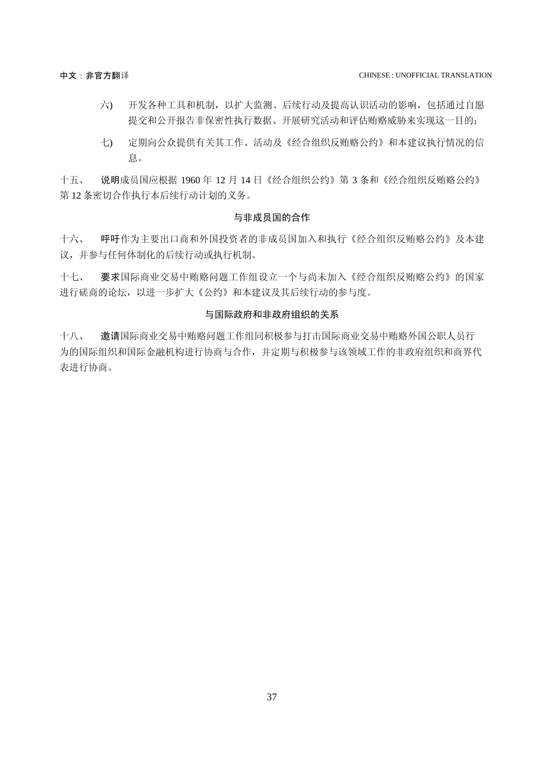六) 开发各种工具和机制，以扩大监测、后续行动及提高认识活动的影响，包括通过自愿提交和公开报告非保密性执行数据、开展研究活动和评估贿赂威胁来实现这一目的；

七) 定期向公众提供有关其工作、活动及《经合组织反贿赂公约》和本建议执行情况的信息。

十五、 **说明**成员国应根据 1960 年 12 月 14 日《经合组织公约》第 3 条和《经合组织反贿赂公约》第 12 条密切合作执行本后续行动计划的义务。

### 与非成员国的合作

十六、 **呼吁**作为主要出口商和外国投资者的非成员国加入和执行《经合组织反贿赂公约》及本建议，并参与任何体制化的后续行动或执行机制。

十七、 **要求**国际商业交易中贿赂问题工作组设立一个与尚未加入《经合组织反贿赂公约》的国家进行磋商的论坛，以进一步扩大《公约》和本建议及其后续行动的参与度。

### 与国际政府和非政府组织的关系

十八、 **邀请**国际商业交易中贿赂问题工作组同积极参与打击国际商业交易中贿赂外国公职人员行为的国际组织和国际金融机构进行协商与合作，并定期与积极参与该领域工作的非政府组织和商界代表进行协商。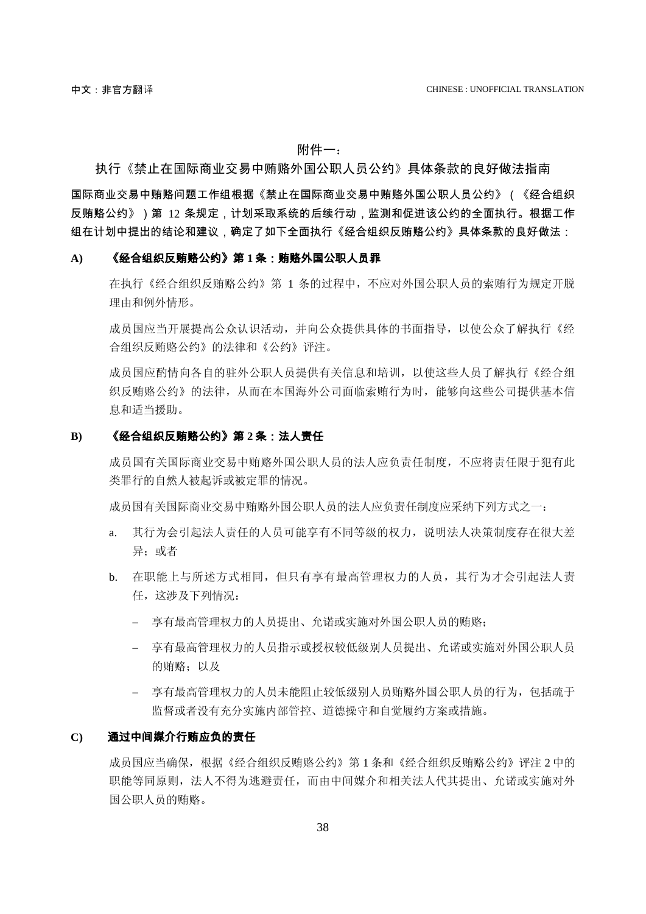# 附件一：

## 执行《禁止在国际商业交易中贿赂外国公职人员公约》具体条款的良好做法指南

**国际商业交易中贿赂问题工作组根据《禁止在国际商业交易中贿赂外国公职人员公约》（《经合组织反贿赂公约》）第 12 条规定，计划采取系统的后续行动，监测和促进该公约的全面执行。根据工作组在计划中提出的结论和建议，确定了如下全面执行《经合组织反贿赂公约》具体条款的良好做法：**

### A) 《经合组织反贿赂公约》第 1 条：贿赂外国公职人员罪

在执行《经合组织反贿赂公约》第 1 条的过程中，不应对外国公职人员的索贿行为规定开脱理由和例外情形。

成员国应当开展提高公众认识活动，并向公众提供具体的书面指导，以使公众了解执行《经合组织反贿赂公约》的法律和《公约》评注。

成员国应酌情向各自的驻外公职人员提供有关信息和培训，以使这些人员了解执行《经合组织反贿赂公约》的法律，从而在本国海外公司面临索贿行为时，能够向这些公司提供基本信息和适当援助。

### B) 《经合组织反贿赂公约》第 2 条：法人责任

成员国有关国际商业交易中贿赂外国公职人员的法人应负责任制度，不应将责任限于犯有此类罪行的自然人被起诉或被定罪的情况。

成员国有关国际商业交易中贿赂外国公职人员的法人应负责任制度应采纳下列方式之一：

a. 其行为会引起法人责任的人员可能享有不同等级的权力，说明法人决策制度存在很大差异；或者

b. 在职能上与所述方式相同，但只有享有最高管理权力的人员，其行为才会引起法人责任，这涉及下列情况：

   – 享有最高管理权力的人员提出、允诺或实施对外国公职人员的贿赂；

   – 享有最高管理权力的人员指示或授权较低级别人员提出、允诺或实施对外国公职人员的贿赂；以及

   – 享有最高管理权力的人员未能阻止较低级别人员贿赂外国公职人员的行为，包括疏于监督或者没有充分实施内部管控、道德操守和自觉履约方案或措施。

### C) 通过中间媒介行贿应负的责任

成员国应当确保，根据《经合组织反贿赂公约》第 1 条和《经合组织反贿赂公约》评注 2 中的职能等同原则，法人不得为逃避责任，而由中间媒介和相关法人代其提出、允诺或实施对外国公职人员的贿赂。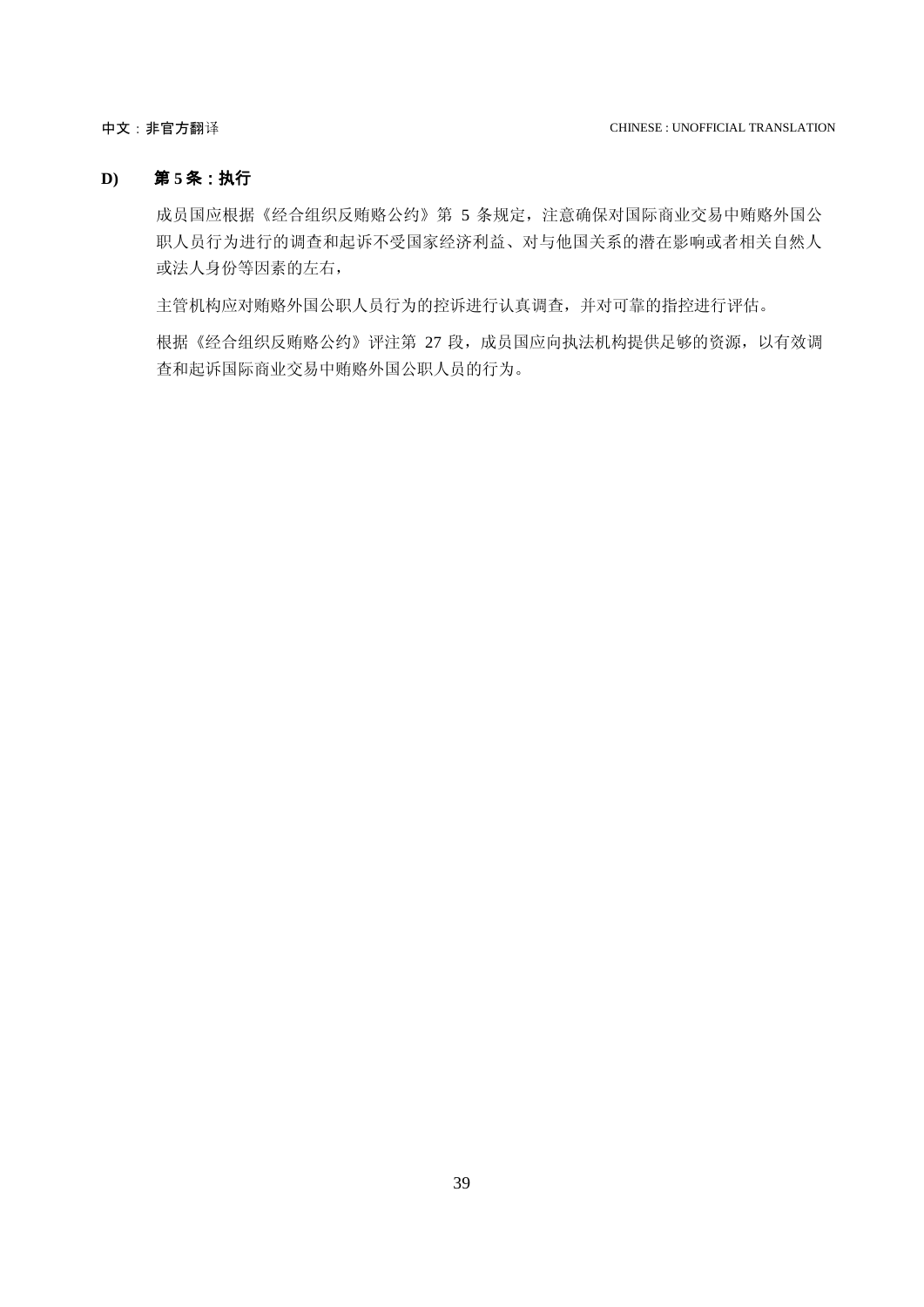## D) 第 5 条：执行

成员国应根据《经合组织反贿赂公约》第 5 条规定，注意确保对国际商业交易中贿赂外国公职人员行为进行的调查和起诉不受国家经济利益、对与他国关系的潜在影响或者相关自然人或法人身份等因素的左右，

主管机构应对贿赂外国公职人员行为的控诉进行认真调查，并对可靠的指控进行评估。

根据《经合组织反贿赂公约》评注第 27 段，成员国应向执法机构提供足够的资源，以有效调查和起诉国际商业交易中贿赂外国公职人员的行为。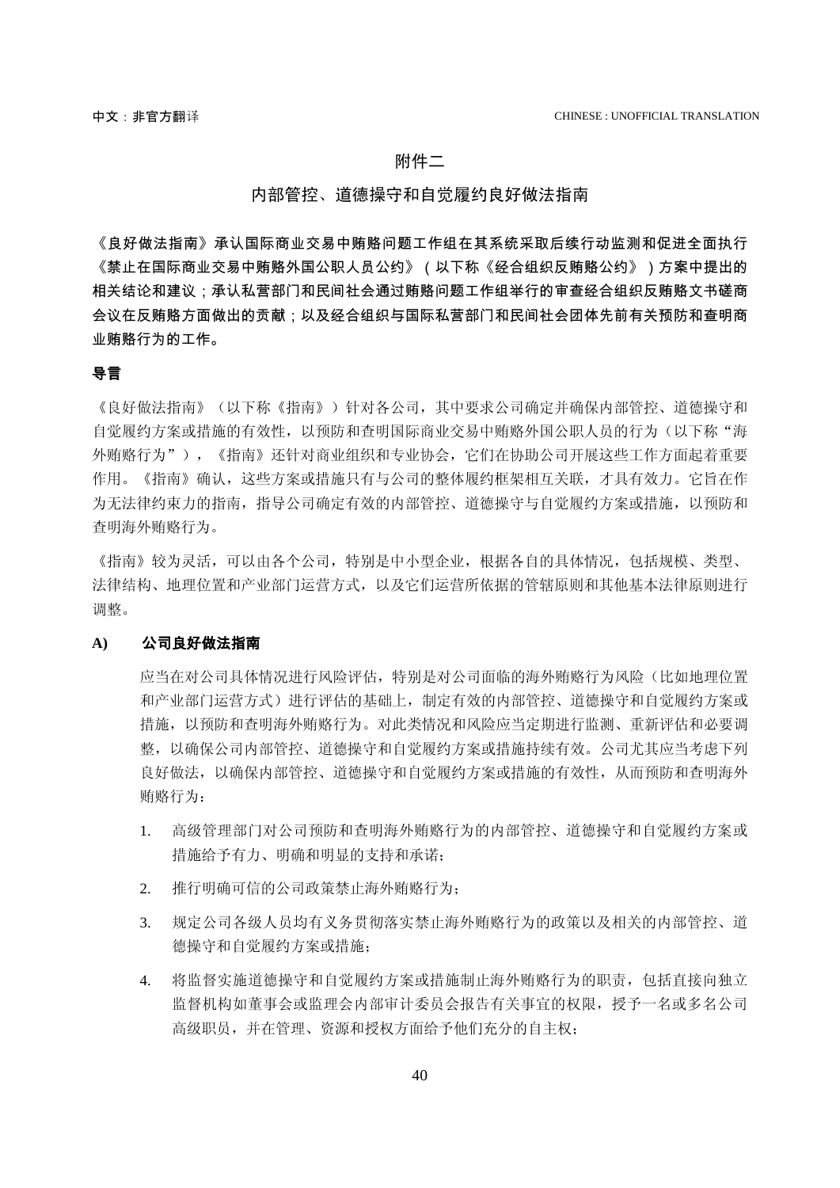# 附件二

## 内部管控、道德操守和自觉履约良好做法指南

**《良好做法指南》承认国际商业交易中贿赂问题工作组在其系统采取后续行动监测和促进全面执行《禁止在国际商业交易中贿赂外国公职人员公约》（以下称《经合组织反贿赂公约》）方案中提出的相关结论和建议；承认私营部门和民间社会通过贿赂问题工作组举行的审查经合组织反贿赂文书磋商会议在反贿赂方面做出的贡献；以及经合组织与国际私营部门和民间社会团体先前有关预防和查明商业贿赂行为的工作。**

### 导言

《良好做法指南》（以下称《指南》）针对各公司，其中要求公司确定并确保内部管控、道德操守和自觉履约方案或措施的有效性，以预防和查明国际商业交易中贿赂外国公职人员的行为（以下称"海外贿赂行为"），《指南》还针对商业组织和专业协会，它们在协助公司开展这些工作方面起着重要作用。《指南》确认，这些方案或措施只有与公司的整体履约框架相互关联，才具有效力。它旨在作为无法律约束力的指南，指导公司确定有效的内部管控、道德操守与自觉履约方案或措施，以预防和查明海外贿赂行为。

《指南》较为灵活，可以由各个公司，特别是中小型企业，根据各自的具体情况，包括规模、类型、法律结构、地理位置和产业部门运营方式，以及它们运营所依据的管辖原则和其他基本法律原则进行调整。

### A) 公司良好做法指南

应当在对公司具体情况进行风险评估，特别是对公司面临的海外贿赂行为风险（比如地理位置和产业部门运营方式）进行评估的基础上，制定有效的内部管控、道德操守和自觉履约方案或措施，以预防和查明海外贿赂行为。对此类情况和风险应当定期进行监测、重新评估和必要调整，以确保公司内部管控、道德操守和自觉履约方案或措施持续有效。公司尤其应当考虑下列良好做法，以确保内部管控、道德操守和自觉履约方案或措施的有效性，从而预防和查明海外贿赂行为：

1. 高级管理部门对公司预防和查明海外贿赂行为的内部管控、道德操守和自觉履约方案或措施给予有力、明确和明显的支持和承诺；

2. 推行明确可信的公司政策禁止海外贿赂行为；

3. 规定公司各级人员均有义务贯彻落实禁止海外贿赂行为的政策以及相关的内部管控、道德操守和自觉履约方案或措施；

4. 将监督实施道德操守和自觉履约方案或措施制止海外贿赂行为的职责，包括直接向独立监督机构如董事会或监理会内部审计委员会报告有关事宜的权限，授予一名或多名公司高级职员，并在管理、资源和授权方面给予他们充分的自主权；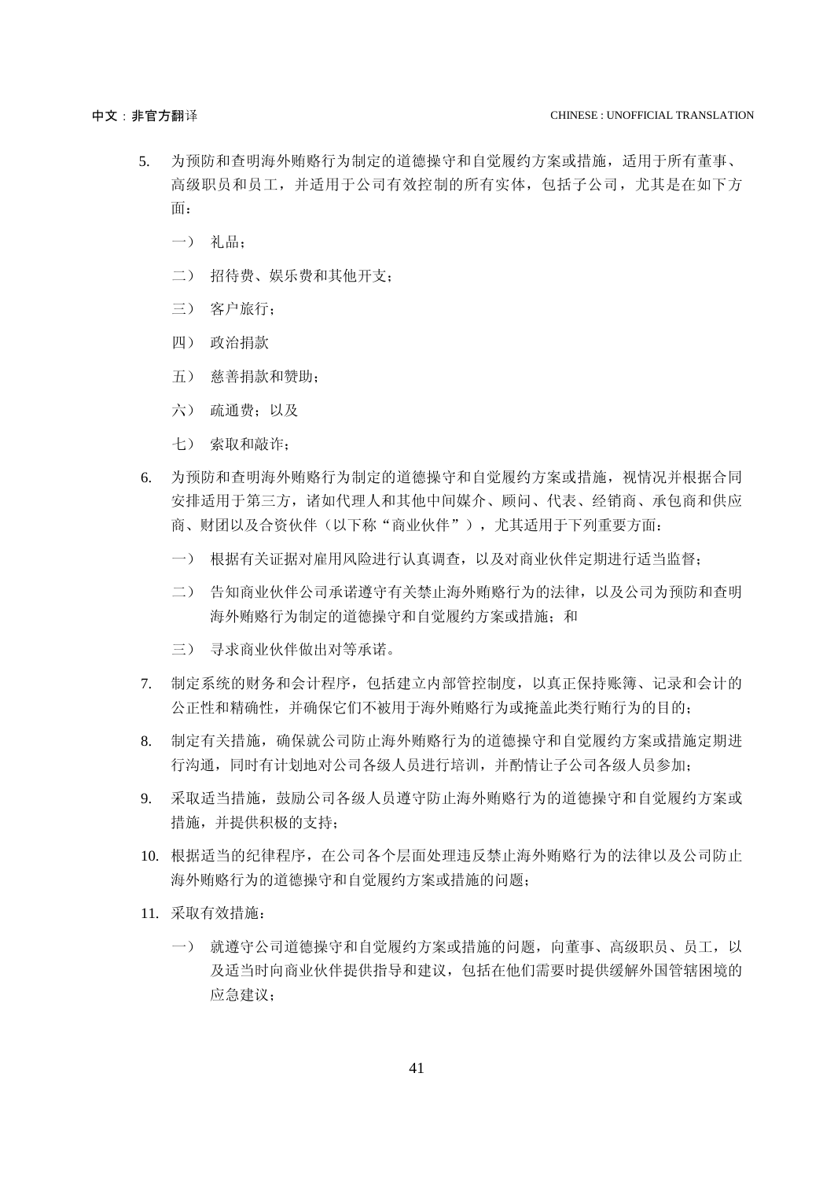5. 为预防和查明海外贿赂行为制定的道德操守和自觉履约方案或措施，适用于所有董事、高级职员和员工，并适用于公司有效控制的所有实体，包括子公司，尤其是在如下方面：

   一） 礼品；

   二） 招待费、娱乐费和其他开支；

   三） 客户旅行；

   四） 政治捐款

   五） 慈善捐款和赞助；

   六） 疏通费；以及

   七） 索取和敲诈；

6. 为预防和查明海外贿赂行为制定的道德操守和自觉履约方案或措施，视情况并根据合同安排适用于第三方，诸如代理人和其他中间媒介、顾问、代表、经销商、承包商和供应商、财团以及合资伙伴（以下称"商业伙伴"），尤其适用于下列重要方面：

   一） 根据有关证据对雇用风险进行认真调查，以及对商业伙伴定期进行适当监督；

   二） 告知商业伙伴公司承诺遵守有关禁止海外贿赂行为的法律，以及公司为预防和查明海外贿赂行为制定的道德操守和自觉履约方案或措施；和

   三） 寻求商业伙伴做出对等承诺。

7. 制定系统的财务和会计程序，包括建立内部管控制度，以真正保持账簿、记录和会计的公正性和精确性，并确保它们不被用于海外贿赂行为或掩盖此类行贿行为的目的；

8. 制定有关措施，确保就公司防止海外贿赂行为的道德操守和自觉履约方案或措施定期进行沟通，同时有计划地对公司各级人员进行培训，并酌情让子公司各级人员参加；

9. 采取适当措施，鼓励公司各级人员遵守防止海外贿赂行为的道德操守和自觉履约方案或措施，并提供积极的支持；

10. 根据适当的纪律程序，在公司各个层面处理违反禁止海外贿赂行为的法律以及公司防止海外贿赂行为的道德操守和自觉履约方案或措施的问题；

11. 采取有效措施：

    一） 就遵守公司道德操守和自觉履约方案或措施的问题，向董事、高级职员、员工，以及适当时向商业伙伴提供指导和建议，包括在他们需要时提供缓解外国管辖困境的应急建议；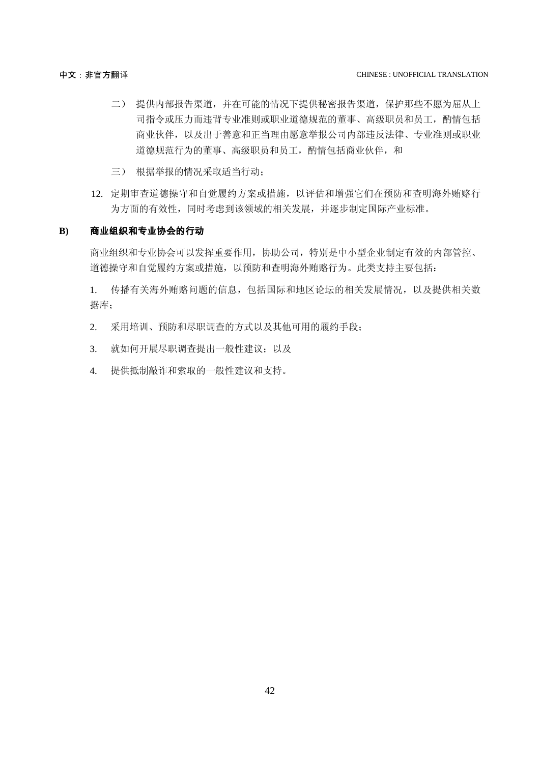二） 提供内部报告渠道，并在可能的情况下提供秘密报告渠道，保护那些不愿为屈从上司指令或压力而违背专业准则或职业道德规范的董事、高级职员和员工，酌情包括商业伙伴，以及出于善意和正当理由愿意举报公司内部违反法律、专业准则或职业道德规范行为的董事、高级职员和员工，酌情包括商业伙伴，和

三） 根据举报的情况采取适当行动；

12. 定期审查道德操守和自觉履约方案或措施，以评估和增强它们在预防和查明海外贿赂行为方面的有效性，同时考虑到该领域的相关发展，并逐步制定国际产业标准。

**B) 商业组织和专业协会的行动**

商业组织和专业协会可以发挥重要作用，协助公司，特别是中小型企业制定有效的内部管控、道德操守和自觉履约方案或措施，以预防和查明海外贿赂行为。此类支持主要包括：

1. 传播有关海外贿赂问题的信息，包括国际和地区论坛的相关发展情况，以及提供相关数据库；

2. 采用培训、预防和尽职调查的方式以及其他可用的履约手段；

3. 就如何开展尽职调查提出一般性建议；以及

4. 提供抵制敲诈和索取的一般性建议和支持。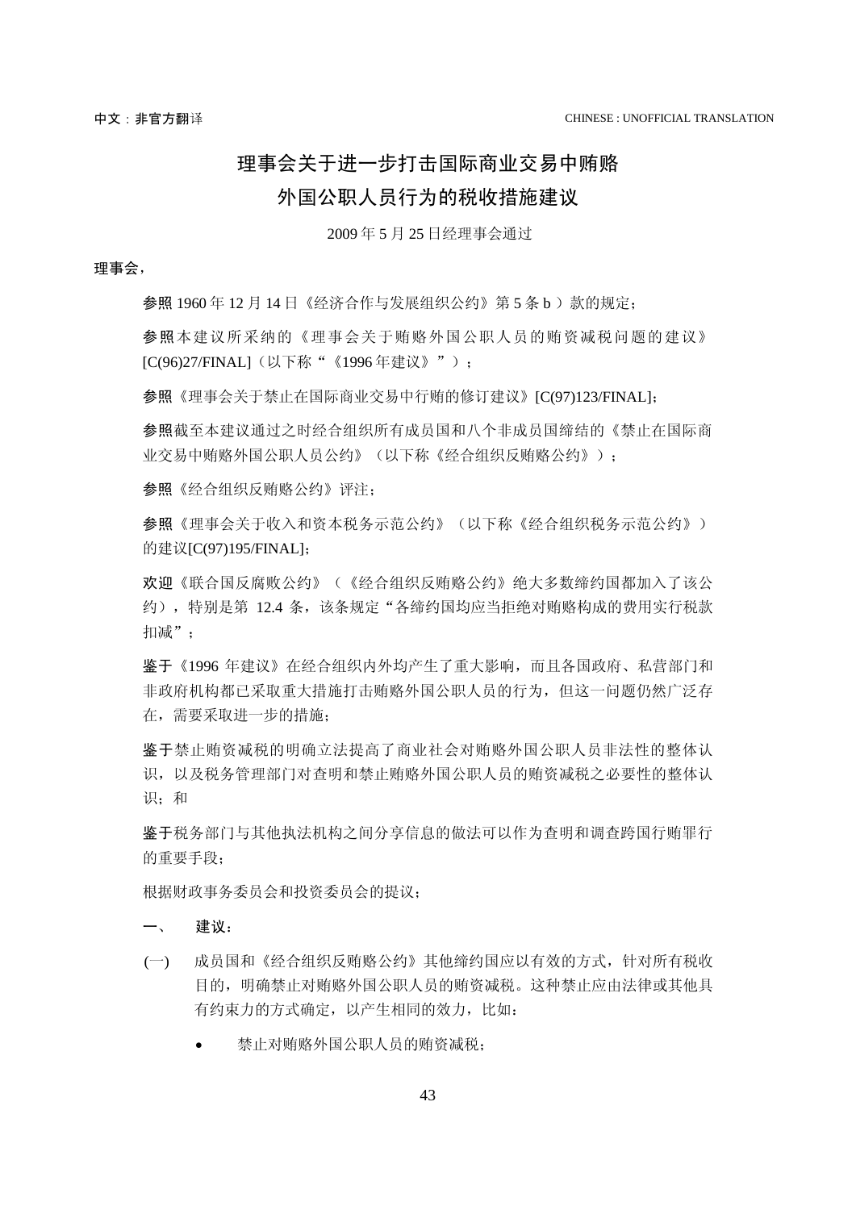中文：**非官方翻**译　　　　CHINESE : UNOFFICIAL TRANSLATION

# 理事会关于进一步打击国际商业交易中贿赂外国公职人员行为的税收措施建议

2009 年 5 月 25 日经理事会通过

**理事会，**

**参照** 1960 年 12 月 14 日《经济合作与发展组织公约》第 5 条 b ）款的规定；

**参照**本建议所采纳的《理事会关于贿赂外国公职人员的贿资减税问题的建议》[C(96)27/FINAL]（以下称"《1996 年建议》"）；

**参照**《理事会关于禁止在国际商业交易中行贿的修订建议》[C(97)123/FINAL]；

**参照**截至本建议通过之时经合组织所有成员国和八个非成员国缔结的《禁止在国际商业交易中贿赂外国公职人员公约》（以下称《经合组织反贿赂公约》）；

**参照**《经合组织反贿赂公约》评注；

**参照**《理事会关于收入和资本税务示范公约》（以下称《经合组织税务示范公约》）的建议[C(97)195/FINAL]；

**欢迎**《联合国反腐败公约》（《经合组织反贿赂公约》绝大多数缔约国都加入了该公约），特别是第 12.4 条，该条规定"各缔约国均应当拒绝对贿赂构成的费用实行税款扣减"；

**鉴于**《1996 年建议》在经合组织内外均产生了重大影响，而且各国政府、私营部门和非政府机构都已采取重大措施打击贿赂外国公职人员的行为，但这一问题仍然广泛存在，需要采取进一步的措施；

**鉴于**禁止贿资减税的明确立法提高了商业社会对贿赂外国公职人员非法性的整体认识，以及税务管理部门对查明和禁止贿赂外国公职人员的贿资减税之必要性的整体认识；和

**鉴于**税务部门与其他执法机构之间分享信息的做法可以作为查明和调查跨国行贿罪行的重要手段；

根据财政事务委员会和投资委员会的提议；

**一、　建议：**

(一)　成员国和《经合组织反贿赂公约》其他缔约国应以有效的方式，针对所有税收目的，明确禁止对贿赂外国公职人员的贿资减税。这种禁止应由法律或其他具有约束力的方式确定，以产生相同的效力，比如：

- 禁止对贿赂外国公职人员的贿资减税；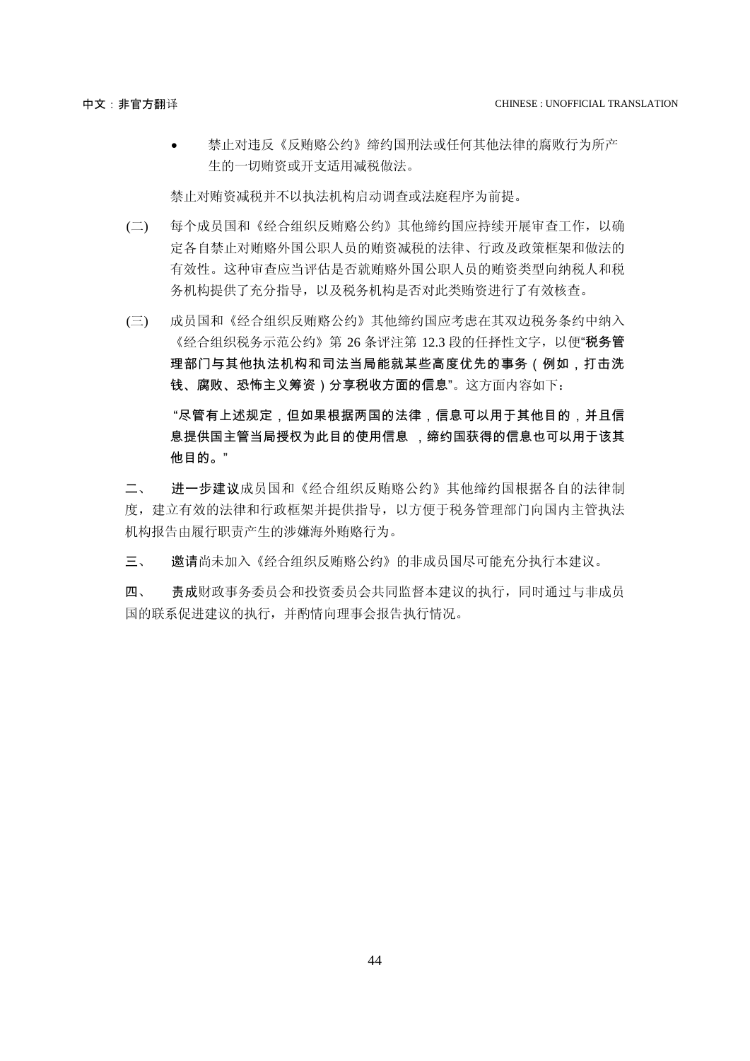- 禁止对违反《反贿赂公约》缔约国刑法或任何其他法律的腐败行为所产生的一切贿资或开支适用减税做法。

禁止对贿资减税并不以执法机构启动调查或法庭程序为前提。

(二) 每个成员国和《经合组织反贿赂公约》其他缔约国应持续开展审查工作，以确定各自禁止对贿赂外国公职人员的贿资减税的法律、行政及政策框架和做法的有效性。这种审查应当评估是否就贿赂外国公职人员的贿资类型向纳税人和税务机构提供了充分指导，以及税务机构是否对此类贿资进行了有效核查。

(三) 成员国和《经合组织反贿赂公约》其他缔约国应考虑在其双边税务条约中纳入《经合组织税务示范公约》第 26 条评注第 12.3 段的任择性文字，以便"**税务管理部门与其他执法机构和司法当局能就某些高度优先的事务（例如，打击洗钱、腐败、恐怖主义筹资）分享税收方面的信息**"。这方面内容如下：

"**尽管有上述规定，但如果根据两国的法律，信息可以用于其他目的，并且信息提供国主管当局授权为此目的使用信息 ，缔约国获得的信息也可以用于该其他目的。**"

**二、 进一步建议**成员国和《经合组织反贿赂公约》其他缔约国根据各自的法律制度，建立有效的法律和行政框架并提供指导，以方便于税务管理部门向国内主管执法机构报告由履行职责产生的涉嫌海外贿赂行为。

**三、 邀请**尚未加入《经合组织反贿赂公约》的非成员国尽可能充分执行本建议。

**四、 责成**财政事务委员会和投资委员会共同监督本建议的执行，同时通过与非成员国的联系促进建议的执行，并酌情向理事会报告执行情况。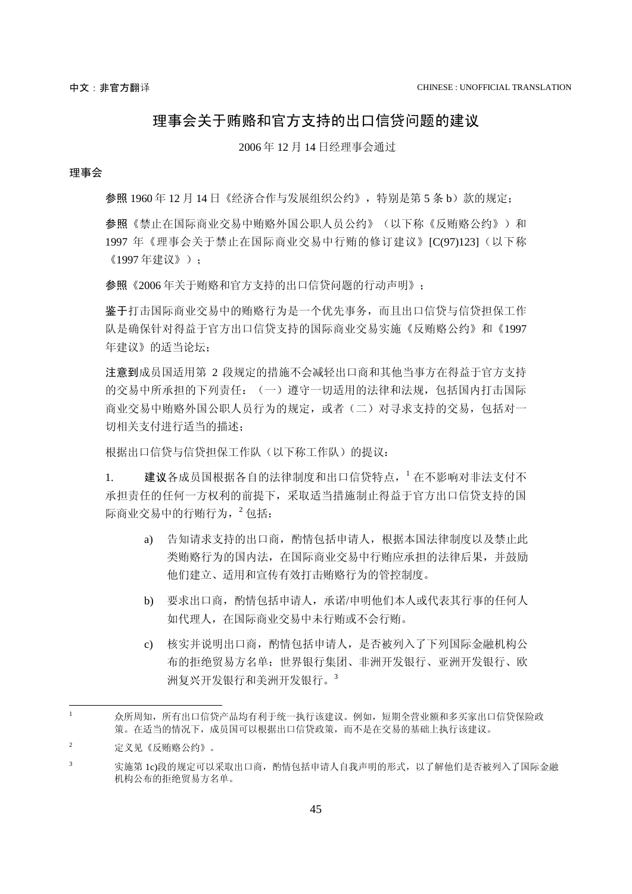中文：**非官方翻**译 CHINESE : UNOFFICIAL TRANSLATION

# 理事会关于贿赂和官方支持的出口信贷问题的建议

2006 年 12 月 14 日经理事会通过

**理事会**

**参照** 1960 年 12 月 14 日《经济合作与发展组织公约》，特别是第 5 条 b）款的规定；

**参照**《禁止在国际商业交易中贿赂外国公职人员公约》（以下称《反贿赂公约》）和 1997 年《理事会关于禁止在国际商业交易中行贿的修订建议》[C(97)123]（以下称《1997 年建议》）；

**参照**《2006 年关于贿赂和官方支持的出口信贷问题的行动声明》；

**鉴于**打击国际商业交易中的贿赂行为是一个优先事务，而且出口信贷与信贷担保工作队是确保针对得益于官方出口信贷支持的国际商业交易实施《反贿赂公约》和《1997 年建议》的适当论坛；

**注意到**成员国适用第 2 段规定的措施不会减轻出口商和其他当事方在得益于官方支持的交易中所承担的下列责任：（一）遵守一切适用的法律和法规，包括国内打击国际商业交易中贿赂外国公职人员行为的规定，或者（二）对寻求支持的交易，包括对一切相关支付进行适当的描述；

根据出口信贷与信贷担保工作队（以下称工作队）的提议：

1. **建议**各成员国根据各自的法律制度和出口信贷特点，[1] 在不影响对非法支付不承担责任的任何一方权利的前提下，采取适当措施制止得益于官方出口信贷支持的国际商业交易中的行贿行为，[2] 包括：

   a) 告知请求支持的出口商，酌情包括申请人，根据本国法律制度以及禁止此类贿赂行为的国内法，在国际商业交易中行贿应承担的法律后果，并鼓励他们建立、适用和宣传有效打击贿赂行为的管控制度。

   b) 要求出口商，酌情包括申请人，承诺/申明他们本人或代表其行事的任何人如代理人，在国际商业交易中未行贿或不会行贿。

   c) 核实并说明出口商，酌情包括申请人，是否被列入了下列国际金融机构公布的拒绝贸易方名单：世界银行集团、非洲开发银行、亚洲开发银行、欧洲复兴开发银行和美洲开发银行。[3]

---

[1] 众所周知，所有出口信贷产品均有利于统一执行该建议。例如，短期全营业额和多买家出口信贷保险政策。在适当的情况下，成员国可以根据出口信贷政策，而不是在交易的基础上执行该建议。

[2] 定义见《反贿赂公约》。

[3] 实施第 1c)段的规定可以采取出口商，酌情包括申请人自我声明的形式，以了解他们是否被列入了国际金融机构公布的拒绝贸易方名单。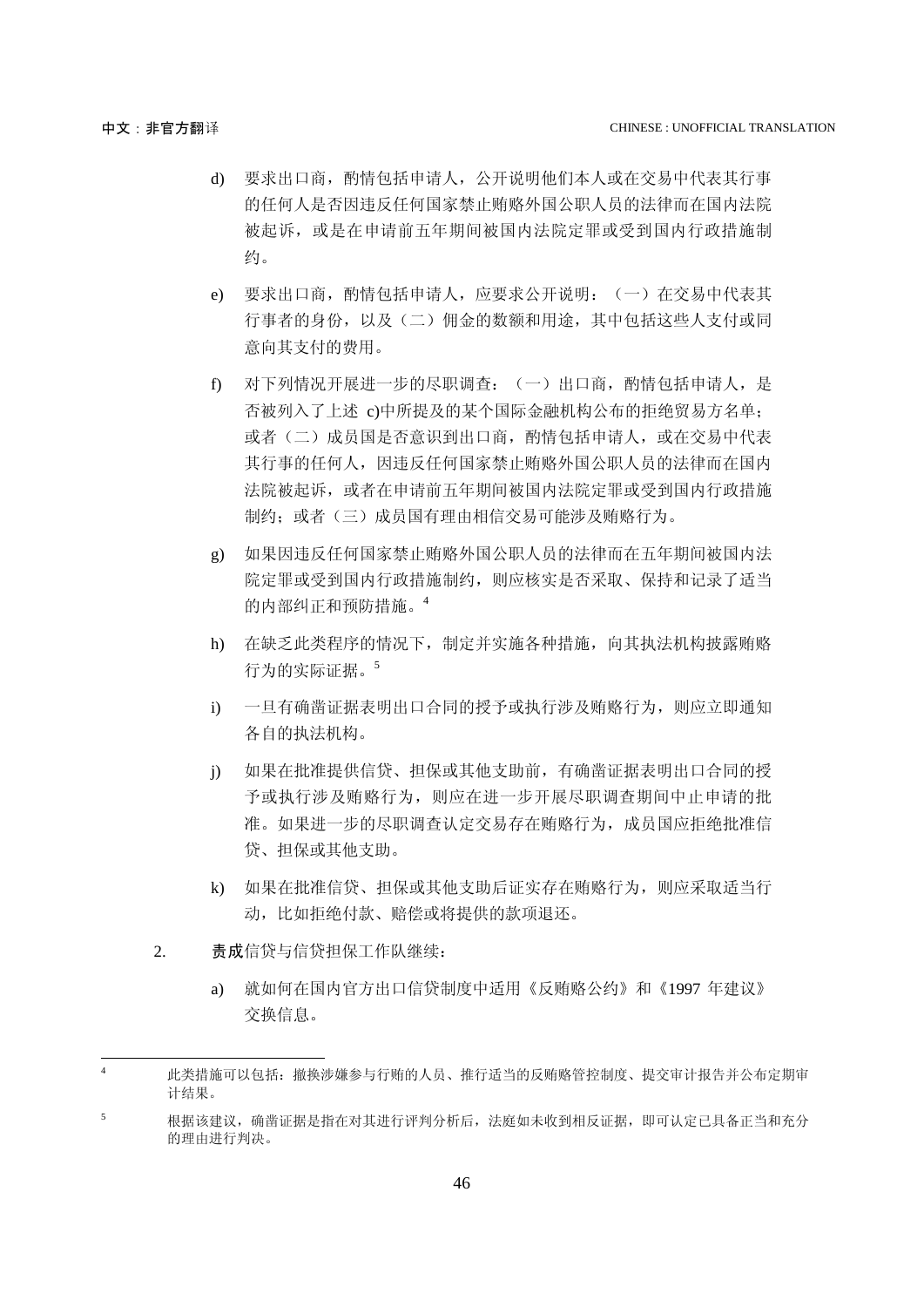d) 要求出口商，酌情包括申请人，公开说明他们本人或在交易中代表其行事的任何人是否因违反任何国家禁止贿赂外国公职人员的法律而在国内法院被起诉，或是在申请前五年期间被国内法院定罪或受到国内行政措施制约。

e) 要求出口商，酌情包括申请人，应要求公开说明：（一）在交易中代表其行事者的身份，以及（二）佣金的数额和用途，其中包括这些人支付或同意向其支付的费用。

f) 对下列情况开展进一步的尽职调查：（一）出口商，酌情包括申请人，是否被列入了上述 c)中所提及的某个国际金融机构公布的拒绝贸易方名单；或者（二）成员国是否意识到出口商，酌情包括申请人，或在交易中代表其行事的任何人，因违反任何国家禁止贿赂外国公职人员的法律而在国内法院被起诉，或者在申请前五年期间被国内法院定罪或受到国内行政措施制约；或者（三）成员国有理由相信交易可能涉及贿赂行为。

g) 如果因违反任何国家禁止贿赂外国公职人员的法律而在五年期间被国内法院定罪或受到国内行政措施制约，则应核实是否采取、保持和记录了适当的内部纠正和预防措施。[4]

h) 在缺乏此类程序的情况下，制定并实施各种措施，向其执法机构披露贿赂行为的实际证据。[5]

i) 一旦有确凿证据表明出口合同的授予或执行涉及贿赂行为，则应立即通知各自的执法机构。

j) 如果在批准提供信贷、担保或其他支助前，有确凿证据表明出口合同的授予或执行涉及贿赂行为，则应在进一步开展尽职调查期间中止申请的批准。如果进一步的尽职调查认定交易存在贿赂行为，成员国应拒绝批准信贷、担保或其他支助。

k) 如果在批准信贷、担保或其他支助后证实存在贿赂行为，则应采取适当行动，比如拒绝付款、赔偿或将提供的款项退还。

2. **责成**信贷与信贷担保工作队继续：

a) 就如何在国内官方出口信贷制度中适用《反贿赂公约》和《1997 年建议》交换信息。

---

[4] 此类措施可以包括：撤换涉嫌参与行贿的人员、推行适当的反贿赂管控制度、提交审计报告并公布定期审计结果。

[5] 根据该建议，确凿证据是指在对其进行评判分析后，法庭如未收到相反证据，即可认定已具备正当和充分的理由进行判决。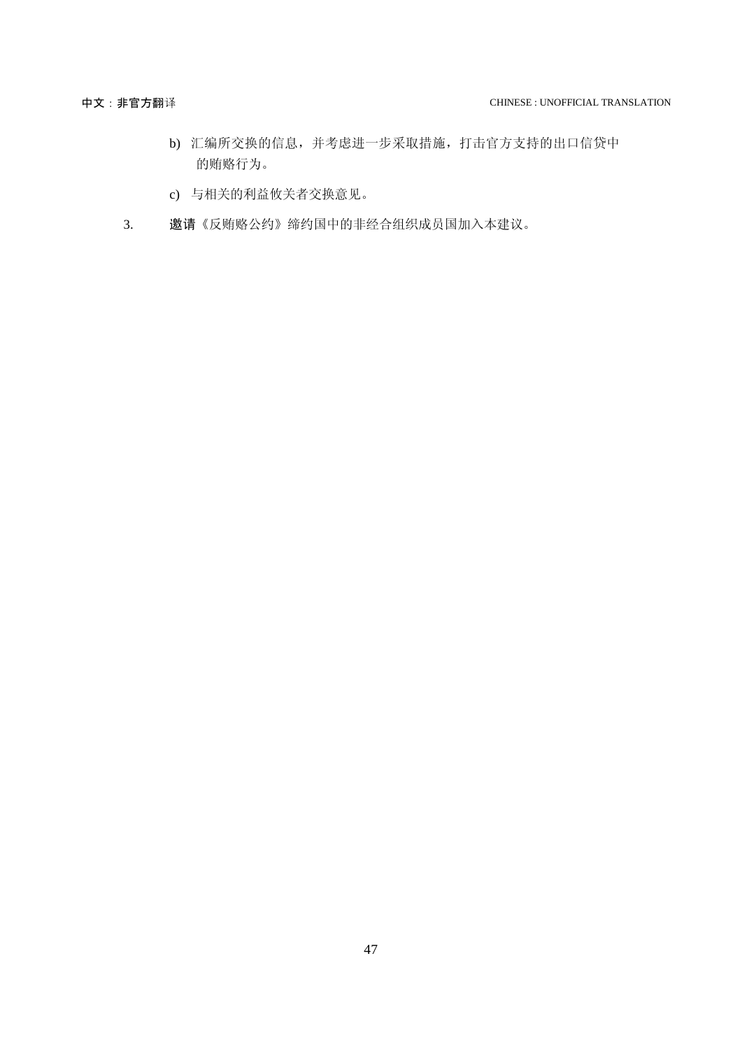b) 汇编所交换的信息，并考虑进一步采取措施，打击官方支持的出口信贷中的贿赂行为。

c) 与相关的利益攸关者交换意见。

3. **邀请**《反贿赂公约》缔约国中的非经合组织成员国加入本建议。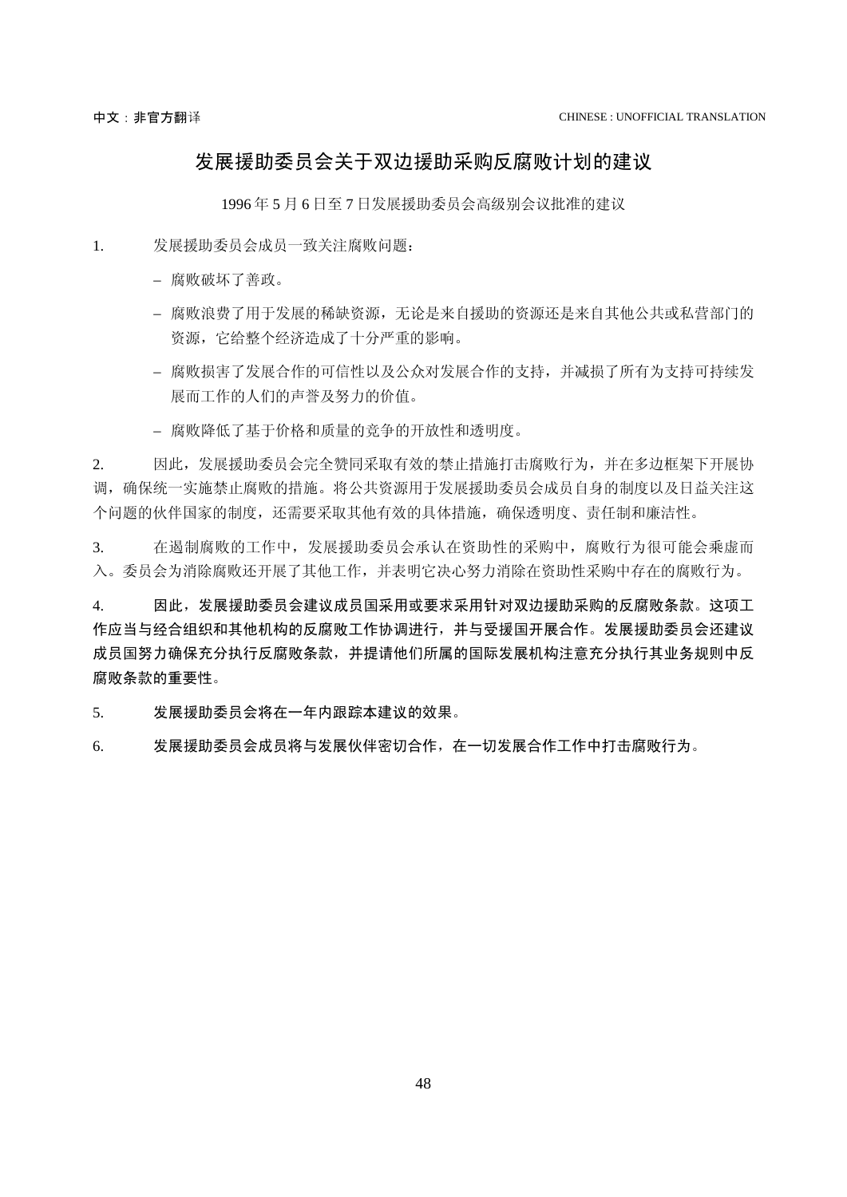# 发展援助委员会关于双边援助采购反腐败计划的建议

1996 年 5 月 6 日至 7 日发展援助委员会高级别会议批准的建议

1. 发展援助委员会成员一致关注腐败问题：

   – 腐败破坏了善政。

   – 腐败浪费了用于发展的稀缺资源，无论是来自援助的资源还是来自其他公共或私营部门的资源，它给整个经济造成了十分严重的影响。

   – 腐败损害了发展合作的可信性以及公众对发展合作的支持，并减损了所有为支持可持续发展而工作的人们的声誉及努力的价值。

   – 腐败降低了基于价格和质量的竞争的开放性和透明度。

2. 因此，发展援助委员会完全赞同采取有效的禁止措施打击腐败行为，并在多边框架下开展协调，确保统一实施禁止腐败的措施。将公共资源用于发展援助委员会成员自身的制度以及日益关注这个问题的伙伴国家的制度，还需要采取其他有效的具体措施，确保透明度、责任制和廉洁性。

3. 在遏制腐败的工作中，发展援助委员会承认在资助性的采购中，腐败行为很可能会乘虚而入。委员会为消除腐败还开展了其他工作，并表明它决心努力消除在资助性采购中存在的腐败行为。

4. **因此，发展援助委员会建议成员国采用或要求采用针对双边援助采购的反腐败条款。这项工作应当与经合组织和其他机构的反腐败工作协调进行，并与受援国开展合作。发展援助委员会还建议成员国努力确保充分执行反腐败条款，并提请他们所属的国际发展机构注意充分执行其业务规则中反腐败条款的重要性。**

5. **发展援助委员会将在一年内跟踪本建议的效果。**

6. **发展援助委员会成员将与发展伙伴密切合作，在一切发展合作工作中打击腐败行为。**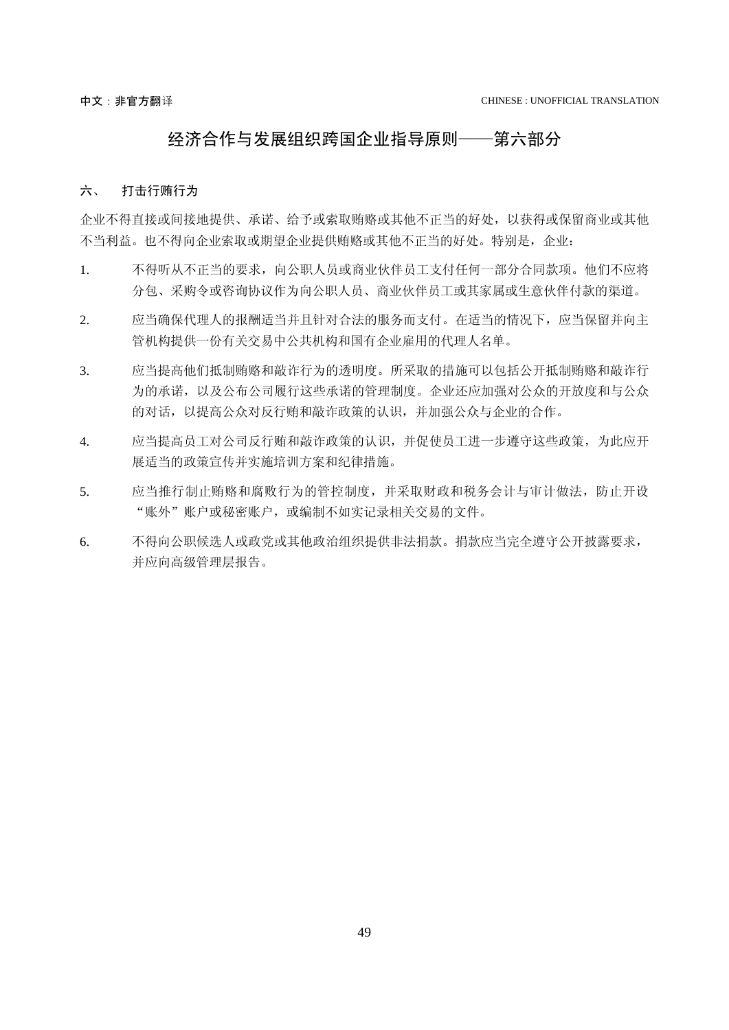# 经济合作与发展组织跨国企业指导原则——第六部分

## 六、 打击行贿行为

企业不得直接或间接地提供、承诺、给予或索取贿赂或其他不正当的好处，以获得或保留商业或其他不当利益。也不得向企业索取或期望企业提供贿赂或其他不正当的好处。特别是，企业：

1. 不得听从不正当的要求，向公职人员或商业伙伴员工支付任何一部分合同款项。他们不应将分包、采购令或咨询协议作为向公职人员、商业伙伴员工或其家属或生意伙伴付款的渠道。

2. 应当确保代理人的报酬适当并且针对合法的服务而支付。在适当的情况下，应当保留并向主管机构提供一份有关交易中公共机构和国有企业雇用的代理人名单。

3. 应当提高他们抵制贿赂和敲诈行为的透明度。所采取的措施可以包括公开抵制贿赂和敲诈行为的承诺，以及公布公司履行这些承诺的管理制度。企业还应加强对公众的开放度和与公众的对话，以提高公众对反行贿和敲诈政策的认识，并加强公众与企业的合作。

4. 应当提高员工对公司反行贿和敲诈政策的认识，并促使员工进一步遵守这些政策，为此应开展适当的政策宣传并实施培训方案和纪律措施。

5. 应当推行制止贿赂和腐败行为的管控制度，并采取财政和税务会计与审计做法，防止开设“账外”账户或秘密账户，或编制不如实记录相关交易的文件。

6. 不得向公职候选人或政党或其他政治组织提供非法捐款。捐款应当完全遵守公开披露要求，并应向高级管理层报告。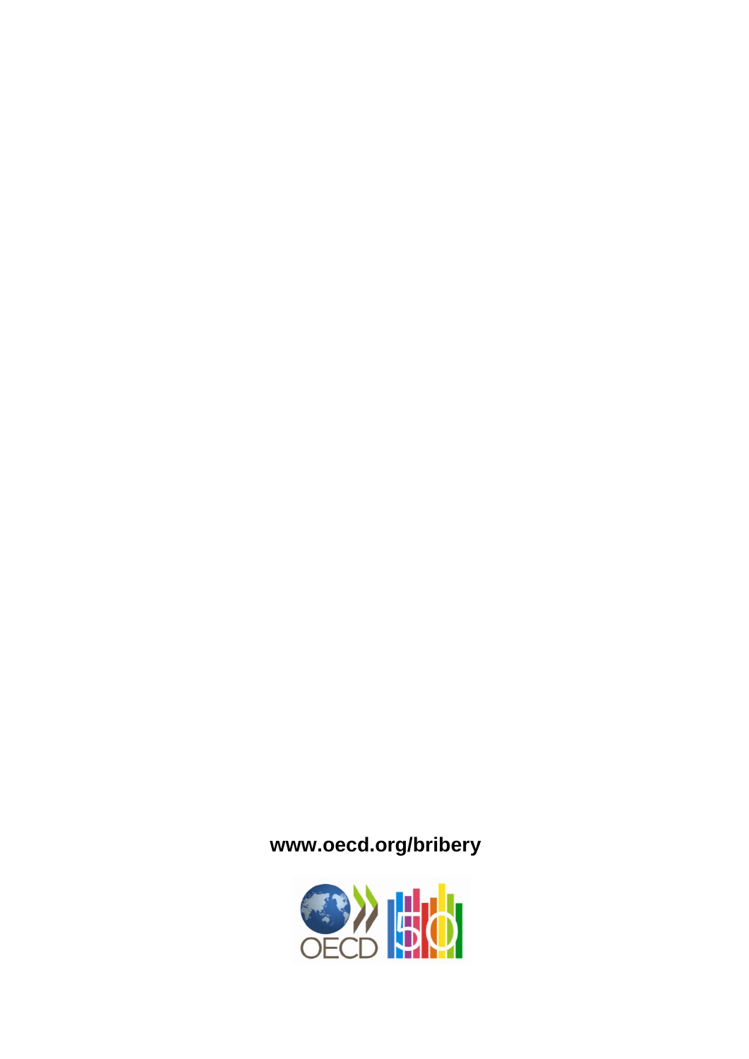**www.oecd.org/bribery**